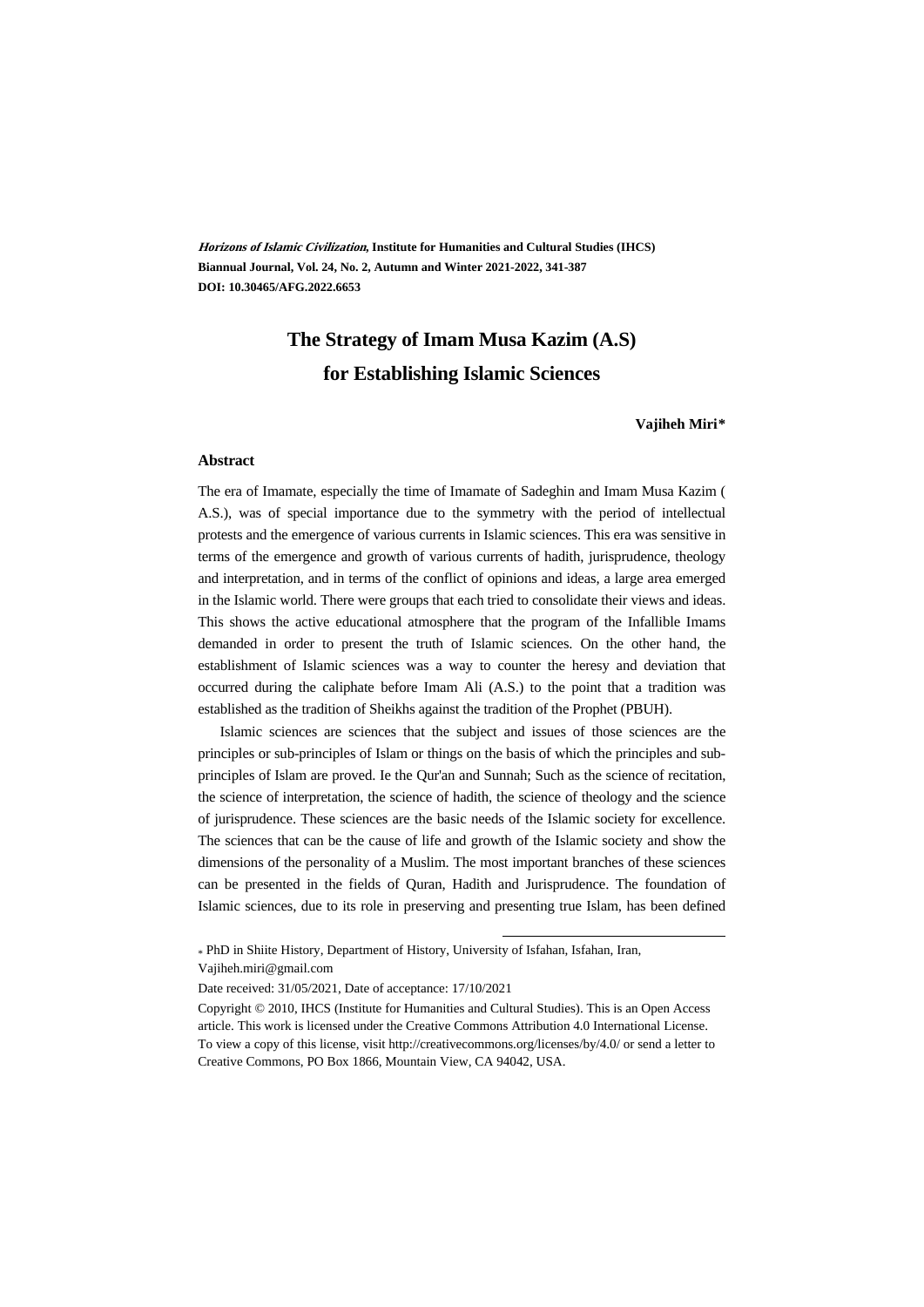***Horizons of Islamic Civilization*, Institute for Humanities and Cultural Studies (IHCS)**
**Biannual Journal, Vol. 24, No. 2, Autumn and Winter 2021-2022, 341-387**
**DOI: 10.30465/AFG.2022.6653**

# The Strategy of Imam Musa Kazim (A.S) for Establishing Islamic Sciences

**Vajiheh Miri***

## Abstract

The era of Imamate, especially the time of Imamate of Sadeghin and Imam Musa Kazim ( A.S.), was of special importance due to the symmetry with the period of intellectual protests and the emergence of various currents in Islamic sciences. This era was sensitive in terms of the emergence and growth of various currents of hadith, jurisprudence, theology and interpretation, and in terms of the conflict of opinions and ideas, a large area emerged in the Islamic world. There were groups that each tried to consolidate their views and ideas. This shows the active educational atmosphere that the program of the Infallible Imams demanded in order to present the truth of Islamic sciences. On the other hand, the establishment of Islamic sciences was a way to counter the heresy and deviation that occurred during the caliphate before Imam Ali (A.S.) to the point that a tradition was established as the tradition of Sheikhs against the tradition of the Prophet (PBUH).

Islamic sciences are sciences that the subject and issues of those sciences are the principles or sub-principles of Islam or things on the basis of which the principles and sub-principles of Islam are proved. Ie the Qur'an and Sunnah; Such as the science of recitation, the science of interpretation, the science of hadith, the science of theology and the science of jurisprudence. These sciences are the basic needs of the Islamic society for excellence. The sciences that can be the cause of life and growth of the Islamic society and show the dimensions of the personality of a Muslim. The most important branches of these sciences can be presented in the fields of Quran, Hadith and Jurisprudence. The foundation of Islamic sciences, due to its role in preserving and presenting true Islam, has been defined

---

* PhD in Shiite History, Department of History, University of Isfahan, Isfahan, Iran, Vajiheh.miri@gmail.com

Date received: 31/05/2021, Date of acceptance: 17/10/2021

Copyright © 2010, IHCS (Institute for Humanities and Cultural Studies). This is an Open Access article. This work is licensed under the Creative Commons Attribution 4.0 International License. To view a copy of this license, visit http://creativecommons.org/licenses/by/4.0/ or send a letter to Creative Commons, PO Box 1866, Mountain View, CA 94042, USA.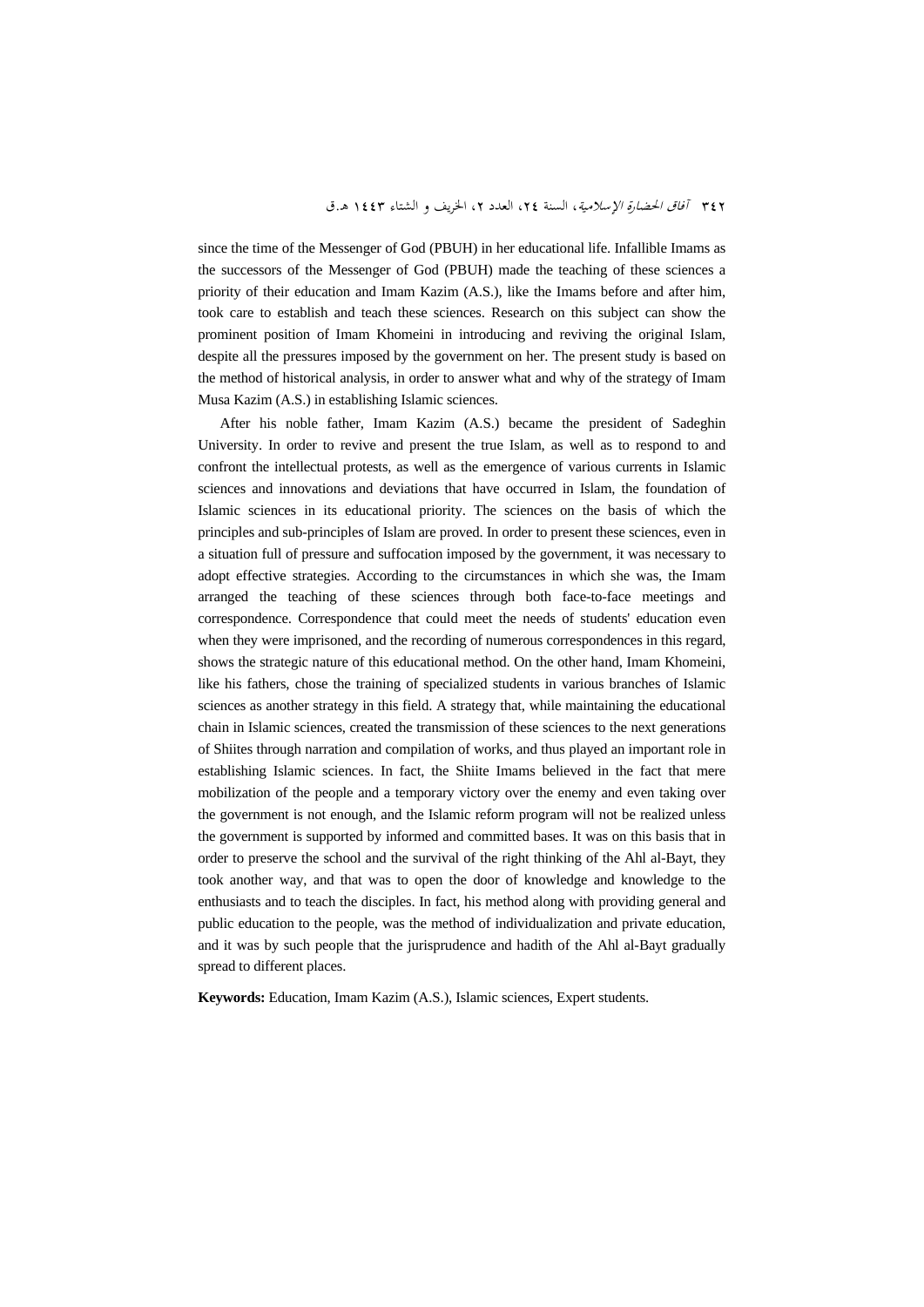since the time of the Messenger of God (PBUH) in her educational life. Infallible Imams as the successors of the Messenger of God (PBUH) made the teaching of these sciences a priority of their education and Imam Kazim (A.S.), like the Imams before and after him, took care to establish and teach these sciences. Research on this subject can show the prominent position of Imam Khomeini in introducing and reviving the original Islam, despite all the pressures imposed by the government on her. The present study is based on the method of historical analysis, in order to answer what and why of the strategy of Imam Musa Kazim (A.S.) in establishing Islamic sciences.

After his noble father, Imam Kazim (A.S.) became the president of Sadeghin University. In order to revive and present the true Islam, as well as to respond to and confront the intellectual protests, as well as the emergence of various currents in Islamic sciences and innovations and deviations that have occurred in Islam, the foundation of Islamic sciences in its educational priority. The sciences on the basis of which the principles and sub-principles of Islam are proved. In order to present these sciences, even in a situation full of pressure and suffocation imposed by the government, it was necessary to adopt effective strategies. According to the circumstances in which she was, the Imam arranged the teaching of these sciences through both face-to-face meetings and correspondence. Correspondence that could meet the needs of students' education even when they were imprisoned, and the recording of numerous correspondences in this regard, shows the strategic nature of this educational method. On the other hand, Imam Khomeini, like his fathers, chose the training of specialized students in various branches of Islamic sciences as another strategy in this field. A strategy that, while maintaining the educational chain in Islamic sciences, created the transmission of these sciences to the next generations of Shiites through narration and compilation of works, and thus played an important role in establishing Islamic sciences. In fact, the Shiite Imams believed in the fact that mere mobilization of the people and a temporary victory over the enemy and even taking over the government is not enough, and the Islamic reform program will not be realized unless the government is supported by informed and committed bases. It was on this basis that in order to preserve the school and the survival of the right thinking of the Ahl al-Bayt, they took another way, and that was to open the door of knowledge and knowledge to the enthusiasts and to teach the disciples. In fact, his method along with providing general and public education to the people, was the method of individualization and private education, and it was by such people that the jurisprudence and hadith of the Ahl al-Bayt gradually spread to different places.

**Keywords:** Education, Imam Kazim (A.S.), Islamic sciences, Expert students.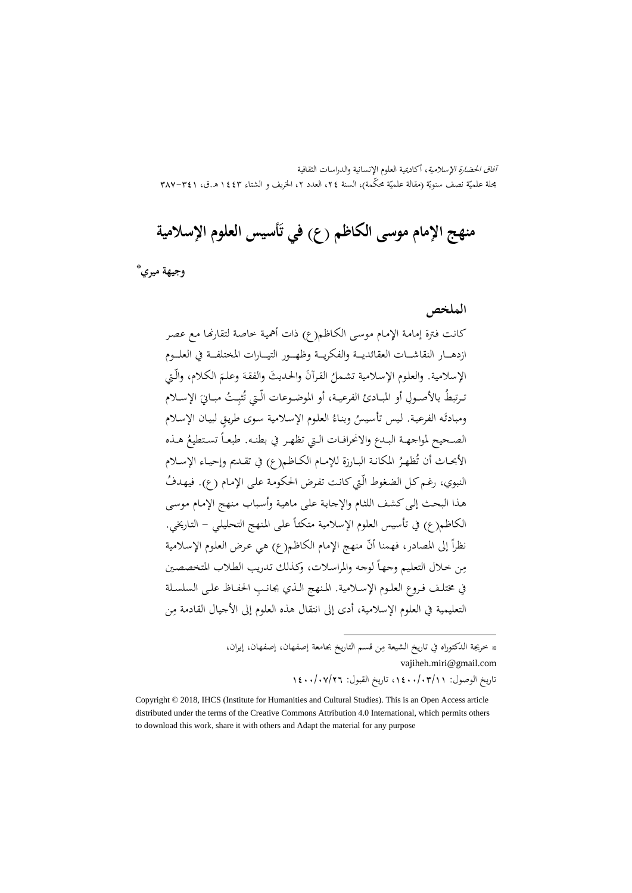# منهج الإمام موسى الكاظم (ع) في تأسيس العلوم الإسلامية

**وجيهة ميري**[*]

## الملخص

كانت فترة إمامة الإمام موسى الكاظم(ع) ذات أهمية خاصة لتقارنها مع عصر ازدهار النقاشات العقائدية والفكرية وظهور التيارات المختلفة في العلوم الإسلامية. والعلوم الإسلامية تشملُ القرآنَ والحديثَ والفقهَ وعلمَ الكلام، والّتي ترتبطُ بالأصولِ أو المبادئ الفرعية، أو الموضوعات الّتي تُثبِتُ مبانيَ الإسلام ومبادئَه الفرعية. ليس تأسيسُ وبناءُ العلوم الإسلامية سوى طريقٍ لبيان الإسلام الصحيح لمواجهة البدع والانحرافات التي تظهر في بطنه. طبعاً تستطيعُ هذه الأبحاث أن تُظهرُ المكانة البارزة للإمام الكاظم(ع) في تقديم وإحياء الإسلام النبوي، رغم كل الضغوط الّتي كانت تفرض الحكومة على الإمام (ع). فيهدفُ هذا البحث إلى كشف اللثام والإجابة على ماهية وأسباب منهج الإمام موسى الكاظم(ع) في تأسيس العلوم الإسلامية متكئاً على المنهج التحليلي – التاريخي. نظراً إلى المصادر، فهمنا أنّ منهج الإمام الكاظم(ع) هي عرض العلوم الإسلامية مِن خلال التعليم وجهاً لوجه والمراسلات، وكذلك تدريب الطلاب المتخصصين في مختلف فروع العلوم الإسلامية. المنهج الذي بجانبِ الحفاظ على السلسلة التعليمية في العلوم الإسلامية، أدى إلى انتقال هذه العلوم إلى الأجيال القادمة مِن

---

[*] خريجة الدكتوراه في تاريخ الشيعة مِن قسم التاريخ بجامعة إصفهان، إصفهان، إيران،
vajiheh.miri@gmail.com

تاريخ الوصول: ١٤٠٠/٠٣/١١، تاريخ القبول: ١٤٠٠/٠٧/٢٦

Copyright © 2018, IHCS (Institute for Humanities and Cultural Studies). This is an Open Access article distributed under the terms of the Creative Commons Attribution 4.0 International, which permits others to download this work, share it with others and Adapt the material for any purpose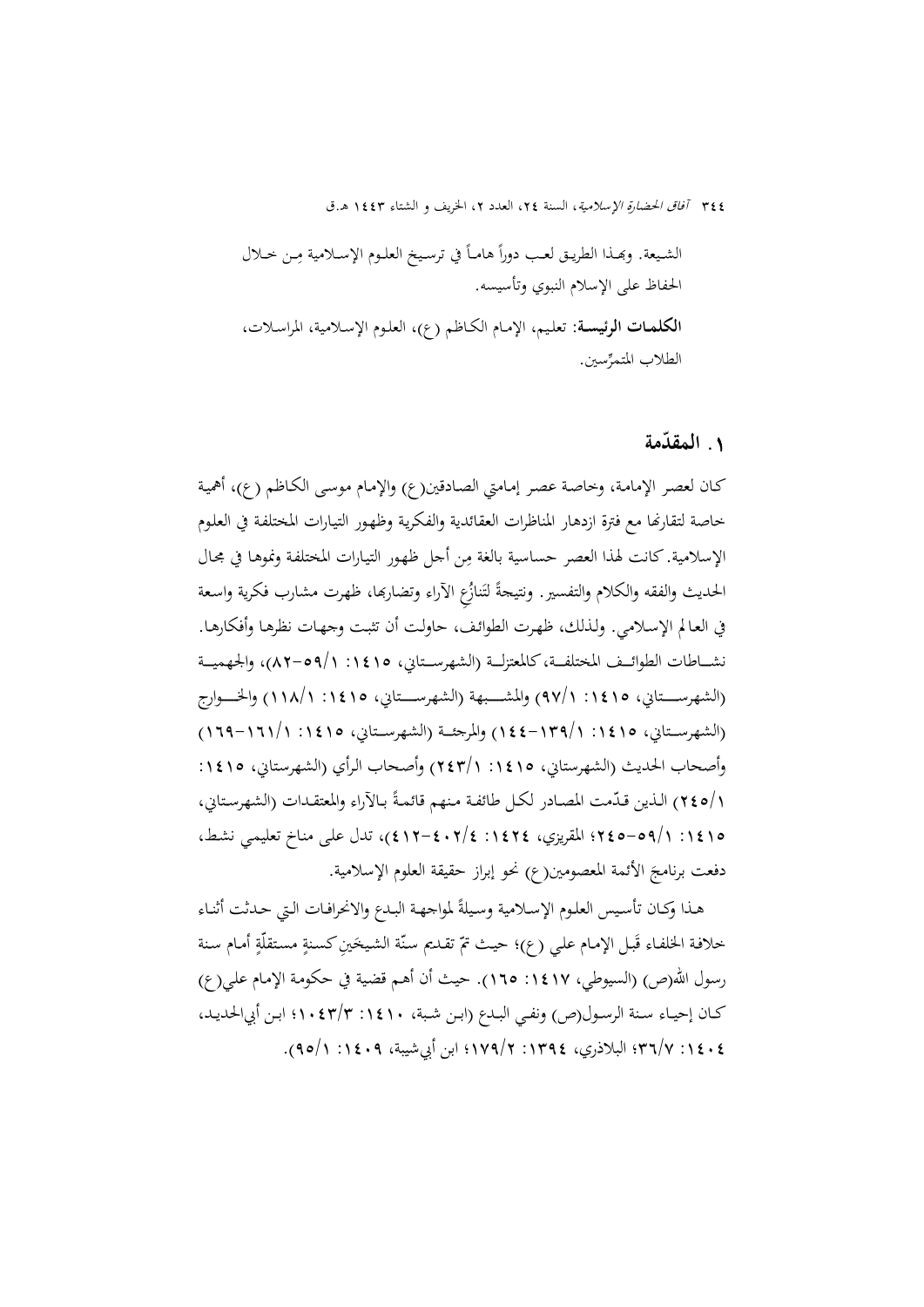الشيعة. وبهذا الطريق لعب دوراً هاماً في ترسيخ العلوم الإسلامية مِن خلال الحفاظ على الإسلام النبوي وتأسيسه.

**الكلمات الرئيسة**: تعليم، الإمام الكاظم (ع)، العلوم الإسلامية، المراسلات، الطلاب المتمرّسين.

## ۱. المقدّمة

كان لعصر الإمامة، وخاصة عصر إمامتي الصادقين(ع) والإمام موسى الكاظم (ع)، أهمية خاصة لتقارنها مع فترة ازدهار المناظرات العقائدية والفكرية وظهور التيارات المختلفة في العلوم الإسلامية. كانت لهذا العصر حساسية بالغة مِن أجل ظهور التيارات المختلفة ونموها في مجال الحديث والفقه والكلام والتفسير. ونتيجةً لتنازُع الآراء وتضاربها، ظهرت مشارب فكرية واسعة في العالم الإسلامي. ولذلك، ظهرت الطوائف، حاولت أن تثبت وجهات نظرها وأفكارها. نشاطات الطوائف المختلفة، كالمعتزلة (الشهرستاني، ١٤١٥: ١/٥٩-٨٢)، والجهمية (الشهرستاني، ١٤١٥: ١/٩٧) والمشبهة (الشهرستاني، ١٤١٥: ١/١١٨) والخوارج (الشهرستاني، ١٤١٥: ١/١٣٩-١٤٤) والمرجئة (الشهرستاني، ١٤١٥: ١/١٦١-١٦٩) وأصحاب الحديث (الشهرستاني، ١٤١٥: ١/٢٤٣) وأصحاب الرأي (الشهرستاني، ١٤١٥: ١/٢٤٥) الذين قدّمت المصادر لكل طائفة منهم قائمةً بالآراء والمعتقدات (الشهرستاني، ١٤١٥: ١/٥٩-٢٤٥؛ المقريزي، ١٤٢٤: ٤/٤٠٢-٤١٢)، تدل على مناخ تعليمي نشط، دفعت برنامجَ الأئمة المعصومين(ع) نحو إبراز حقيقة العلوم الإسلامية.

هذا وكان تأسيس العلوم الإسلامية وسيلةً لمواجهة البدع والانحرافات التي حدثت أثناء خلافة الخلفاء قَبل الإمام علي (ع)؛ حيث تمّ تقديم سنّة الشيخَين كسنةٍ مستقلّةٍ أمام سنة رسول الله(ص) (السيوطي، ١٤١٧: ١٦٥). حيث أن أهم قضية في حكومة الإمام علي(ع) كان إحياء سنة الرسول(ص) ونفي البدع (ابن شبة، ١٤١٠: ٣/١٠٤٣؛ ابن أبي‌الحديد، ١٤٠٤: ٧/٣٦؛ البلاذري، ١٣٩٤: ٢/١٧٩؛ ابن أبي‌شيبة، ١٤٠٩: ١/٩٥).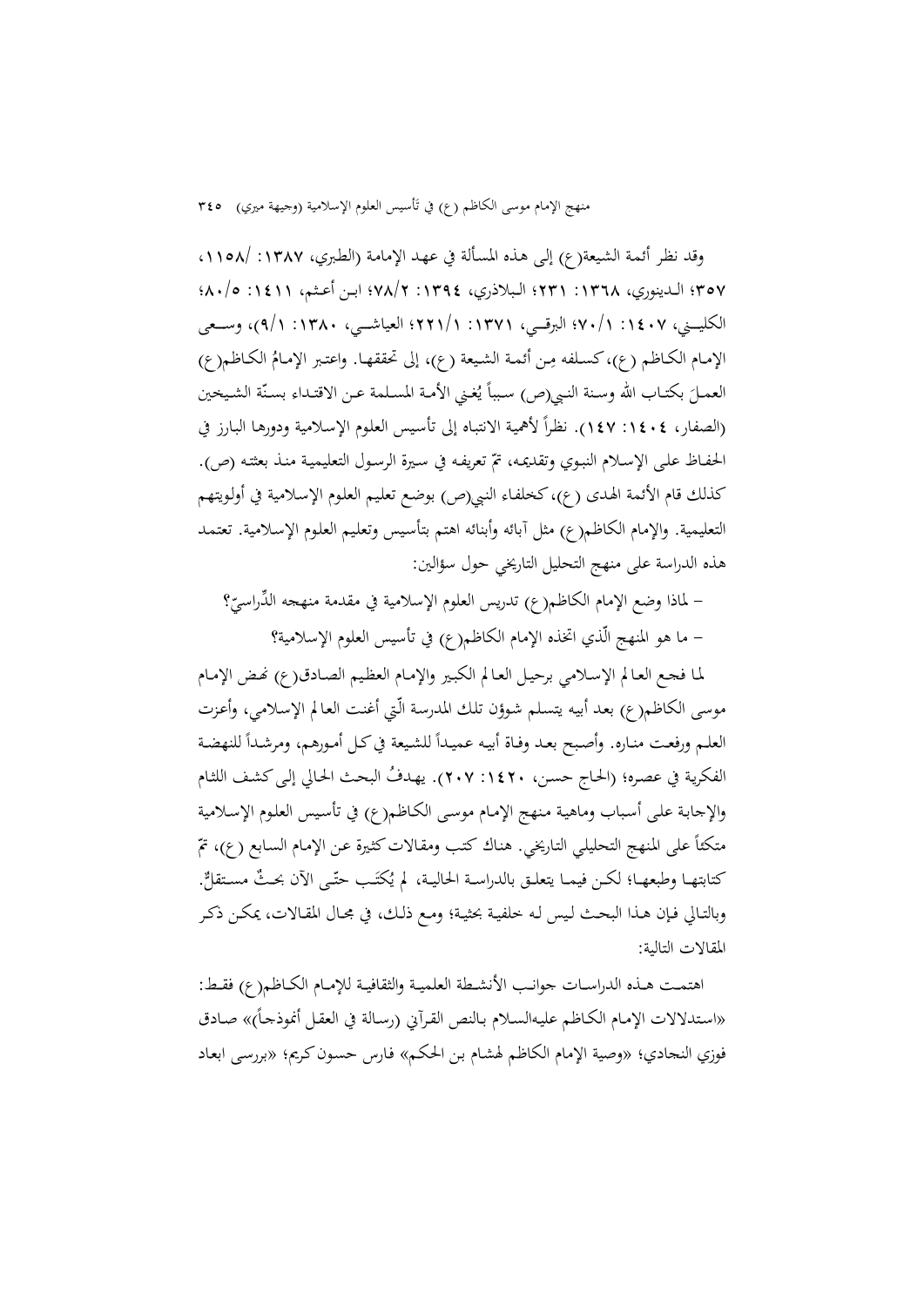وقد نظر أئمة الشيعة(ع) إلى هذه المسألة في عهد الإمامة (الطبري، ١٣٨٧: /١١٥٨، ٣٥٧؛ الدينوري، ١٣٦٨: ٢٣١؛ البلاذري، ١٣٩٤: ٧٨/٢؛ ابن أعثم، ١٤١١: ٨٠/٥؛ الكليني، ١٤٠٧: ٧٠/١؛ البرقي، ١٣٧١: ٢٢١/١؛ العياشي، ١٣٨٠: ٩/١)، وسعى الإمام الكاظم (ع)، كسلفه مِن أئمة الشيعة (ع)، إلى تحققها. واعتبر الإمامُ الكاظم(ع) العملَ بكتاب الله وسنة النبي(ص) سبباً يُغني الأمة المسلمة عن الاقتداء بسنّة الشيخين (الصفار، ١٤٠٤: ١٤٧). نظراً لأهمية الانتباه إلى تأسيس العلوم الإسلامية ودورها البارز في الحفاظ على الإسلام النبوي وتقديمه، تمّ تعريفه في سيرة الرسول التعليمية منذ بعثته (ص). كذلك قام الأئمة الهدى (ع)، كخلفاء النبي(ص) بوضع تعليم العلوم الإسلامية في أولويتهم التعليمية. والإمام الكاظم(ع) مثل آبائه وأبنائه اهتم بتأسيس وتعليم العلوم الإسلامية. تعتمد هذه الدراسة على منهج التحليل التاريخي حول سؤالين:

- لماذا وضع الإمام الكاظم(ع) تدريس العلوم الإسلامية في مقدمة منهجه الدِّراسيّ؟
- ما هو المنهج الّذي اتخذه الإمام الكاظم(ع) في تأسيس العلوم الإسلامية؟

لما فجع العالم الإسلامي برحيل العالم الكبير والإمام العظيم الصادق(ع) نهض الإمام موسى الكاظم(ع) بعد أبيه يتسلم شوؤن تلك المدرسة الّتي أغنت العالم الإسلامي، وأعزت العلم ورفعت مناره. وأصبح بعد وفاة أبيه عميداً للشيعة في كل أمورهم، ومرشداً للنهضة الفكرية في عصره؛ (الحاج حسن، ١٤٢٠: ٢٠٧). يهدفُ البحث الحالي إلى كشف اللثام والإجابة على أسباب وماهية منهج الإمام موسى الكاظم(ع) في تأسيس العلوم الإسلامية متكئاً على المنهج التحليلي التاريخي. هناك كتب ومقالات كثيرة عن الإمام السابع (ع)، تمّ كتابتها وطبعها؛ لكن فيما يتعلق بالدراسة الحالية، لم يُكتَب حتّى الآن بحثٌ مستقلٌ. وبالتالي فإن هذا البحث ليس له خلفية بحثية؛ ومع ذلك، في مجال المقالات، يمكن ذكر المقالات التالية:

اهتمت هذه الدراسات جوانب الأنشطة العلمية والثقافية للإمام الكاظم(ع) فقط: «استدلالات الإمام الكاظم عليه‌السلام بالنص القرآني (رسالة في العقل أنموذجاً)» صادق فوزي النجادي؛ «وصية الإمام الكاظم لهشام بن الحكم» فارس حسون كريم؛ «بررسی ابعاد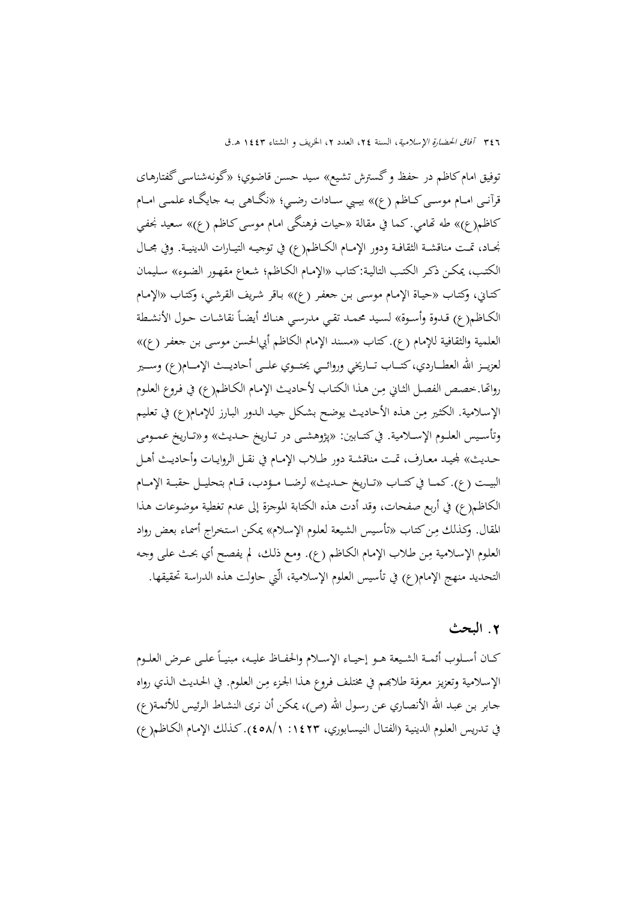توفيق امام کاظم در حفظ و گسترش تشيع» سيد حسن قاضوي؛ «گونه‌شناسی گفتارهای قرآنی امـام موسی کـاظم (ع)» بيبي سـادات رضي؛ «نگـاهی بـه جايگـاه علمـی امـام کاظم(ع)» طه تهامي. كما في مقالة «حيات فرهنگی امام موسی کاظم (ع)» سعيد نجفي نجـاد، تمـت مناقشـة الثقافـة ودور الإمـام الكـاظم(ع) في توجيـه التيـارات الدينيـة. وفي مجـال الكتب، يمكن ذكـر الكتب التالية:كتاب «الإمام الكـاظم؛ شعاع مقهـور الضـوء» سليمان كتاني، وكتاب «حياة الإمام موسى بن جعفر (ع)» باقر شريف القرشي، وكتاب «الإمام الكـاظم(ع) قـدوة وأسـوة» لسيد محمـد تقي مدرسي هنـاك أيضـاً نقاشـات حـول الأنشـطة العلمية والثقافية للإمام (ع). كتاب «مسند الإمام الكاظم أبي‌الحسن موسى بن جعفر (ع)» لعزيــز الله العطــاردي، كتــاب تــاريخي وروائــي يحتــوي علــى أحاديــث الإمــام(ع) وســير رواتها.خصص الفصل الثاني مِن هذا الكتاب لأحاديث الإمام الكـاظم(ع) في فروع العلوم الإسلامية. الكثير مِن هذه الأحاديث يوضح بشكل جيد الدور البارز للإمام(ع) في تعليم وتأسيس العلـوم الإسـلامية. في كتـابين: «پژوهشـی در تـاريخ حـديث» و«تـاريخ عمـومی حـديث» لمجيد معـارف، تمـت مناقشة دور طـلاب الإمـام في نقـل الروايـات وأحاديـث أهـل البيـت (ع). كمـا في كتـاب «تـاريخ حـديث» لرضـا مـؤدب، قـام بتحليـل حقبـة الإمـام الكاظم(ع) في أربع صفحات، وقد أدت هذه الكتابة الموجزة إلى عدم تغطية موضوعات هذا المقال. وكذلك مِن كتاب «تأسيس الشيعة لعلوم الإسلام» يمكن استخراج أسماء بعض رواد العلوم الإسلامية مِن طلاب الإمام الكاظم (ع). ومع ذلك، لم يفصح أي بحث على وجه التحديد منهج الإمام(ع) في تأسيس العلوم الإسلامية، الّتي حاولت هذه الدراسة تحقيقها.

## ۲. البحث

كـان أسـلوب أئمـة الشـيعة هـو إحيـاء الإسـلام والحفـاظ عليـه، مبنيـاً علـى عـرض العلـوم الإسلامية وتعزيز معرفة طلابهم في مختلف فروع هذا الجزء مِن العلوم. في الحديث الذي رواه جابر بن عبد الله الأنصاري عن رسول الله (ص)، يمكن أن نرى النشاط الرئيس للأئمة(ع) في تدريس العلوم الدينية (الفتال النيسابوري، ١٤٢٣: ١/٤٥٨). كذلك الإمام الكـاظم(ع)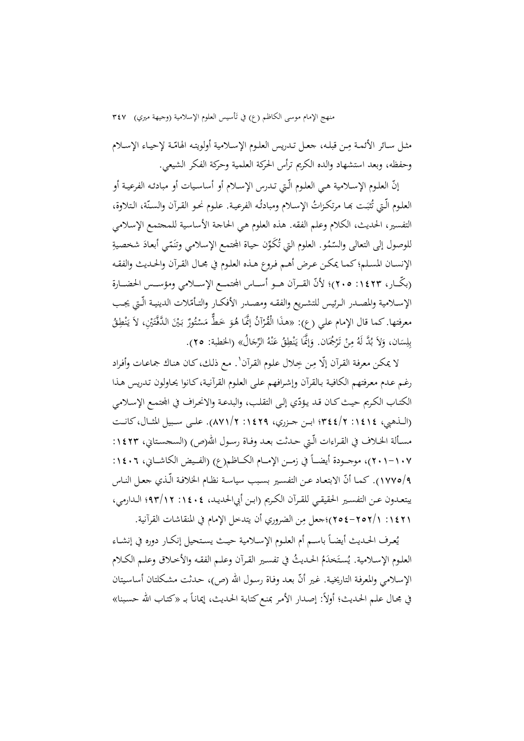مثل سائر الأئمة مِن قبله، جعل تدريس العلومِ الإسلامية أولويته الهامّة لإحياء الإسلام وحفظه، وبعد استشهاد والده الكريم ترأس الحركة العلمية وحركة الفكر الشيعي.

إنّ العلوم الإسلامية هي العلوم الّتي تدرس الإسلام أو أساسيات أو مبادئه الفرعية أو العلوم الّتي تُثبَت بها مرتكزاتُ الإسلام ومبادئُه الفرعية. علوم نحو القرآن والسنّة، التلاوة، التفسير، الحديث، الكلام وعلم الفقه. هذه العلوم هي الحاجة الأساسية للمجتمع الإسلامي للوصول إلى التعالي والسّمُو. العلوم التي تُكَوِّن حياة المجتمع الإسلامي وتنَمّي أبعادَ شخصيةِ الإنسان المسلم؛ كما يمكن عرض أهم فروع هذه العلوم في مجال القرآن والحديث والفقه (بكّار، ١٤٢٣: ٢٠٥)؛ لأنّ القرآن هو أساس المجتمع الإسلامي ومؤسس الحضارة الإسلامية والمصدر الرئيس للتشريع والفقه ومصدر الأفكار والتأمّلات الدينية الّتي يجب معرفتها. كما قال الإمام علي (ع): «هذَا الْقُرْآنُ إنَّمَا هُوَ خَطٌّ مَسْتُورٌ بَيْنَ الدَّفَّتَيْنِ، لاَ يَنْطِقُ بِلِسَان، وَلاَ بُدَّ لَهُ مِنْ تَرْجُمَان. وَإِنَّمَا يَنْطِقُ عَنْهُ الرِّجَالُ» (الخطبة: ٢٥).

لا يمكن معرفة القرآن إلّا مِن خِلال علوم القرآن[1]. مع ذلك، كان هناك جماعات وأفراد رغم عدم معرفتهم الكافية بالقرآن وإشرافهم على العلوم القرآنية، كانوا يحاولون تدريس هذا الكتاب الكريم حيث كان قد يؤدّي إلى التقلب، والبدعة والانحراف في المجتمع الإسلامي (الذهبي، ١٤١٤: ٣٤٤/٢؛ ابن جزري، ١٤٢٩: ٨٧١/٢). على سبيل المثال، كانت مسألة الخلاف في القراءات الّتي حدثت بعد وفاة رسول الله(ص) (السجستاني، ١٤٢٣: ١٠٧-٢٠١)، موجودة أيضاً في زمن الإمام الكاظم(ع) (الفيض الكاشاني، ١٤٠٦: ١٧٧٥/٩). كما أنّ الابتعاد عن التفسير بسبب سياسة نظام الخلافة الّذي جعل الناس يبتعدون عن التفسير الحقيقي للقرآن الكريم (ابن أبي‌الحديد، ١٤٠٤: ٩٣/١٢؛ الدارمي، ١٤٢١: ٢٥٢/١-٢٥٤)؛جعل مِن الضروري أن يتدخل الإمام في المنقاشات القرآنية.

يُعرف الحديث أيضاً باسم أم العلوم الإسلامية حيث يستحيل إنكار دوره في إنشاء العلوم الإسلامية. يُستَخدَمُ الحديثُ في تفسير القرآن وعلم الفقه والأخلاق وعلم الكلام الإسلامي والمعرفة التاريخية. غير أنّ بعد وفاة رسول الله (ص)، حدثت مشكلتان أساسيتان في مجال علم الحديث؛ أولاً: إصدار الأمر بمنع كتابة الحديث، إيماناً بـ «كتاب الله حسبنا»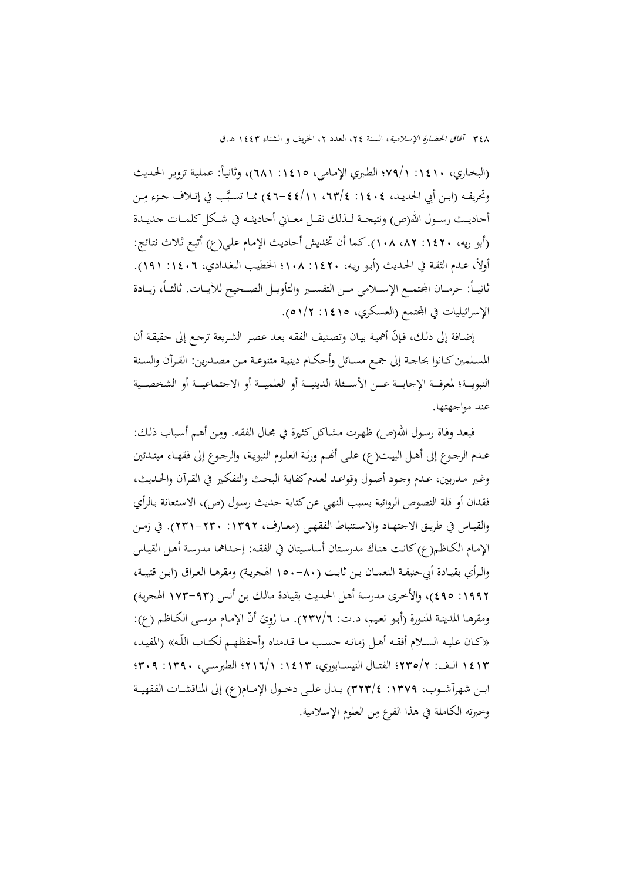(البخاري، ١٤١٠: ١/٧٩؛ الطبري الإمامي، ١٤١٥: ٦٨١)، وثانياً: عملية تزوير الحديث وتحريفه (ابن أبي الحديد، ١٤٠٤: ٤/٦٣، ١١/٤٤-٤٦) مما تسبَّب في إتلاف جزء مِن أحاديث رسول الله(ص) ونتيجة لذلك نقل معاني أحاديثه في شكل كلمات جديدة (أبو ريه، ١٤٢٠: ٨٢، ١٠٨). كما أن تخديش أحاديث الإمام علي(ع) أتبع ثلاث نتائج: أولاً، عدم الثقة في الحديث (أبو ريه، ١٤٢٠: ١٠٨؛ الخطيب البغدادي، ١٤٠٦: ١٩١). ثانياً: حرمان المجتمع الإسلامي من التفسير والتأويل الصحيح للآيات. ثالثاً، زيادة الإسرائيليات في المجتمع (العسكري، ١٤١٥: ٢/٥١).

إضافة إلى ذلك، فإنّ أهمية بيان وتصنيف الفقه بعد عصر الشريعة ترجع إلى حقيقة أن المسلمين كانوا بحاجة إلى جمع مسائل وأحكام دينية متنوعة من مصدرين: القرآن والسنة النبوية؛ لمعرفة الإجابة عن الأسئلة الدينية أو العلمية أو الاجتماعية أو الشخصية عند مواجهتها.

فبعد وفاة رسول الله(ص) ظهرت مشاكل كثيرة في مجال الفقه. ومِن أهم أسباب ذلك: عدم الرجوع إلى أهل البيت(ع) على أنهم ورثة العلوم النبوية، والرجوع إلى فقهاء مبتدئين وغير مدربين، عدم وجود أصول وقواعد لعدم كفاية البحث والتفكير في القرآن والحديث، فقدان أو قلة النصوص الروائية بسبب النهي عن كتابة حديث رسول (ص)، الاستعانة بالرأي والقياس في طريق الاجتهاد والاستنباط الفقهي (معارف، ١٣٩٢: ٢٣٠-٢٣١). في زمن الإمام الكاظم(ع) كانت هناك مدرستان أساسيتان في الفقه: إحداهما مدرسة أهل القياس والرأي بقيادة أبي‌حنيفة النعمان بن ثابت (٨٠-١٥٠ الهجرية) ومقرها العراق (ابن قتيبة، ١٩٩٢: ٤٩٥)، والأخرى مدرسة أهل الحديث بقيادة مالك بن أنس (٩٣-١٧٣ الهجرية) ومقرها المدينة المنورة (أبو نعيم، د.ت: ٦/٢٣٧). ما رُوِيَ أنّ الإمام موسى الكاظم (ع): «كان عليه السلام أفقه أهل زمانه حسب ما قدمناه وأحفظهم لكتاب اللّه» (المفيد، ١٤١٣ الف: ٢/٢٣٥؛ الفتال النيسابوري، ١٤١٣: ١/٢١٦؛ الطبرسي، ١٣٩٠: ٣٠٩؛ ابن شهرآشوب، ١٣٧٩: ٤/٣٢٣) يدل على دخول الإمام(ع) إلى المناقشات الفقهية وخبرته الكاملة في هذا الفرع مِن العلوم الإسلامية.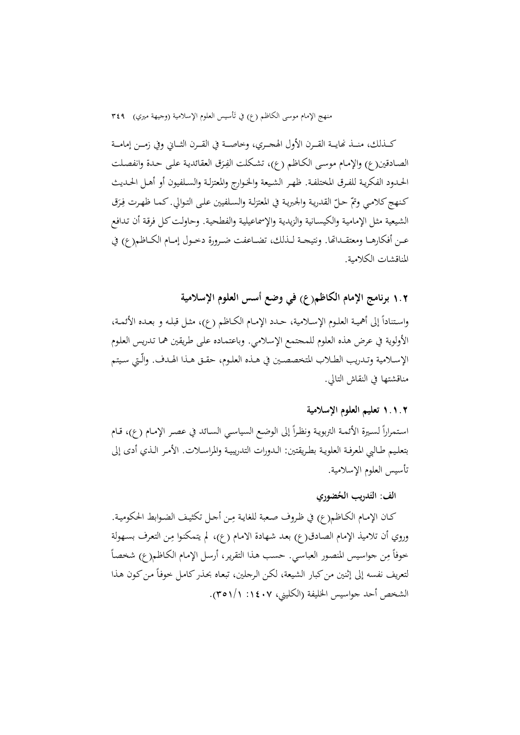كـذلك، منـذ نهايـة القـرن الأول الهجـري، وخاصـة في القـرن الثـاني وفي زمـن إمامـة الصادقين(ع) والإمام موسى الكاظم (ع)، تشكلت الفِرَق العقائدية على حدة وانفصلت الحدود الفكرية للفرق المختلفة. ظهر الشيعة والخوارج والمعتزلة والسلفيون أو أهل الحديث كنهج كلامي وتمّ حلّ القدرية والجبرية في المعتزلة والسلفيين على التوالي. كما ظهرت فِرَق الشيعية مثل الإمامية والكيسانية والزيدية والإسماعيلية والفطحية. وحاولت كل فرقة أن تدافع عن أفكارها ومعتقداتها. ونتيجة لذلك، تضاعفت ضرورة دخول إمام الكاظم(ع) في المناقشات الكلامية.

## ١.٢ برنامج الإمام الكاظم(ع) في وضع أسس العلوم الإسلامية

واستناداً إلى أهمية العلوم الإسلامية، حدد الإمام الكاظم (ع)، مثل قبله و بعده الأئمة، الأولوية في عرض هذه العلوم للمجتمع الإسلامي. وباعتماده على طريقين هما تدريس العلوم الإسلامية وتدريب الطلاب المتخصصين في هذه العلوم، حقق هذا الهدف. والّتي سيتم مناقشتها في النقاش التالي.

### ١.١.٢ تعليم العلوم الإسلامية

استمراراً لسيرة الأئمة التربوية ونظراً إلى الوضع السياسي السائد في عصر الإمام (ع)، قام بتعليم طالبي المعرفة العلوية بطريقتين: الدورات التدريبية والمراسلات. الأمر الذي أدى إلى تأسيس العلوم الإسلامية.

#### الف: التدريب الحُضوري

كان الإمام الكاظم(ع) في ظروف صعبة للغاية مِن أجل تكثيف الضوابط الحكومية. وروي أن تلاميذ الإمام الصادق(ع) بعد شهادة الامام (ع)، لم يتمكنوا مِن التعرف بسهولة خوفاً مِن جواسيس المنصور العباسي. حسب هذا التقرير، أرسل الإمام الكاظم(ع) شخصاً لتعريف نفسه إلى إثنين من كبار الشيعة، لكن الرجلين، تبعاه بحذر كامل خوفاً من كون هذا الشخص أحد جواسيس الخليفة (الكليني، ١٤٠٧: ١/٣٥١).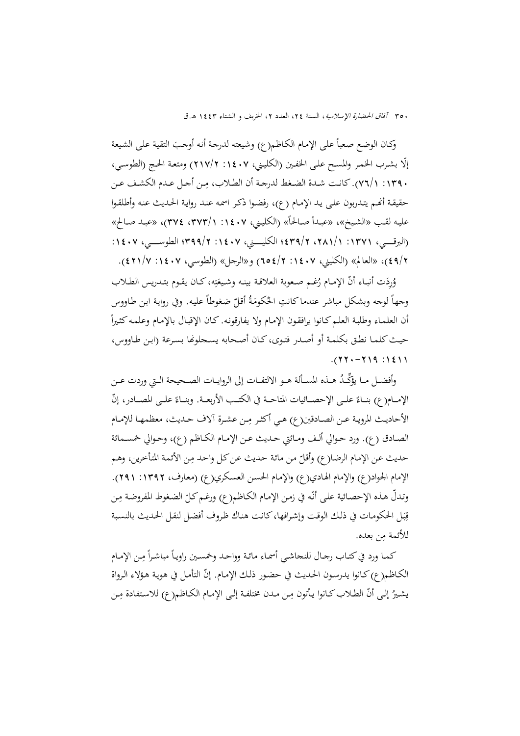وكان الوضع صعباً على الإمام الكاظم(ع) وشيعته لدرجة أنه أوجبَ التقية على الشيعة إلّا بشرب الخمر والمسح على الخفين (الكليني، ١٤٠٧: ٢/٢١٧) ومتعة الحج (الطوسي، ١٣٩٠: ١/٧٦). كانت شدة الضغط لدرجة أن الطلاب، مِن أجل عدم الكشف عن حقيقة أنهم يتدربون على يد الإمام (ع)، رفضوا ذكر اسمه عند رواية الحديث عنه وأطلقوا عليه لقب «الشيخ»، «عبداً صالحاً» (الكليني، ١٤٠٧: ١/٣٧٣، ٣٧٤)، «عبد صالح» (البرقي، ١٣٧١: ١/٢٨١، ٢/٤٣٩؛ الكليني، ١٤٠٧: ٢/٣٩٩؛ الطوسي، ١٤٠٧: ٢/٤٩)، «العالم» (الكليني، ١٤٠٧: ٢/٦٥٤) و«الرجل» (الطوسي، ١٤٠٧: ٧/٤٢١).

وُرِدَت أنباء أنّ الإمام رُغم صعوبة العلاقة بينه وشيعَتِه، كان يقوم بتدريس الطلاب وجهاً لوجه وبشكل مباشر عندما كانتِ الحُكومَةُ أقلّ ضغوطاً عليه. وفي رواية ابن طاووس أن العلماء وطلبة العلم كانوا يرافقون الإمام ولا يفارقونه. كان الإقبال بالإمام وعلمه كثيراً حيث كلما نطق بكلمة أو أصدر فتوى، كان أصحابه يسجلونها بسرعة (ابن طاووس، ١٤١١: ٢١٩-٢٢٠).

وأفضل ما يؤِّكدُ هذه المسألة هو الالتفات إلى الروايات الصحيحة التي وردت عن الإمام(ع) بناءً على الإحصائيات المتاحة في الكتب الأربعة. وبناءً على المصادر، إنّ الأحاديث المروية عن الصادقين(ع) هي أكثر مِن عشرة آلاف حديث، معظمها للإمام الصادق (ع). ورد حوالي ألف ومائتي حديث عن الإمام الكاظم (ع)، وحوالي خمسمائة حديث عن الإمام الرضا(ع) وأقلّ من مائة حديث عن كل واحد مِن الأئمة المتأخرين، وهم الإمام الجواد(ع) والإمام الهادي(ع) والإمام الحسن العسكري(ع) (معارف، ١٣٩٢: ٢٩١). وتدلّ هذه الإحصائية على أنّه في زمن الإمام الكاظم(ع) ورغم كلّ الضغوط المفروضة مِن قِبَل الحكومات في ذلك الوقت وإشرافها، كانت هناك ظروف أفضل لنقل الحديث بالنسبة للأئمة مِن بعده.

كما ورد في كتاب رجال للنجاشي أسماء مائة وواحد وخمسين راوياً مباشراً مِن الإمام الكاظم(ع) كانوا يدرسون الحديث في حضور ذلك الإمام. إنّ التأمل في هوية هؤلاء الرواة يشيرُ إلى أنّ الطلاب كانوا يأتون مِن مدن مختلفة إلى الإمام الكاظم(ع) للاستفادة مِن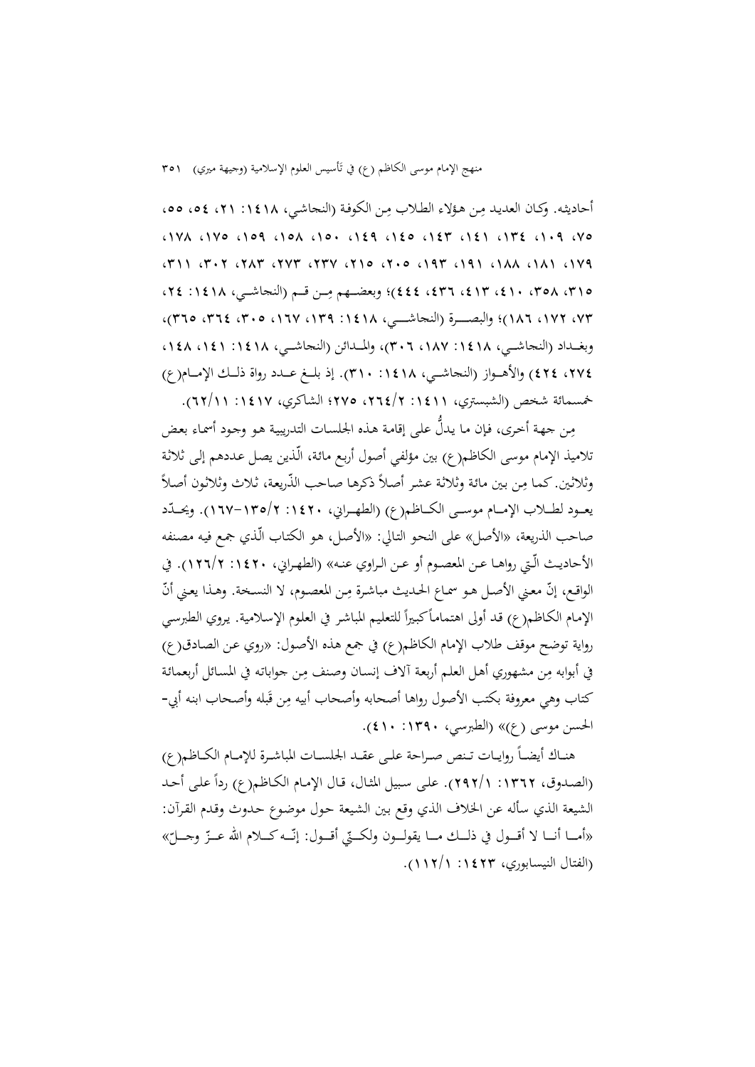أحاديثه. وكان العديد مِن هؤلاء الطلاب مِن الكوفة (النجاشي، ١٤١٨: ٢١، ٥٤، ٥٥، ٧٥، ١٠٩، ١٣٤، ١٤١، ١٤٣، ١٤٥، ١٤٩، ١٥٠، ١٥٨، ١٥٩، ١٧٥، ١٧٨، ١٧٩، ١٨١، ١٨٨، ١٩١، ١٩٣، ٢٠٥، ٢١٥، ٢٣٧، ٢٧٣، ٢٨٣، ٣٠٢، ٣١١، ٣١٥، ٣٥٨، ٤١٠، ٤١٣، ٤٣٦، ٤٤٤)؛ وبعضهم مِن قم (النجاشي، ١٤١٨: ٢٤، ٧٣، ١٧٢، ١٨٦)؛ والبصرة (النجاشي، ١٤١٨: ١٣٩، ١٦٧، ٣٠٥، ٣٦٤، ٣٦٥)، وبغداد (النجاشي، ١٤١٨: ١٨٧، ٣٠٦)، والمدائن (النجاشي، ١٤١٨: ١٤١، ١٤٨، ٢٧٤، ٤٢٤) والأهواز (النجاشي، ١٤١٨: ٣١٠). إذ بلغ عدد رواة ذلك الإمام(ع) خمسمائة شخص (الشبستري، ١٤١١: ٢/٢٦٤، ٢٧٥؛ الشاكري، ١٤١٧: ١١/٦٢).

مِن جهة أخرى، فإن ما يدلُّ على إقامة هذه الجلسات التدريبية هو وجود أسماء بعض تلاميذ الإمام موسى الكاظم(ع) بين مؤلفي أصول أربع مائة، الّذين يصل عددهم إلى ثلاثة وثلاثين. كما مِن بين مائة وثلاثة عشر أصلاً ذكرها صاحب الذّريعة، ثلاث وثلاثون أصلاً يعود لطلاب الإمام موسى الكاظم(ع) (الطهراني، ١٤٢٠: ٢/١٣٥-١٦٧). ويحدّد صاحب الذريعة، «الأصل» على النحو التالي: «الأصل، هو الكتاب الّذي جمع فيه مصنفه الأحاديث الّتي رواها عن المعصوم أو عن الراوي عنه» (الطهراني، ١٤٢٠: ٢/١٢٦). في الواقع، إنّ معني الأصل هو سماع الحديث مباشرة مِن المعصوم، لا النسخة. وهذا يعني أنّ الإمام الكاظم(ع) قد أولى اهتماماً كبيراً للتعليم المباشر في العلوم الإسلامية. يروي الطبرسي رواية توضح موقف طلاب الإمام الكاظم(ع) في جمع هذه الأصول: «روي عن الصادق(ع) في أبوابه مِن مشهوري أهل العلم أربعة آلاف إنسان وصنف مِن جواباته في المسائل أربعمائة كتاب وهي معروفة بكتب الأصول رواها أصحابه وأصحاب أبيه مِن قَبله وأصحاب ابنه أبي-الحسن موسى (ع)» (الطبرسي، ١٣٩٠: ٤١٠).

هناك أيضاً روايات تنص صراحة على عقد الجلسات المباشرة للإمام الكاظم(ع) (الصدوق، ١٣٦٢: ١/٢٩٢). على سبيل المثال، قال الإمام الكاظم(ع) رداً على أحد الشيعة الذي سأله عن الخلاف الذي وقع بين الشيعة حول موضوع حدوث وقدم القرآن: «أما أنا لا أقول في ذلك ما يقولون ولكنّي أقول: إنّه كلام الله عزّ وجلّ» (الفتال النيسابوري، ١٤٢٣: ١/١١٢).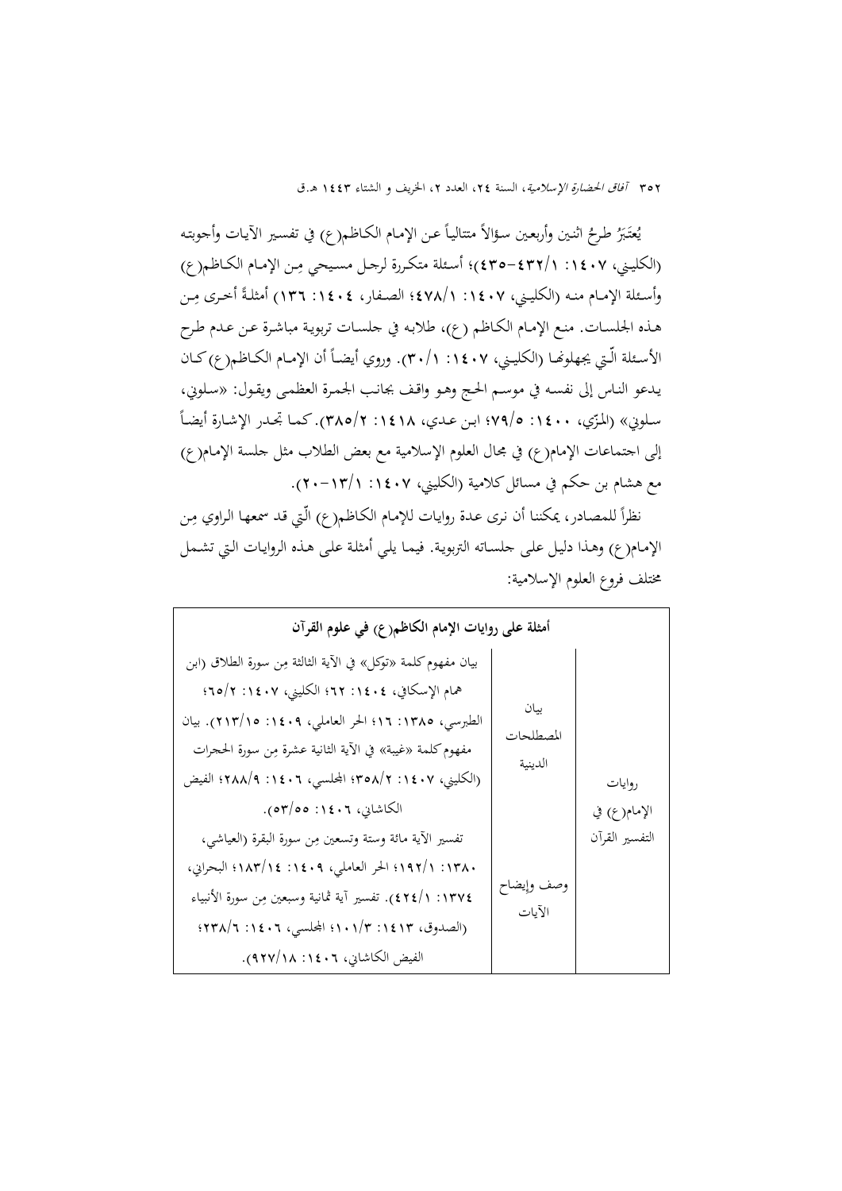يُعتَبَرُ طرحُ اثنين وأربعين سؤالاً متتالياً عن الإمام الكاظم(ع) في تفسير الآيات وأجوبته (الكليني، ١٤٠٧: ١/٤٣٢–٤٣٥)؛ أسئلة متكررة لرجل مسيحي مِن الإمام الكاظم(ع) وأسئلة الإمام منه (الكليني، ١٤٠٧: ١/٤٧٨؛ الصفار، ١٤٠٤: ١٣٦) أمثلةً أخرى مِن هذه الجلسات. منع الإمام الكاظم (ع)، طلابه في جلسات تربوية مباشرة عن عدم طرح الأسئلة الّتي يجهلونها (الكليني، ١٤٠٧: ١/٣٠). وروي أيضاً أن الإمام الكاظم(ع) كان يدعو الناس إلى نفسه في موسم الحج وهو واقف بجانب الجمرة العظمى ويقول: «سلوني، سلوني» (المزّي، ١٤٠٠: ٥/٧٩؛ ابن عدي، ١٤١٨: ٢/٣٨٥). كما تجدر الإشارة أيضاً إلى اجتماعات الإمام(ع) في مجال العلوم الإسلامية مع بعض الطلاب مثل جلسة الإمام(ع) مع هشام بن حكم في مسائل كلامية (الكليني، ١٤٠٧: ١/١٣–٢٠).

نظراً للمصادر، يمكننا أن نرى عدة روايات للإمام الكاظم(ع) الّتي قد سمعها الراوي مِن الإمام(ع) وهذا دليل على جلساته التربوية. فيما يلي أمثلة على هذه الروايات التي تشمل مختلف فروع العلوم الإسلامية:

| أمثلة على روايات الإمام الكاظم(ع) في علوم القرآن | | |
|---|---|---|
| روايات الإمام(ع) في التفسير القرآن | بيان المصطلحات الدينية | بيان مفهوم كلمة «توكل» في الآية الثالثة مِن سورة الطلاق (ابن همام الإسكافي، ١٤٠٤: ٦٢؛ الكليني، ١٤٠٧: ٢/٦٥؛ الطبرسي، ١٣٨٥: ١٦؛ الحر العاملي، ١٤٠٩: ١٥/٢١٣). بيان مفهوم كلمة «غيبة» في الآية الثانية عشرة مِن سورة الحجرات (الكليني، ١٤٠٧: ٢/٣٥٨؛ المجلسي، ١٤٠٦: ٩/٢٨٨؛ الفيض الكاشاني، ١٤٠٦: ٥٥/٥٣). |
| | وصف وإيضاح الآيات | تفسير الآية مائة وستة وتسعين مِن سورة البقرة (العياشي، ١٣٨٠: ١/١٩٢؛ الحر العاملي، ١٤٠٩: ١٤/١٨٣؛ البحراني، ١٣٧٤: ١/٤٢٤). تفسير آية ثمانية وسبعين مِن سورة الأنبياء (الصدوق، ١٤١٣: ٣/١٠١؛ المجلسي، ١٤٠٦: ٦/٢٣٨؛ الفيض الكاشاني، ١٤٠٦: ١٨/٩٢٧). |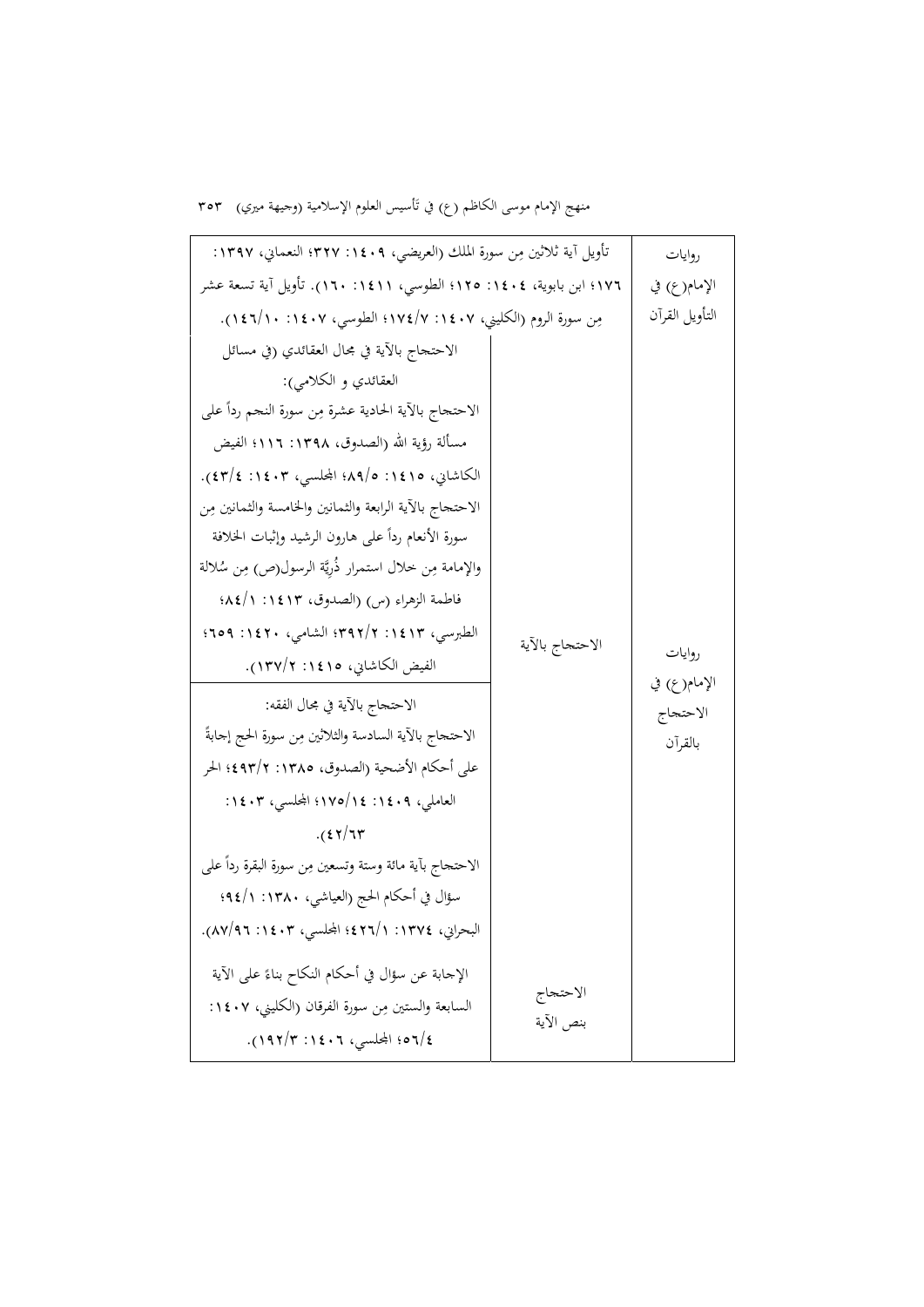| | | |
|---|---|---|
| روايات الإمام(ع) في التأويل القرآن | تأويل آية ثلاثين مِن سورة الملك (العريضي، ١٤٠٩: ٣٢٧؛ النعماني، ١٣٩٧: ١٧٦؛ ابن بابوية، ١٤٠٤: ١٢٥؛ الطوسي، ١٤١١: ١٦٠). تأويل آية تسعة عشر مِن سورة الروم (الكليني، ١٤٠٧: ١٧٤/٧؛ الطوسي، ١٤٠٧: ١٤٦/١٠). | |
| روايات الإمام(ع) في الاحتجاج بالقرآن | الاحتجاج بالآية | الاحتجاج بالآية في مجال العقائدي (في مسائل العقائدي و الكلامي): الاحتجاج بالآية الحادية عشرة مِن سورة النجم رداً على مسألة رؤية الله (الصدوق، ١٣٩٨: ١١٦؛ الفيض الكاشاني، ١٤١٥: ٨٩/٥؛ المجلسي، ١٤٠٣: ٤٣/٤). الاحتجاج بالآية الرابعة والثمانين والخامسة والثمانين مِن سورة الأنعام رداً على هارون الرشيد وإثبات الخلافة والإمامة مِن خلال استمرار ذُرِّيَّة الرسول(ص) مِن سُلالة فاطمة الزهراء (س) (الصدوق، ١٤١٣: ٨٤/١؛ الطبرسي، ١٤١٣: ٣٩٢/٢؛ الشامي، ١٤٢٠: ٦٥٩؛ الفيض الكاشاني، ١٤١٥: ١٣٧/٢). |
| | | الاحتجاج بالآية في مجال الفقه: الاحتجاج بالآية السادسة والثلاثين مِن سورة الحج إجابةً على أحكام الأضحية (الصدوق، ١٣٨٥: ٤٩٣/٢؛ الحر العاملي، ١٤٠٩: ١٧٥/١٤؛ المجلسي، ١٤٠٣: ٤٢/٦٣). الاحتجاج بآية مائة وستة وتسعين مِن سورة البقرة رداً على سؤال في أحكام الحج (العياشي، ١٣٨٠: ٩٤/١؛ البحراني، ١٣٧٤: ٤٢٦/١؛ المجلسي، ١٤٠٣: ٨٧/٩٦). |
| | الاحتجاج بنص الآية | الإجابة عن سؤال في أحكام النكاح بناءً على الآية السابعة والستين مِن سورة الفرقان (الكليني، ١٤٠٧: ٥٦/٤؛ المجلسي، ١٤٠٦: ١٩٢/٣). |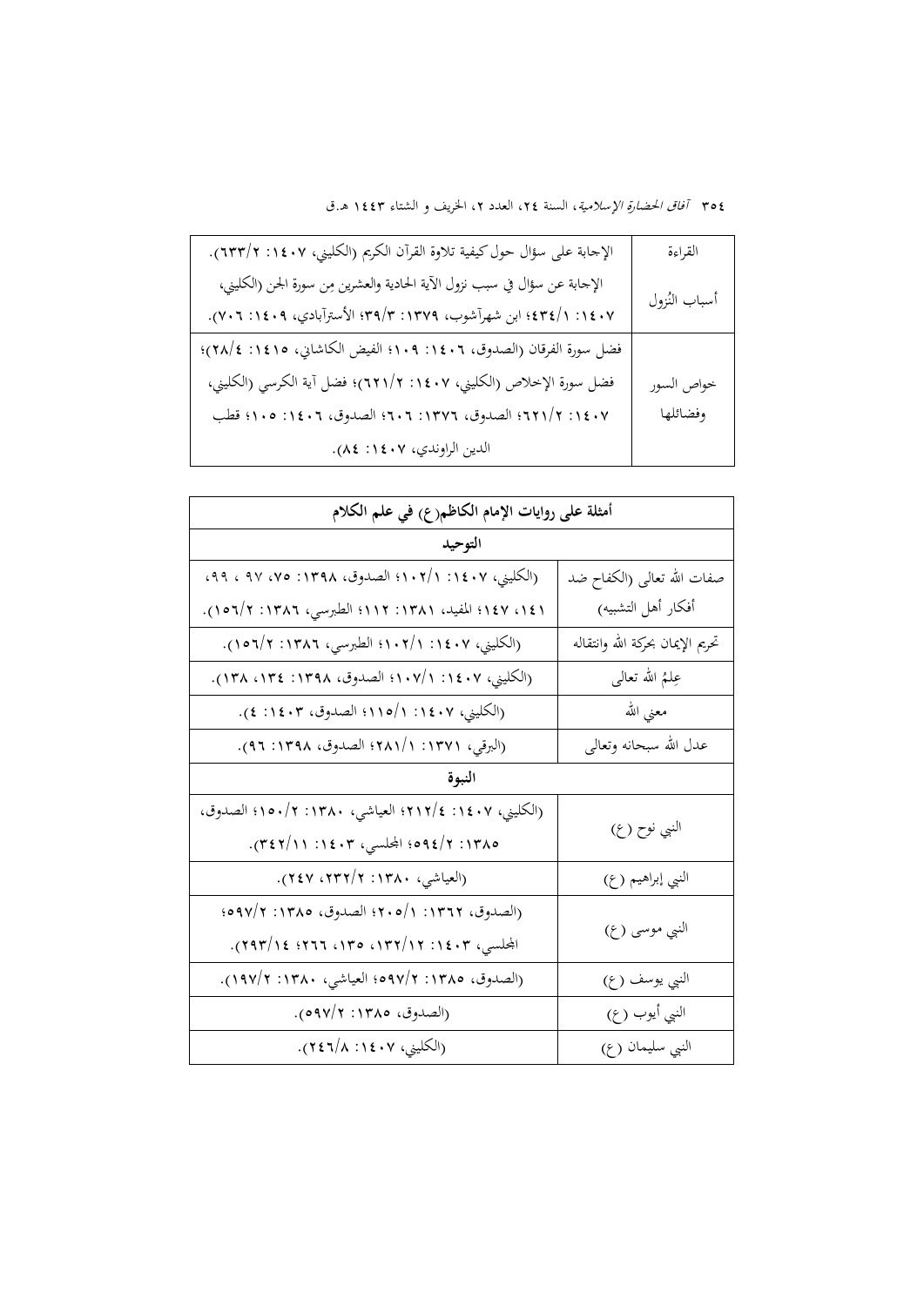| القراءة | الإجابة على سؤال حول كيفية تلاوة القرآن الكريم (الكليني، ١٤٠٧: ٢/٦٣٣). |
|---|---|
| أسباب النُّزول | الإجابة عن سؤال في سبب نزول الآية الحادية والعشرين من سورة الجن (الكليني، ١٤٠٧: ١/٤٣٤؛ ابن شهرآشوب، ١٣٧٩: ٣/٣٩؛ الأسترآبادي، ١٤٠٩: ٧٠٦). |
| خواص السور وفضائلها | فضل سورة الفرقان (الصدوق، ١٤٠٦: ١٠٩؛ الفيض الكاشاني، ١٤١٥: ٤/٢٨)؛ فضل سورة الإخلاص (الكليني، ١٤٠٧: ٢/٦٢١)؛ فضل آية الكرسي (الكليني، ١٤٠٧: ٢/٦٢١؛ الصدوق، ١٣٧٦: ٦٠٦؛ الصدوق، ١٤٠٦: ١٠٥؛ قطب الدين الراوندي، ١٤٠٧: ٨٤). |

| أمثلة على روايات الإمام الكاظم(ع) في علم الكلام | |
|---|---|
| **التوحيد** | |
| صفات الله تعالى (الكفاح ضد أفكار أهل التشبيه) | (الكليني، ١٤٠٧: ١/١٠٢؛ الصدوق، ١٣٩٨: ٧٥، ٩٧ ، ٩٩، ١٤١، ١٤٧؛ المفيد، ١٣٨١: ١١٢؛ الطبرسي، ١٣٨٦: ٢/١٥٦). |
| تحريم الإيمان بحركة الله وانتقاله | (الكليني، ١٤٠٧: ١/١٠٢؛ الطبرسي، ١٣٨٦: ٢/١٥٦). |
| عِلمُ الله تعالى | (الكليني، ١٤٠٧: ١/١٠٧؛ الصدوق، ١٣٩٨: ١٣٤، ١٣٨). |
| معنى الله | (الكليني، ١٤٠٧: ١/١١٥؛ الصدوق، ١٤٠٣: ٤). |
| عدل الله سبحانه وتعالى | (البرقي، ١٣٧١: ١/٢٨١؛ الصدوق، ١٣٩٨: ٩٦). |
| **النبوة** | |
| النبي نوح (ع) | (الكليني، ١٤٠٧: ٤/٢١٢؛ العياشي، ١٣٨٠: ٢/١٥٠؛ الصدوق، ١٣٨٥: ٢/٥٩٤؛ المجلسي، ١٤٠٣: ١١/٣٤٢). |
| النبي إبراهيم (ع) | (العياشي، ١٣٨٠: ٢/٢٣٢، ٢٤٧). |
| النبي موسى (ع) | (الصدوق، ١٣٦٢: ١/٢٠٥؛ الصدوق، ١٣٨٥: ٢/٥٩٧؛ المجلسي، ١٤٠٣: ١٢/١٣٢، ١٣٥، ٢٦٦؛ ١٤/٢٩٣). |
| النبي يوسف (ع) | (الصدوق، ١٣٨٥: ٢/٥٩٧؛ العياشي، ١٣٨٠: ٢/١٩٧). |
| النبي أيوب (ع) | (الصدوق، ١٣٨٥: ٢/٥٩٧). |
| النبي سليمان (ع) | (الكليني، ١٤٠٧: ٨/٢٤٦). |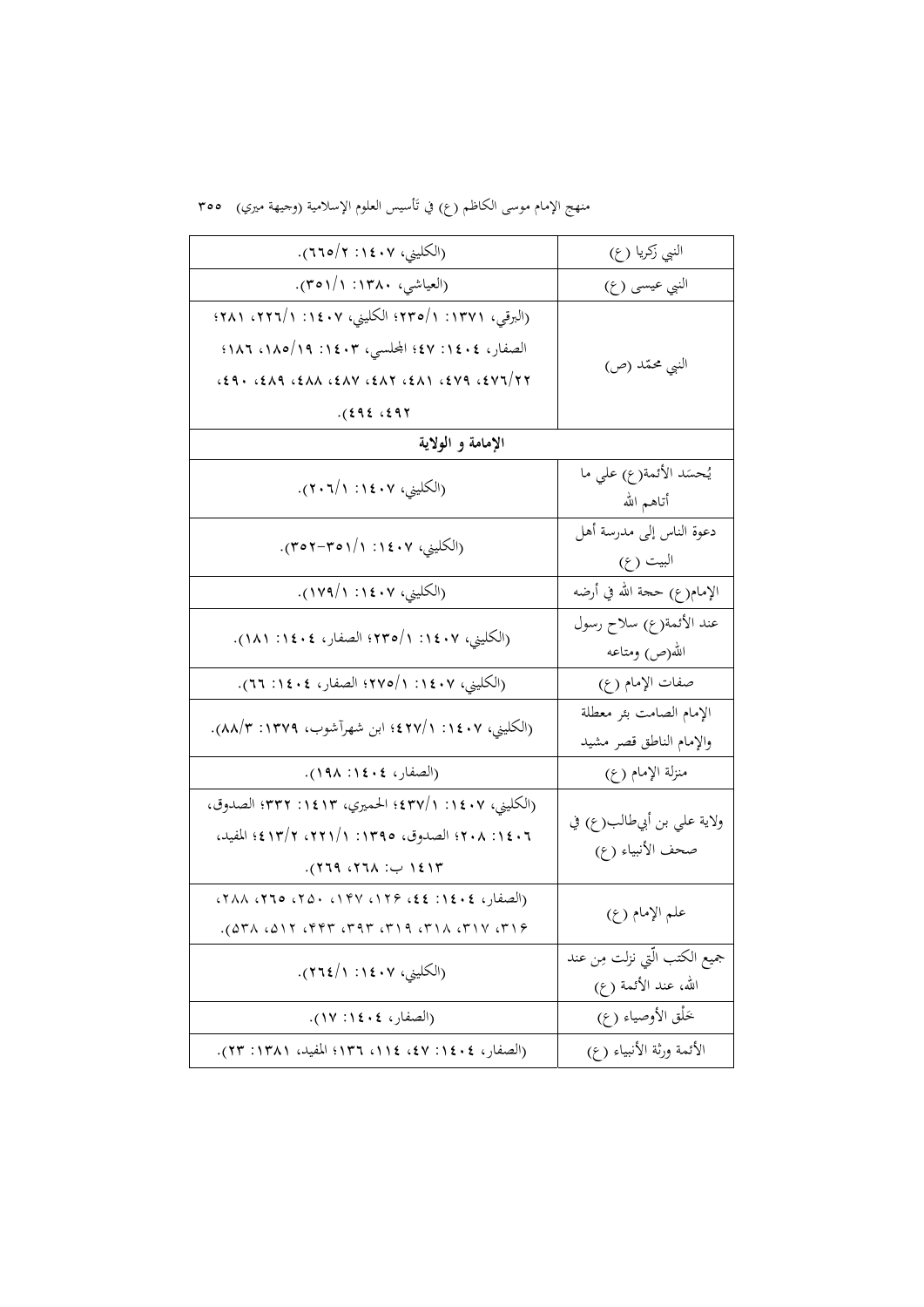| | |
|---|---|
| النبي زكريا (ع) | (الكليني، ١٤٠٧: ٢/٦٦٥). |
| النبي عيسى (ع) | (العياشي، ١٣٨٠: ١/٣٥١). |
| النبي محمّد (ص) | (البرقي، ١٣٧١: ١/٢٣٥؛ الكليني، ١٤٠٧: ١/٢٢٦، ٢٨١؛ الصفار، ١٤٠٤: ٤٧؛ المجلسي، ١٤٠٣: ١٩/١٨٥، ١٨٦؛ ٢٢/٤٧٦، ٤٧٩، ٤٨١، ٤٨٢، ٤٨٧، ٤٨٨، ٤٨٩، ٤٩٠، ٤٩٢، ٤٩٤). |
| **الإمامة و الولاية** | |
| يُحسَد الأئمة(ع) علي ما أتاهم الله | (الكليني، ١٤٠٧: ١/٢٠٦). |
| دعوة الناس إلى مدرسة أهل البيت (ع) | (الكليني، ١٤٠٧: ١/٣٥١-٣٥٢). |
| الإمام(ع) حجة الله في أرضه | (الكليني، ١٤٠٧: ١/١٧٩). |
| عند الأئمة(ع) سلاح رسول الله(ص) ومتاعه | (الكليني، ١٤٠٧: ١/٢٣٥؛ الصفار، ١٤٠٤: ١٨١). |
| صفات الإمام (ع) | (الكليني، ١٤٠٧: ١/٢٧٥؛ الصفار، ١٤٠٤: ٦٦). |
| الإمام الصامت بئر معطلة والإمام الناطق قصر مشيد | (الكليني، ١٤٠٧: ١/٤٢٧؛ ابن شهرآشوب، ١٣٧٩: ٣/٨٨). |
| منزلة الإمام (ع) | (الصفار، ١٤٠٤: ١٩٨). |
| ولاية علي بن أبي‌طالب(ع) في صحف الأنبياء (ع) | (الكليني، ١٤٠٧: ١/٤٣٧؛ الحميري، ١٤١٣: ٣٣٢؛ الصدوق، ١٤٠٦: ٢٠٨؛ الصدوق، ١٣٩٥: ١/٢٢١، ٢/٤١٣؛ المفيد، ١٤١٣ ب: ٢٦٨، ٢٦٩). |
| علم الإمام (ع) | (الصفار، ١٤٠٤: ٤٤، ١٢٦، ١٤٧، ٢٥٠، ٢٦٥، ٢٨٨، ٣١٦، ٣١٧، ٣١٨، ٣١٩، ٣٩٣، ٤٤٣، ٥١٢، ٥٣٨). |
| جميع الكتب الّتي نزلت مِن عند الله، عند الأئمة (ع) | (الكليني، ١٤٠٧: ١/٢٦٤). |
| خَلْق الأوصياء (ع) | (الصفار، ١٤٠٤: ١٧). |
| الأئمة ورثة الأنبياء (ع) | (الصفار، ١٤٠٤: ٤٧، ١١٤، ١٣٦؛ المفيد، ١٣٨١: ٢٣). |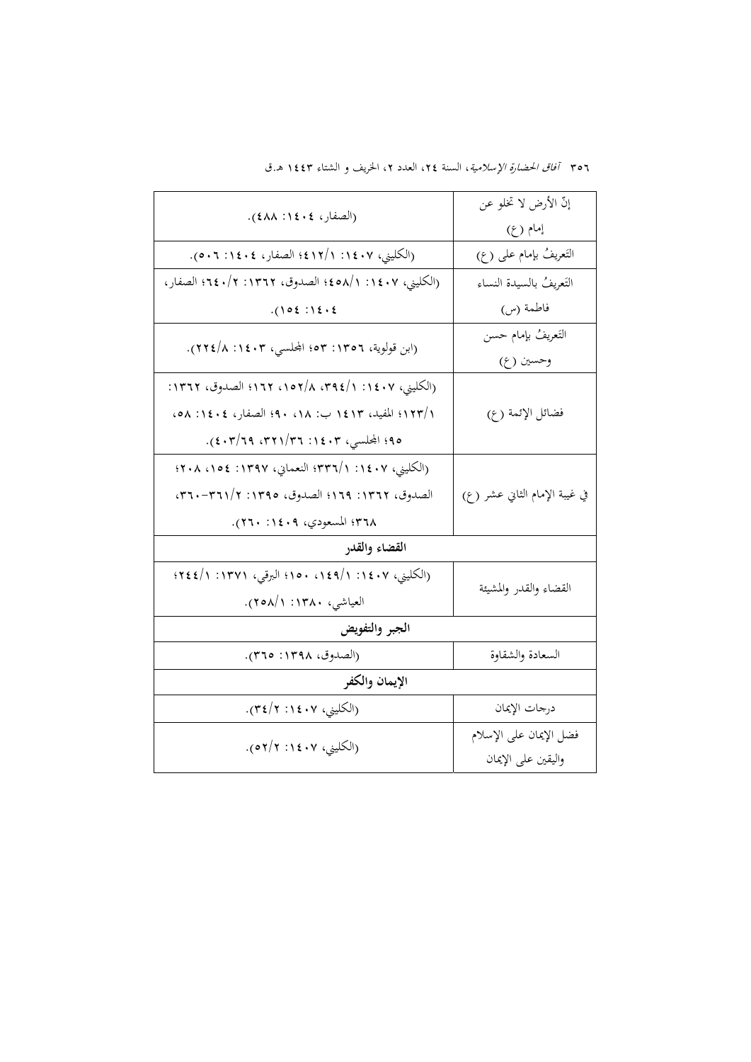| إنّ الأرض لا تخلو عن إمام (ع) | (الصفار، ١٤٠٤: ٤٨٨). |
|---|---|
| التّعريفُ بإمام على (ع) | (الكليني، ١٤٠٧: ١/٤١٢؛ الصفار، ١٤٠٤: ٥٠٦). |
| التّعريفُ بالسيدة النساء فاطمة (س) | (الكليني، ١٤٠٧: ١/٤٥٨؛ الصدوق، ١٣٦٢: ٢/٦٤٠؛ الصفار، ١٤٠٤: ١٥٤). |
| التّعريفُ بإمام حسن وحسين (ع) | (ابن قولوية، ١٣٥٦: ٥٣؛ المجلسي، ١٤٠٣: ٨/٢٢٤). |
| فضائل الإئمة (ع) | (الكليني، ١٤٠٧: ١/٣٩٤، ٨/١٥٢، ١٦٢؛ الصدوق، ١٣٦٢: ١/١٢٣؛ المفيد، ١٤١٣ ب: ١٨، ٩٠؛ الصفار، ١٤٠٤: ٥٨، ٩٥؛ المجلسي، ١٤٠٣: ٣٦/٣٢١، ٦٩/٤٠٣). |
| في غيبة الإمام الثاني عشر (ع) | (الكليني، ١٤٠٧: ١/٣٣٦؛ النعماني، ١٣٩٧: ١٥٤، ٢٠٨؛ الصدوق، ١٣٦٢: ١٦٩؛ الصدوق، ١٣٩٥: ٢/٣٦١-٣٦٠، ٣٦٨؛ المسعودي، ١٤٠٩: ٢٦٠). |
| **القضاء والقدر** | |
| القضاء والقدر والمشيئة | (الكليني، ١٤٠٧: ١/١٤٩، ١٥٠؛ البرقي، ١٣٧١: ١/٢٤٤؛ العياشي، ١٣٨٠: ١/٢٥٨). |
| **الجبر والتفويض** | |
| السعادة والشقاوة | (الصدوق، ١٣٩٨: ٣٦٥). |
| **الإيمان والكفر** | |
| درجات الإيمان | (الكليني، ١٤٠٧: ٢/٣٤). |
| فضل الإيمان على الإسلام واليقين على الإيمان | (الكليني، ١٤٠٧: ٢/٥٢). |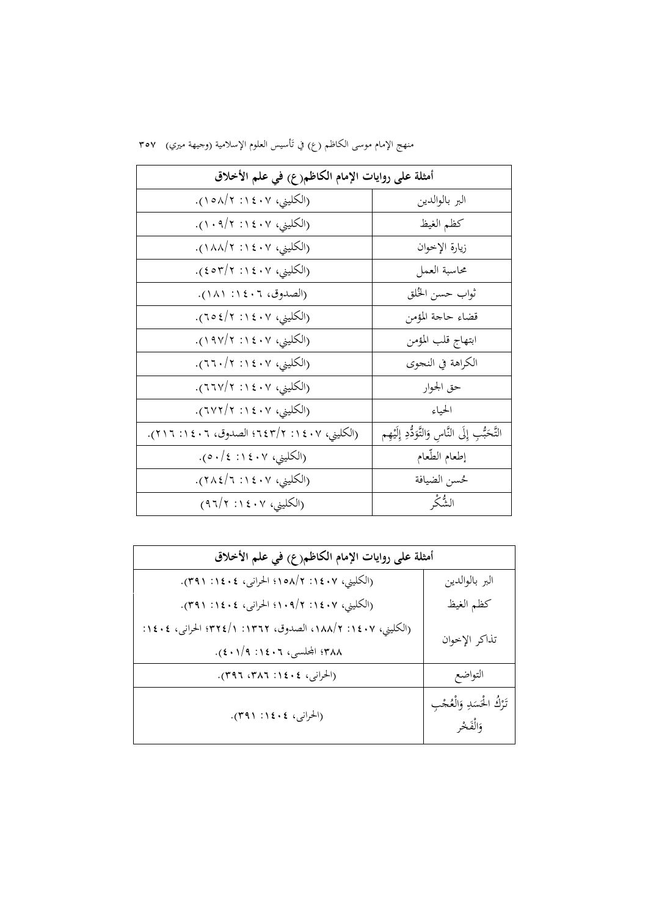| أمثلة على روايات الإمام الكاظم(ع) في علم الأخلاق | |
|---|---|
| البر بالوالدين | (الكليني، ١٤٠٧: ١٥٨/٢). |
| كظم الغيظ | (الكليني، ١٤٠٧: ١٠٩/٢). |
| زيارة الإخوان | (الكليني، ١٤٠٧: ١٨٨/٢). |
| محاسبة العمل | (الكليني، ١٤٠٧: ٤٥٣/٢). |
| ثواب حسن الخُلق | (الصدوق، ١٤٠٦: ١٨١). |
| قضاء حاجة المؤمن | (الكليني، ١٤٠٧: ٦٥٤/٢). |
| ابتهاج قلب المؤمن | (الكليني، ١٤٠٧: ١٩٧/٢). |
| الكراهة في النجوى | (الكليني، ١٤٠٧: ٦٦٠/٢). |
| حق الجوار | (الكليني، ١٤٠٧: ٦٦٧/٢). |
| الحياء | (الكليني، ١٤٠٧: ٦٧٢/٢). |
| التَّحَبُّبِ إِلَى النَّاسِ وَالتَّوَدُّدِ إِلَيْهِم | (الكليني، ١٤٠٧: ٦٤٣/٢؛ الصدوق، ١٤٠٦: ٢١٦). |
| إطعام الطّعام | (الكليني، ١٤٠٧: ٥٠/٤). |
| حُسن الضيافة | (الكليني، ١٤٠٧: ٢٨٤/٦). |
| الشُّكْر | (الكليني، ١٤٠٧: ٩٦/٢) |

| أمثلة على روايات الإمام الكاظم(ع) في علم الأخلاق | |
|---|---|
| البر بالوالدين | (الكليني، ١٤٠٧: ١٥٨/٢؛ الحراني، ١٤٠٤: ٣٩١). |
| كظم الغيظ | (الكليني، ١٤٠٧: ١٠٩/٢؛ الحراني، ١٤٠٤: ٣٩١). |
| تذاكر الإخوان | (الكليني، ١٤٠٧: ١٨٨/٢، الصدوق، ١٣٦٢: ٣٢٤/١؛ الحراني، ١٤٠٤: ٣٨٨؛ المجلسي، ١٤٠٦: ٤٠١/٩). |
| التواضع | (الحراني، ١٤٠٤: ٣٨٦، ٣٩٦). |
| تَرْكُ الْحَسَدِ وَالْعُجْبِ وَالْفَخْر | (الحراني، ١٤٠٤: ٣٩١). |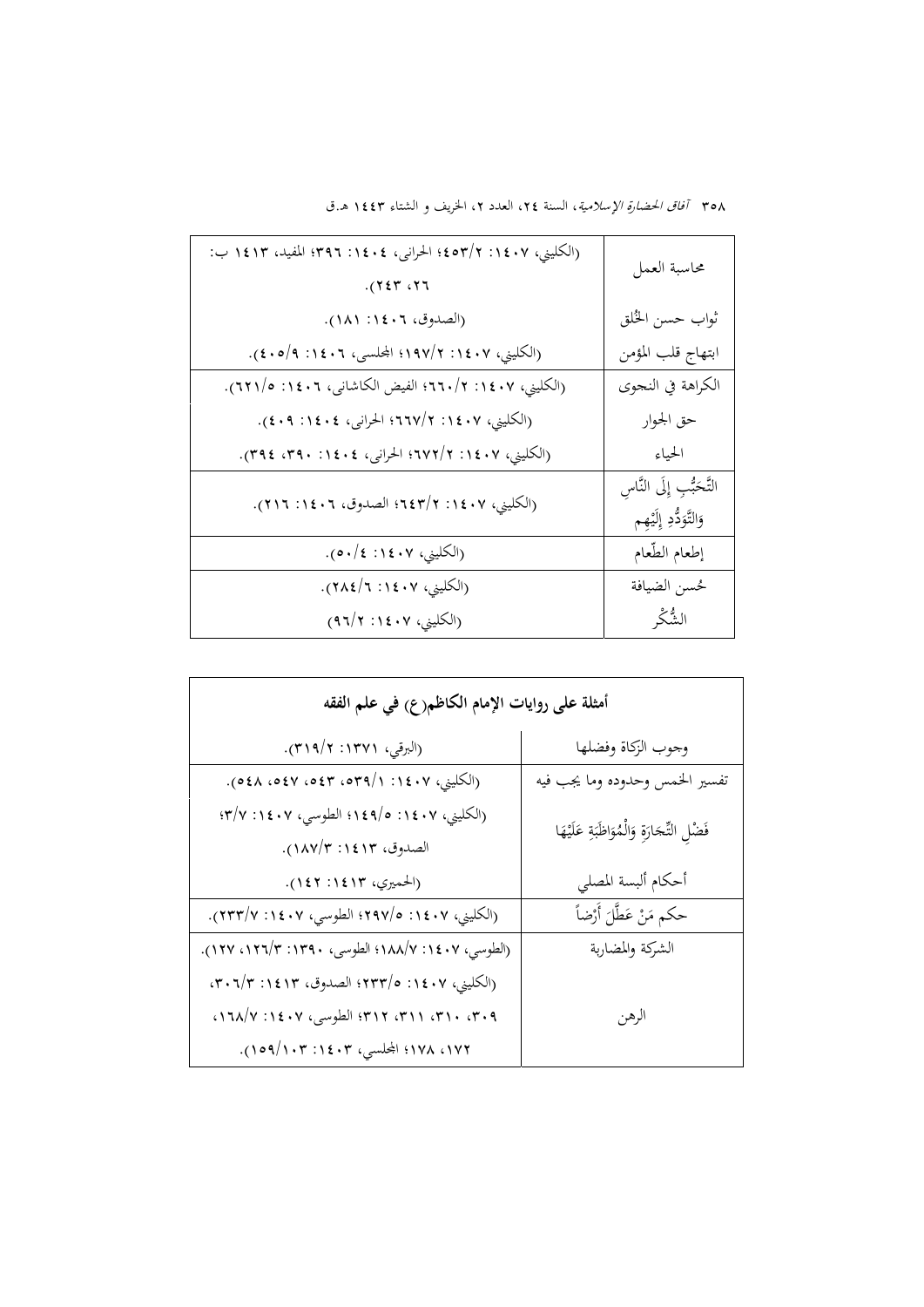| | |
|---|---|
| محاسبة العمل | (الكليني، ١٤٠٧: ٢/٤٥٣؛ الحراني، ١٤٠٤: ٣٩٦؛ المفيد، ١٤١٣ ب: ٢٦، ٢٤٣). |
| ثواب حسن الخُلق | (الصدوق، ١٤٠٦: ١٨١). |
| ابتهاج قلب المؤمن | (الكليني، ١٤٠٧: ٢/١٩٧؛ المجلسي، ١٤٠٦: ٩/٤٠٥). |
| الكراهة في النجوى | (الكليني، ١٤٠٧: ٢/٦٦٠؛ الفيض الكاشاني، ١٤٠٦: ٥/٦٢١). |
| حق الجوار | (الكليني، ١٤٠٧: ٢/٦٦٧؛ الحراني، ١٤٠٤: ٤٠٩). |
| الحياء | (الكليني، ١٤٠٧: ٢/٦٧٢؛ الحراني، ١٤٠٤: ٣٩٠، ٣٩٤). |
| التَّحَبُّبِ إِلَى النَّاسِ وَالتَّوَدُّدِ إِلَيْهِم | (الكليني، ١٤٠٧: ٢/٦٤٣؛ الصدوق، ١٤٠٦: ٢١٦). |
| إطعام الطّعام | (الكليني، ١٤٠٧: ٤/٥٠). |
| حُسن الضيافة | (الكليني، ١٤٠٧: ٦/٢٨٤). |
| الشُّكْر | (الكليني، ١٤٠٧: ٢/٩٦) |

| أمثلة على روايات الإمام الكاظم(ع) في علم الفقه | |
|---|---|
| وجوب الزكاة وفضلها | (البرقي، ١٣٧١: ٢/٣١٩). |
| تفسير الخمس وحدوده وما يجب فيه | (الكليني، ١٤٠٧: ١/٥٣٩، ٥٤٣، ٥٤٧، ٥٤٨). |
| فَضْلِ التِّجَارَةِ وَالْمُوَاظَبَةِ عَلَيْهَا | (الكليني، ١٤٠٧: ٥/١٤٩؛ الطوسي، ١٤٠٧: ٧/٣؛ الصدوق، ١٤١٣: ٣/١٨٧). |
| أحكام ألبسة المصلي | (الحميري، ١٤١٣: ١٤٢). |
| حكم مَنْ عَطَّلَ أَرْضاً | (الكليني، ١٤٠٧: ٥/٢٩٧؛ الطوسي، ١٤٠٧: ٧/٢٣٣). |
| الشركة والمضاربة | (الطوسي، ١٤٠٧: ٧/١٨٨؛ الطوسي، ١٣٩٠: ٣/١٢٦، ١٢٧). |
| الرهن | (الكليني، ١٤٠٧: ٥/٢٣٣؛ الصدوق، ١٤١٣: ٣/٣٠٦، ٣٠٩، ٣١٠، ٣١١، ٣١٢؛ الطوسي، ١٤٠٧: ٧/١٦٨، ١٧٢، ١٧٨؛ المجلسي، ١٤٠٣: ١٠٣/١٥٩). |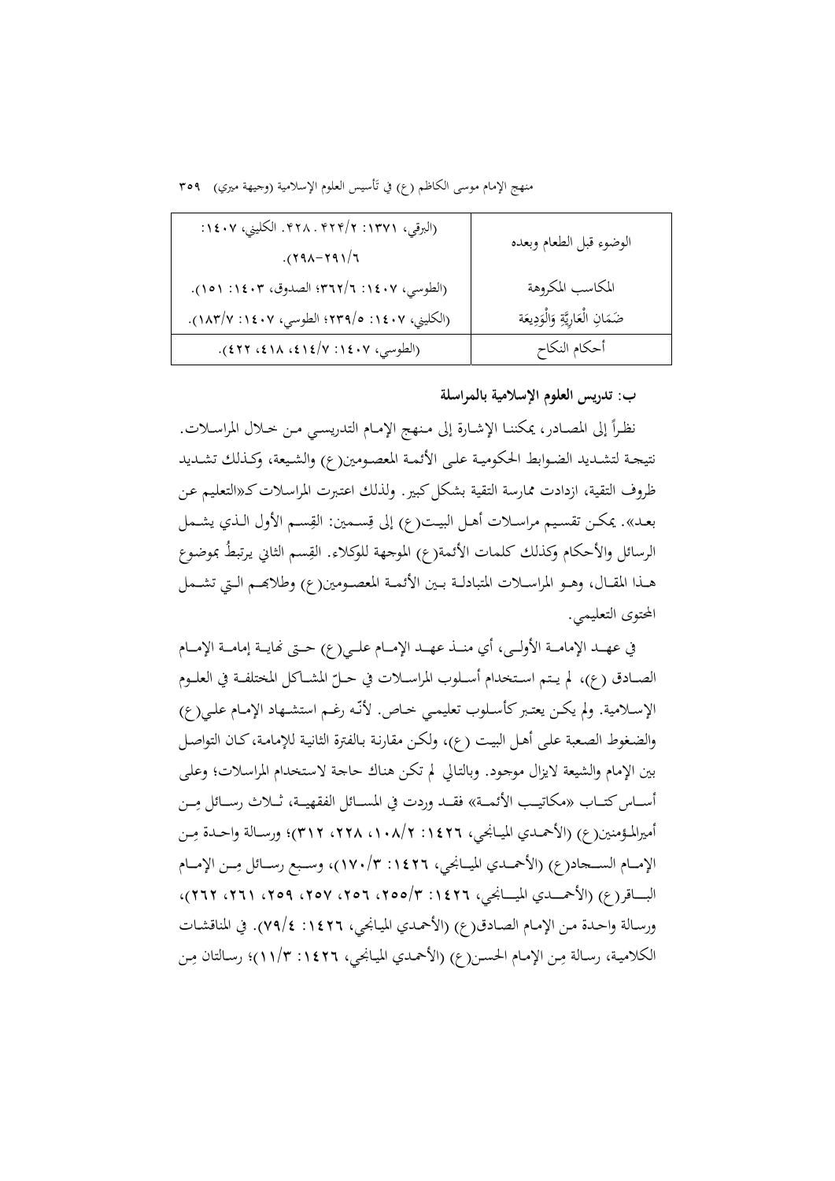| الوضوء قبل الطعام وبعده | (البرقي، ۱۳۷۱: ۲/ ۴۲۴ . ۴۲۸. الكليني، ۱٤۰۷: ٦/ ۲۹۱-۲۹۸). |
|---|---|
| المكاسب المكروهة | (الطوسي، ۱٤۰۷: ٦/ ۳٦۲؛ الصدوق، ۱٤۰۳: ۱٥۱). |
| ضَمَانِ الْعَارِيَّةِ وَالْوَدِيعَة | (الكليني، ۱٤۰۷: ٥/ ۲۳۹؛ الطوسي، ۱٤۰۷: ۷/ ۱۸۳). |
| أحكام النكاح | (الطوسي، ۱٤۰۷: ۷/ ٤۱٤، ٤۱۸، ٤۲۲). |

**ب: تدريس العلوم الإسلامية بالمراسلة**

نظراً إلى المصادر، يمكننا الإشارة إلى منهج الإمام التدريسي من خلال المراسلات. نتيجة لتشديد الضوابط الحكومية على الأئمة المعصومين(ع) والشيعة، وكذلك تشديد ظروف التقية، ازدادت ممارسة التقية بشكل كبير. ولذلك اعتبرت المراسلات كـ«التعليم عن بعد». يمكن تقسيم مراسلات أهل البيت(ع) إلى قِسمين: القِسم الأول الذي يشمل الرسائل والأحكام وكذلك كلمات الأئمة(ع) الموجهة للوكلاء. القِسم الثاني يرتبطُ بموضوع هذا المقال، وهو المراسلات المتبادلة بين الأئمة المعصومين(ع) وطلابهم التي تشمل المحتوى التعليمي.

في عهد الإمامة الأولى، أي منذ عهد الإمام علي(ع) حتى نهاية إمامة الإمام الصادق (ع)، لم يتم استخدام أسلوب المراسلات في حلّ المشاكل المختلفة في العلوم الإسلامية. ولم يكن يعتبر كأسلوب تعليمي خاص. لأنّه رغم استشهاد الإمام علي(ع) والضغوط الصعبة على أهل البيت (ع)، ولكن مقارنة بالفترة الثانية للإمامة، كان التواصل بين الإمام والشيعة لايزال موجود. وبالتالي لم تكن هناك حاجة لاستخدام المراسلات؛ وعلى أساس كتاب «مكاتيب الأئمة» فقد وردت في المسائل الفقهية، ثلاث رسائل من أميرالمؤمنين(ع) (الأحمدي الميانجي، ۱٤۲٦: ۲/ ۱۰۸، ۲۲۸، ۳۱۲)؛ ورسالة واحدة من الإمام السجاد(ع) (الأحمدي الميانجي، ۱٤۲٦: ۳/ ۱۷۰)، وسبع رسائل من الإمام الباقر(ع) (الأحمدي الميانجي، ۱٤۲٦: ۳/ ۲٥٥، ۲٥٦، ۲٥۷، ۲٥۹، ۲٦۱، ۲٦۲)، ورسالة واحدة من الإمام الصادق(ع) (الأحمدي الميانجي، ۱٤۲٦: ٤/ ۷۹). في المناقشات الكلامية، رسالة من الإمام الحسن(ع) (الأحمدي الميانجي، ۱٤۲٦: ۳/ ۱۱)؛ رسالتان من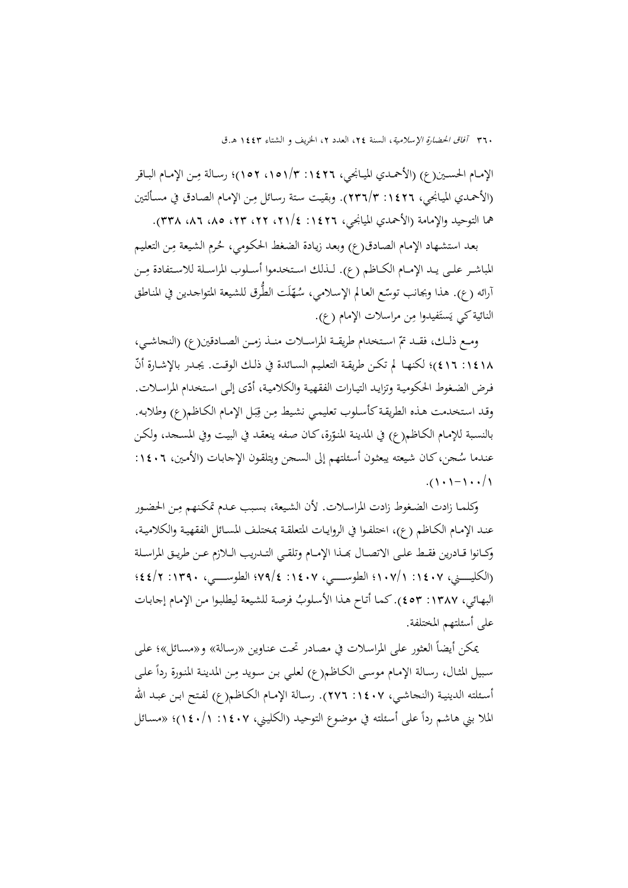الإمـام الحسـين(ع) (الأحمـدي الميـانجي، ١٤٢٦: ٣/١٥١، ١٥٢)؛ رسالة مِن الإمـام البـاقر (الأحمدي الميانجي، ١٤٢٦: ٣/٢٣٦). وبقيت ستة رسائل مِن الإمام الصادق في مسألتين هما التوحيد والإمامة (الأحمدي الميانجي، ١٤٢٦: ٤/٢١، ٢٢، ٢٣، ٨٥، ٨٦، ٣٣٨).

بعد استشهاد الإمام الصادق(ع) وبعد زيادة الضغط الحكومي، حُرِم الشيعة مِن التعليم المباشـر علـى يـد الإمـام الكـاظم (ع). لـذلك اسـتخدموا أسـلوب المراسـلة للاسـتفادة مِـن آرائه (ع). هذا وبجانب توسّع العالم الإسلامي، سُهّلَت الطُّرق للشيعة المتواجدين في المناطق النائية كي يَستَفيدوا مِن مراسلات الإمام (ع).

ومـع ذلـك، فقـد تمّ استخدام طريقـة المراسـلات منـذ زمـن الصـادقين(ع) (النجاشـي، ١٤١٨: ٤١٦)؛ لكنها لم تكن طريقـة التعليم السـائدة في ذلـك الوقـت. يجـدر بالإشـارة أنّ فرض الضغوط الحكومية وتزايد التيارات الفقهية والكلامية، أدّى إلى استخدام المراسلات. وقد استخدمت هذه الطريقة كأسلوب تعليمي نشيط مِن قِبَل الإمام الكاظم(ع) وطلابه. بالنسبة للإمام الكاظم(ع) في المدينة المنوّرة، كان صفه ينعقد في البيت وفي المسجد، ولكن عندما سُجن، كان شيعته يبعثون أسئلتهم إلى السجن ويتلقون الإجابات (الأمين، ١٤٠٦: ١/١٠٠-١٠١).

وكلما زادت الضغوط زادت المراسلات. لأن الشيعة، بسبب عدم تمكنهم مِن الحضور عند الإمام الكاظم (ع)، اختلفوا في الروايات المتعلقة بمختلف المسائل الفقهية والكلامية، وكـانوا قـادرين فقـط علـى الاتصـال بهـذا الإمـام وتلقـي التـدريب الـلازم عـن طريـق المراسـلة (الكلينـي، ١٤٠٧: ١/١٠٧؛ الطوسـي، ١٤٠٧: ٤/٧٩؛ الطوسـي، ١٣٩٠: ٢/٤٤؛ البهائي، ١٣٨٧: ٤٥٣). كما أتاح هذا الأسلوبُ فرصة للشيعة ليطلبوا من الإمام إجابات على أسئلتهم المختلفة.

يمكن أيضاً العثور على المراسلات في مصادر تحت عناوين «رسالة» و«مسائل»؛ على سبيل المثال، رسالة الإمام موسى الكاظم(ع) لعلي بن سويد مِن المدينة المنورة رداً على أسئلته الدينية (النجاشي، ١٤٠٧: ٢٧٦). رسالة الإمام الكاظم(ع) لفتح ابن عبد الله الملا بني هاشم رداً على أسئلته في موضوع التوحيد (الكليني، ١٤٠٧: ١/١٤٠)؛ «مسائل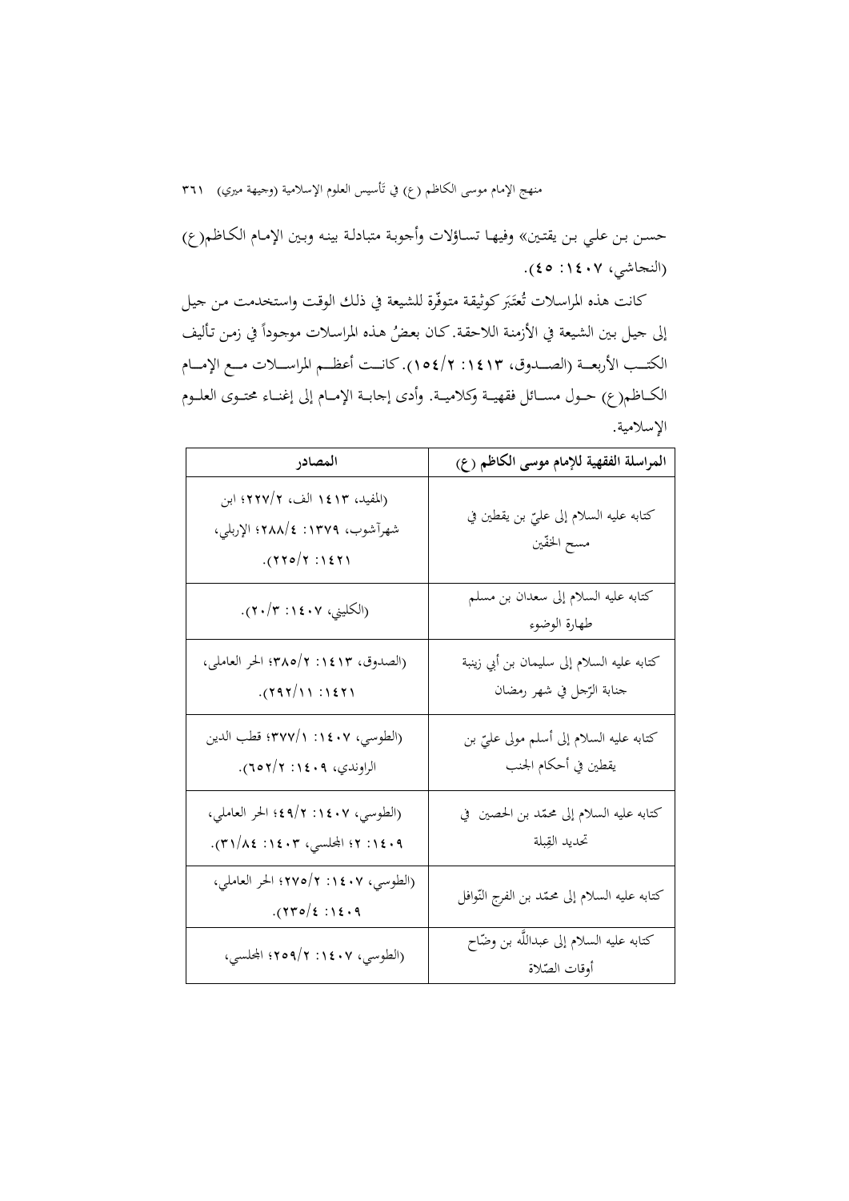حسن بن علي بن يقتين» وفيها تساؤلات وأجوبة متبادلة بينه وبين الإمام الكاظم(ع) (النجاشي، ١٤٠٧: ٤٥).

كانت هذه المراسلات تُعتَبَر كوثيقة متوفّرة للشيعة في ذلك الوقت واستخدمت من جيل إلى جيل بين الشيعة في الأزمنة اللاحقة. كان بعضُ هذه المراسلات موجوداً في زمن تأليف الكتب الأربعة (الصدوق، ١٤١٣: ٢/١٥٤). كانت أعظم المراسلات مع الإمام الكاظم(ع) حول مسائل فقهية وكلامية. وأدى إجابة الإمام إلى إغناء محتوى العلوم الإسلامية.

| المراسلة الفقهية للإمام موسى الكاظم (ع) | المصادر |
|---|---|
| كتابه عليه السلام إلى عليّ بن يقطين في مسح الخفّين | (المفيد، ١٤١٣ الف، ٢/٢٢٧؛ ابن شهرآشوب، ١٣٧٩: ٤/٢٨٨؛ الإربلي، ١٤٢١: ٢/٢٢٥). |
| كتابه عليه السلام إلى سعدان بن مسلم طهارة الوضوء | (الكليني، ١٤٠٧: ٣/٢٠). |
| كتابه عليه السلام إلى سليمان بن أبي زينبة جنابة الرّجل في شهر رمضان | (الصدوق، ١٤١٣: ٢/٣٨٥؛ الحر العاملي، ١٤٢١: ١١/٢٩٢). |
| كتابه عليه السلام إلى أسلم مولى عليّ بن يقطين في أحكام الجنب | (الطوسي، ١٤٠٧: ١/٣٧٧؛ قطب الدين الراوندي، ١٤٠٩: ٢/٦٥٢). |
| كتابه عليه السلام إلى محمّد بن الحصين في تحديد القِبلة | (الطوسي، ١٤٠٧: ٢/٤٩؛ الحر العاملي، ١٤٠٩: ٢؛ المجلسي، ١٤٠٣: ٨٤/٣١). |
| كتابه عليه السلام إلى محمّد بن الفرج النّوافل | (الطوسي، ١٤٠٧: ٢/٢٧٥؛ الحر العاملي، ١٤٠٩: ٤/٢٣٥). |
| كتابه عليه السلام إلى عبداللّه بن وضّاح أوقات الصّلاة | (الطوسي، ١٤٠٧: ٢/٢٥٩؛ المجلسي، |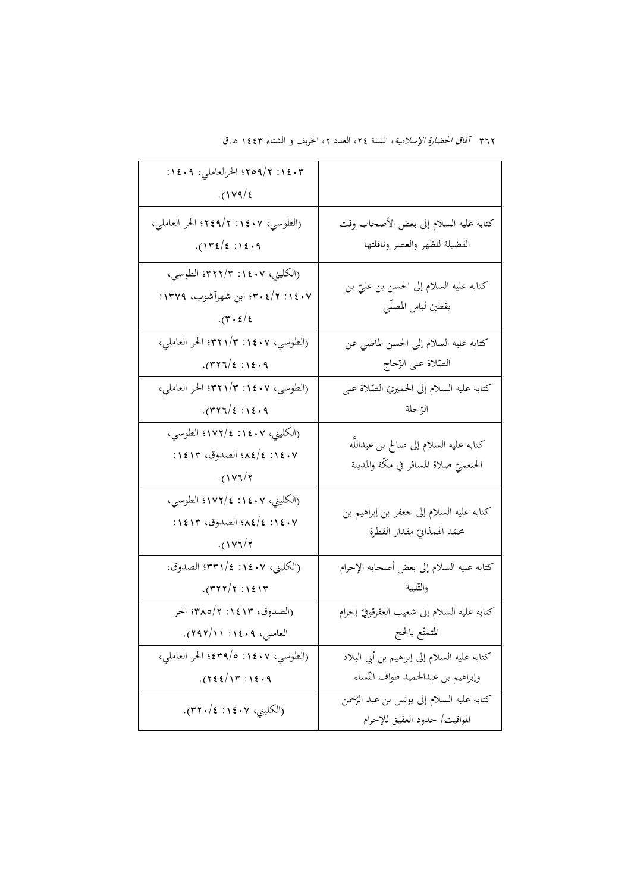| | |
|---|---|
| | ١٤٠٣: ٢/٢٥٩؛ الحرالعاملي، ١٤٠٩: ١٧٩/٤). |
| كتابه عليه السلام إلى بعض الأصحاب وقت الفضيلة للظهر والعصر ونافلتها | (الطوسي، ١٤٠٧: ٢/٢٤٩؛ الحر العاملي، ١٤٠٩: ١٣٤/٤). |
| كتابه عليه السلام إلى الحسن بن عليّ بن يقطين لباس المصلّي | (الكليني، ١٤٠٧: ٣٢٢/٣؛ الطوسي، ١٤٠٧: ٣٠٤/٢؛ ابن شهرآشوب، ١٣٧٩: ٣٠٤/٤). |
| كتابه عليه السلام إلى الحسن الماضي عن الصّلاة على الزّجاج | (الطوسي، ١٤٠٧: ٣٢١/٣؛ الحر العاملي، ١٤٠٩: ٣٢٦/٤). |
| كتابه عليه السلام إلى الحميريّ الصّلاة على الرّاحلة | (الطوسي، ١٤٠٧: ٣٢١/٣؛ الحر العاملي، ١٤٠٩: ٣٢٦/٤). |
| كتابه عليه السلام إلى صالح بن عبداللّٰه الخثعميّ صلاة المسافر في مكّة والمدينة | (الكليني، ١٤٠٧: ١٧٢/٤؛ الطوسي، ١٤٠٧: ٨٤/٤؛ الصدوق، ١٤١٣: ١٧٦/٢). |
| كتابه عليه السلام إلى جعفر بن إبراهيم بن محمّد الهمذانيّ مقدار الفطرة | (الكليني، ١٤٠٧: ١٧٢/٤؛ الطوسي، ١٤٠٧: ٨٤/٤؛ الصدوق، ١٤١٣: ١٧٦/٢). |
| كتابه عليه السلام إلى بعض أصحابه الإحرام والتّلبية | (الكليني، ١٤٠٧: ٣٣١/٤؛ الصدوق، ١٤١٣: ٣٢٢/٢). |
| كتابه عليه السلام إلى شعيب العقرقوفيّ إحرام المتمتّع بالحج | (الصدوق، ١٤١٣: ٣٨٥/٢؛ الحر العاملي، ١٤٠٩: ٢٩٢/١١). |
| كتابه عليه السلام إلى إبراهيم بن أبي البلاد وإبراهيم بن عبدالحميد طواف النّساء | (الطوسي، ١٤٠٧: ٤٣٩/٥؛ الحر العاملي، ١٤٠٩: ٢٤٤/١٣). |
| كتابه عليه السلام إلى يونس بن عبد الرّحمن المواقيت/ حدود العقيق للإحرام | (الكليني، ١٤٠٧: ٣٢٠/٤). |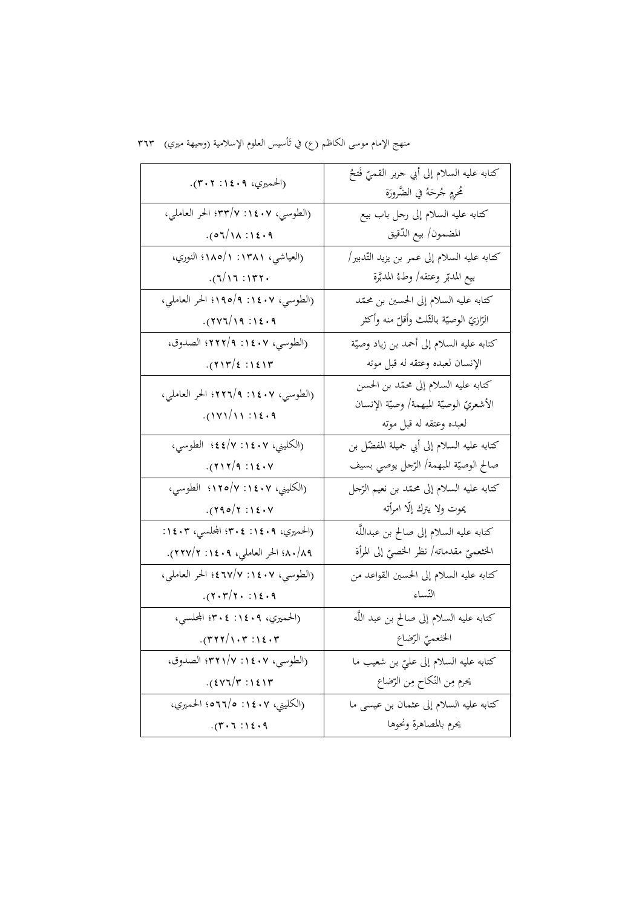| كتابه عليه السلام إلى أبي جرير القميّ فَتحُ مُحرِمٍ جُرحَهُ في الضَّرورَة | (الحميري، ١٤٠٩: ٣٠٢). |
|---|---|
| كتابه عليه السلام إلى رجل باب بيع المضمون/ بيع الدّقيق | (الطوسي، ١٤٠٧: ٣٣/٧؛ الحر العاملي، ١٤٠٩: ٥٦/١٨). |
| كتابه عليه السلام إلى عمر بن يزيد التّدبير/ بيع المدبّر وعتقه/ وطءُ المدبَّرة | (العياشي، ١٣٨١: ١٨٥/١؛ النوري، ١٣٢٠: ٦/١٦). |
| كتابه عليه السلام إلى الحسين بن محمّد الرّازيّ الوصيّة بالثّلث وأقلّ منه وأكثر | (الطوسي، ١٤٠٧: ١٩٥/٩؛ الحر العاملي، ١٤٠٩: ٢٧٦/١٩). |
| كتابه عليه السلام إلى أحمد بن زياد وصيّة الإنسان لعبده وعتقه له قبل موته | (الطوسي، ١٤٠٧: ٢٢٢/٩؛ الصدوق، ١٤١٣: ٢١٣/٤). |
| كتابه عليه السلام إلى محمّد بن الحسن الأشعريّ الوصيّة المبهمة/ وصيّة الإنسان لعبده وعتقه له قبل موته | (الطوسي، ١٤٠٧: ٢٢٦/٩؛ الحر العاملي، ١٤٠٩: ١٧١/١١). |
| كتابه عليه السلام إلى أبي جميلة المفضّل بن صالح الوصيّة المبهمة/ الرّجل يوصي بسيف | (الكليني، ١٤٠٧: ٤٤/٧؛ الطوسي، ١٤٠٧: ٢١٢/٩). |
| كتابه عليه السلام إلى محمّد بن نعيم الرّجل يموت ولا يترك إلّا امرأته | (الكليني، ١٤٠٧: ١٢٥/٧؛ الطوسي، ١٤٠٧: ٢٩٥/٢). |
| كتابه عليه السلام إلى صالح بن عبداللّه الخثعميّ مقدماته/ نظر الخصيّ إلى المرأة | (الحميري، ١٤٠٩: ٣٠٤؛ المجلسي، ١٤٠٣: ٨٠/٨٩؛ الحر العاملي، ١٤٠٩: ٢٢٧/٢). |
| كتابه عليه السلام إلى الحسين القواعد من النّساء | (الطوسي، ١٤٠٧: ٤٦٧/٧؛ الحر العاملي، ١٤٠٩: ٢٠٣/٢٠). |
| كتابه عليه السلام إلى صالح بن عبد اللّه الخثعميّ الرّضاع | (الحميري، ١٤٠٩: ٣٠٤؛ المجلسي، ١٤٠٣: ٣٢٢/١٠٣). |
| كتابه عليه السلام إلى عليّ بن شعيب ما يحرم مِن النّكاح مِن الرّضاع | (الطوسي، ١٤٠٧: ٣٢١/٧؛ الصدوق، ١٤١٣: ٤٧٦/٣). |
| كتابه عليه السلام إلى عثمان بن عيسى ما يحرم بالمصاهرة ونحوها | (الكليني، ١٤٠٧: ٥٦٦/٥؛ الحميري، ١٤٠٩: ٣٠٦). |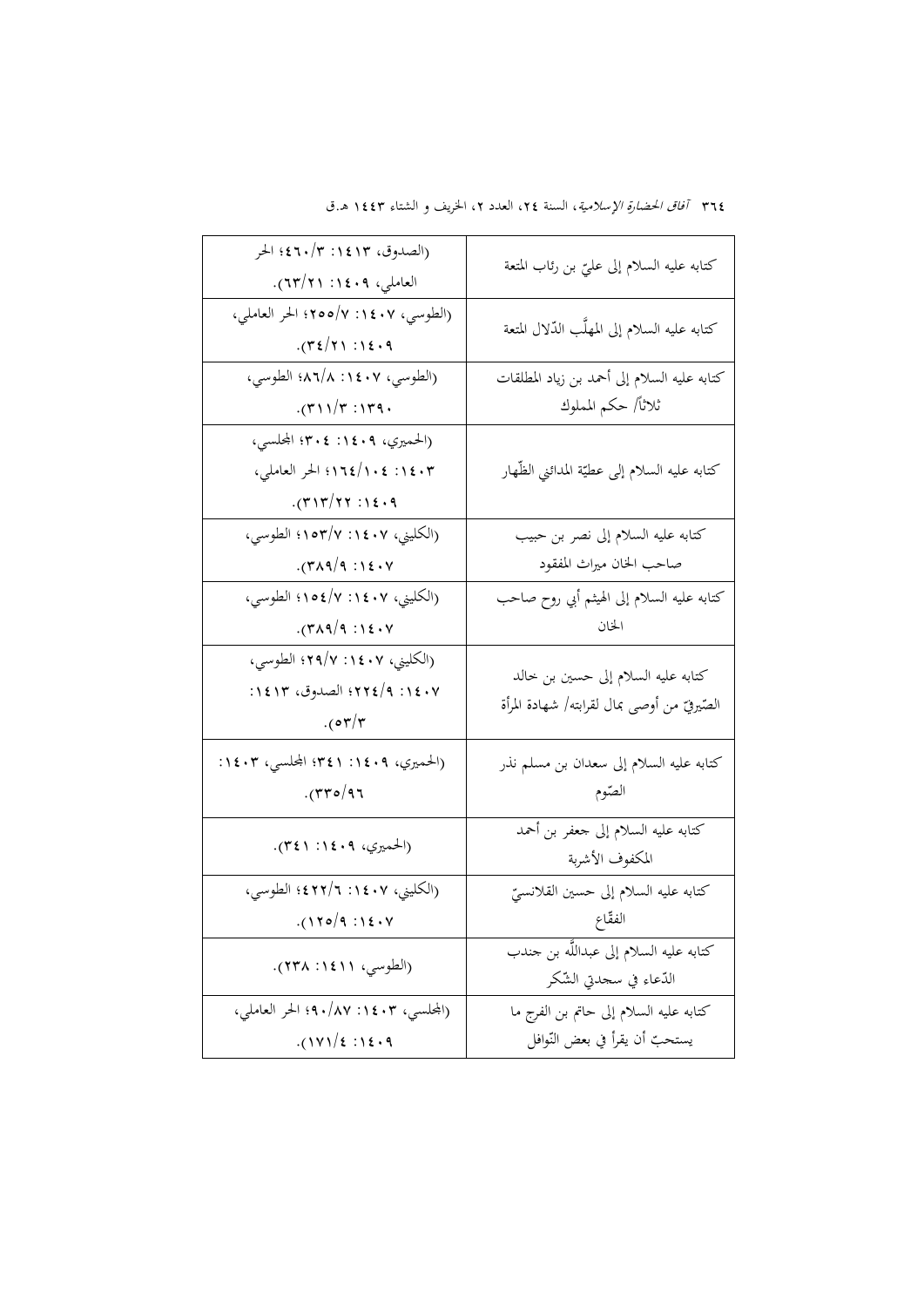| | |
|---|---|
| كتابه عليه السلام إلى عليّ بن رئاب المتعة | (الصدوق، ١٤١٣: ٣/٤٦٠؛ الحر العاملي، ١٤٠٩: ٢١/٦٣). |
| كتابه عليه السلام إلى المهلَّب الدّلال المتعة | (الطوسي، ١٤٠٧: ٧/٢٥٥؛ الحر العاملي، ١٤٠٩: ٢١/٣٤). |
| كتابه عليه السلام إلى أحمد بن زياد المطلقات ثلاثاً/ حكم المملوك | (الطوسي، ١٤٠٧: ٨/٨٦؛ الطوسي، ١٣٩٠: ٣/٣١١). |
| كتابه عليه السلام إلى عطيّة المدائني الظّهار | (الحميري، ١٤٠٩: ٣٠٤؛ المجلسي، ١٤٠٣: ١٠٤/١٦٤؛ الحر العاملي، ١٤٠٩: ٢٢/٣١٣). |
| كتابه عليه السلام إلى نصر بن حبيب صاحب الخان ميراث المفقود | (الكليني، ١٤٠٧: ٧/١٥٣؛ الطوسي، ١٤٠٧: ٩/٣٨٩). |
| كتابه عليه السلام إلى الهيثم أبي روح صاحب الخان | (الكليني، ١٤٠٧: ٧/١٥٤؛ الطوسي، ١٤٠٧: ٩/٣٨٩). |
| كتابه عليه السلام إلى حسين بن خالد الصّيرفيّ من أوصى بمال لقرابته/ شهادة المرأة | (الكليني، ١٤٠٧: ٧/٢٩؛ الطوسي، ١٤٠٧: ٩/٢٢٤؛ الصدوق، ١٤١٣: ٣/٥٣). |
| كتابه عليه السلام إلى سعدان بن مسلم نذر الصّوم | (الحميري، ١٤٠٩: ٣٤١؛ المجلسي، ١٤٠٣: ٩٦/٣٣٥). |
| كتابه عليه السلام إلى جعفر بن أحمد المكفوف الأشربة | (الحميري، ١٤٠٩: ٣٤١). |
| كتابه عليه السلام إلى حسين القلانسيّ الفقّاع | (الكليني، ١٤٠٧: ٦/٤٢٢؛ الطوسي، ١٤٠٧: ٩/١٢٥). |
| كتابه عليه السلام إلى عبداللّه بن جندب الدّعاء في سجدتي الشّكر | (الطوسي، ١٤١١: ٢٣٨). |
| كتابه عليه السلام إلى حاتم بن الفرج ما يستحبّ أن يقرأ في بعض النّوافل | (المجلسي، ١٤٠٣: ٨٧/٩٠؛ الحر العاملي، ١٤٠٩: ٤/١٧١). |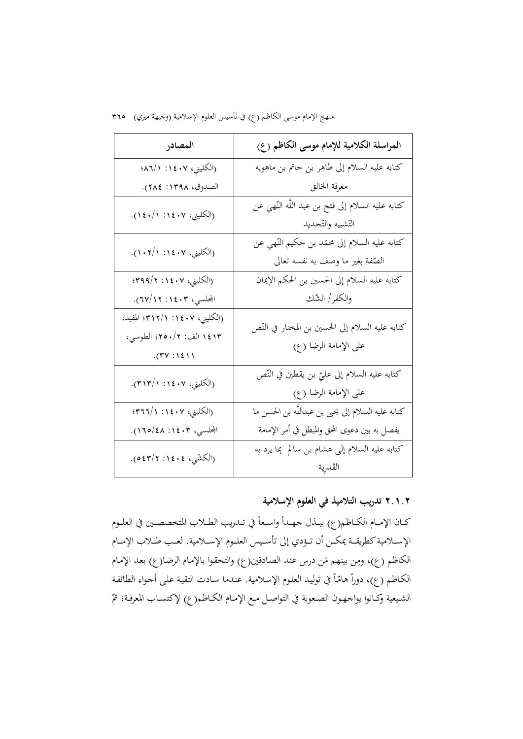| المراسلة الكلامية للإمام موسى الكاظم (ع) | المصادر |
|---|---|
| كتابه عليه السلام إلى طاهر بن حاتم بن ماهويه معرفة الخالق | (الكليني، ١٤٠٧: ١/٨٦؛ الصدوق، ١٣٩٨: ٢٨٤). |
| كتابه عليه السلام إلى فتح بن عبد اللّه النّهي عن التّشبيه والتّحديد | (الكليني، ١٤٠٧: ١/١٤٠). |
| كتابه عليه السلام إلى محمّد بن حكيم النّهي عن الصّفة بغير ما وصف به نفسه تعالى | (الكليني، ١٤٠٧: ١/١٠٢). |
| كتابه عليه السلام إلى الحسين بن الحكم الإيمان والكفر/ الشّك | (الكليني، ١٤٠٧: ٢/٣٩٩؛ المجلسي، ١٤٠٣: ١٢/٦٧). |
| كتابه عليه السلام إلى الحسين بن المختار في النّص على الإمامة الرضا (ع) | (الكليني، ١٤٠٧: ١/٣١٢؛ المفيد، ١٤١٣ الف: ٢/٢٥٠؛ الطوسي، ١٤١١: ٣٧). |
| كتابه عليه السلام إلى عليّ بن يقطين في النّص على الإمامة الرضا (ع) | (الكليني، ١٤٠٧: ١/٣١٣). |
| كتابه عليه السلام إلى يحيى بن عبداللّه بن الحسن ما يفصل به بين دعوى المحق والمبطل في أمر الإمامة | (الكليني، ١٤٠٧: ١/٣٦٦؛ المجلسي، ١٤٠٣: ٤٨/١٦٥). |
| كتابه عليه السلام إلى هشام بن سالم بما يرد به القَدرية | (الكشّي، ١٤٠٤: ٢/٥٤٣). |

### ٢.١.٢ تدريب التلاميذ في العلوم الإسلامية

كان الإمام الكاظم(ع) يبذل جهداً واسعاً في تدريب الطلاب المتخصصين في العلوم الإسلامية كطريقة يمكن أن تؤدي إلى تأسيس العلوم الإسلامية. لعب طلاب الإمام الكاظم (ع)، ومن بينهم مَن درس عند الصادقين(ع) والتحقوا بالإمام الرضا(ع) بعد الإمام الكاظم (ع)، دوراً هامّاً في توليد العلوم الإسلامية. عندما سادت التقية على أجواء الطائفة الشيعية وكانوا يواجهون الصعوبة في التواصل مع الإمام الكاظم(ع) لإكتساب المعرفة؛ تمّ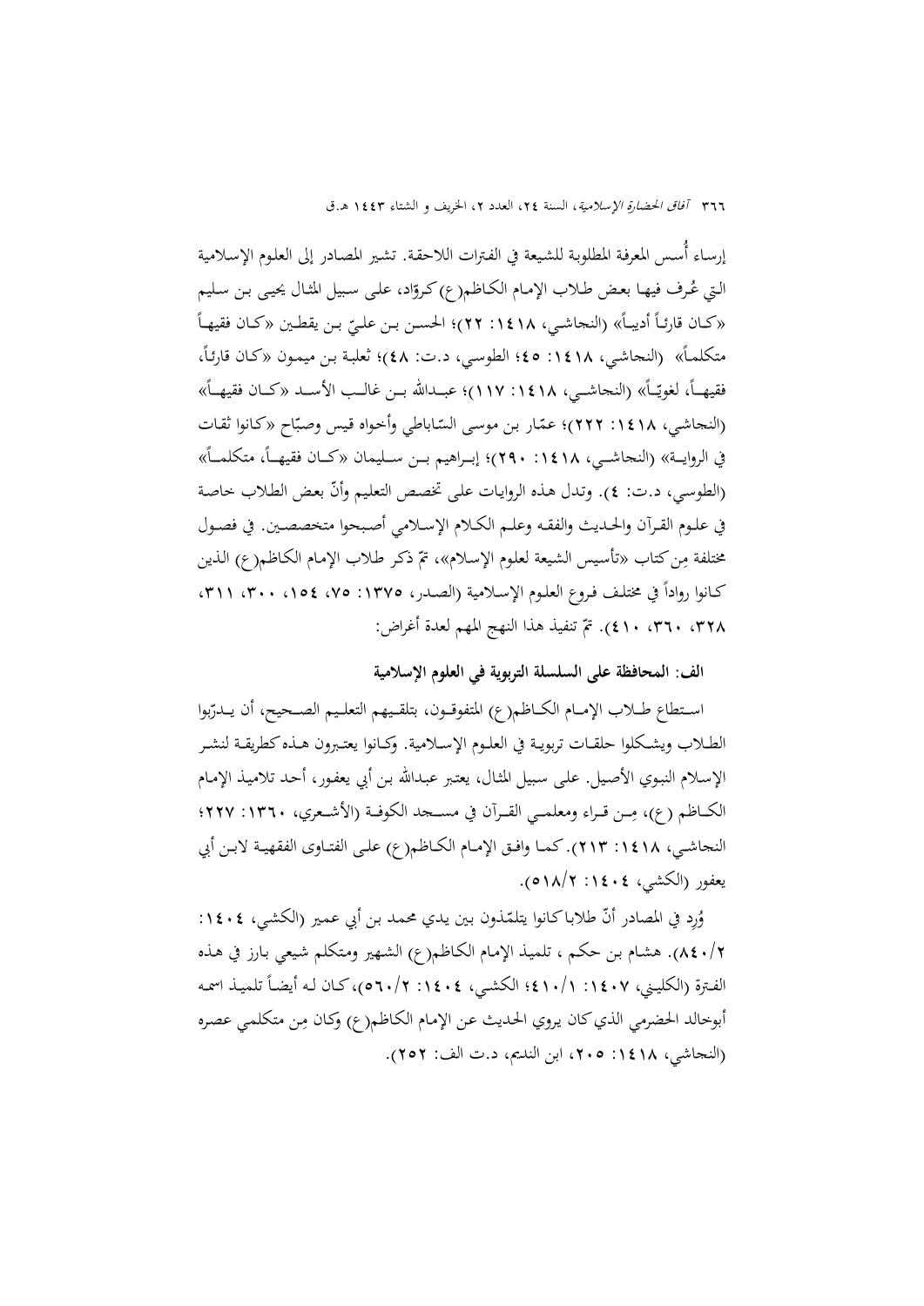إرساء أُسس المعرفة المطلوبة للشيعة في الفترات اللاحقة. تشير المصادر إلى العلوم الإسلامية التي عُرف فيها بعض طلاب الإمام الكاظم(ع) كروّاد، على سبيل المثال يحيى بن سليم «كان قارئاً أديباً» (النجاشي، ١٤١٨: ٢٢)؛ الحسن بن عليّ بن يقطين «كان فقيهاً متكلماً» (النجاشي، ١٤١٨: ٤٥؛ الطوسي، د.ت: ٤٨)؛ ثعلبة بن ميمون «كان قارئاً، فقيهاً، لغويّاً» (النجاشي، ١٤١٨: ١١٧)؛ عبدالله بن غالب الأسد «كان فقيهاً» (النجاشي، ١٤١٨: ٢٢٢)؛ عمّار بن موسى السّاباطي وأخواه قيس وصبّاح «كانوا ثقات في الرواية» (النجاشي، ١٤١٨: ٢٩٠)؛ إبراهيم بن سليمان «كان فقيهاً، متكلماً» (الطوسي، د.ت: ٤). وتدل هذه الروايات على تخصص التعليم وأنّ بعض الطلاب خاصة في علوم القرآن والحديث والفقه وعلم الكلام الإسلامي أصبحوا متخصصين. في فصول مختلفة مِن كتاب «تأسيس الشيعة لعلوم الإسلام»، تمّ ذكر طلاب الإمام الكاظم(ع) الذين كانوا روّاداً في مختلف فروع العلوم الإسلامية (الصدر، ١٣٧٥: ٧٥، ١٥٤، ٣٠٠، ٣١١، ٣٢٨، ٣٦٠، ٤١٠). تمّ تنفيذ هذا النهج المهم لعدة أغراض:

### الف: المحافظة على السلسلة التربوية في العلوم الإسلامية

استطاع طلاب الإمام الكاظم(ع) المتفوقون، بتلقيهم التعليم الصحيح، أن يدرّبوا الطلاب ويشكلوا حلقات تربوية في العلوم الإسلامية. وكانوا يعتبرون هذه كطريقة لنشر الإسلام النبوي الأصيل. على سبيل المثال، يعتبر عبدالله بن أبي يعفور، أحد تلاميذ الإمام الكاظم (ع)، مِن قراء ومعلمي القرآن في مسجد الكوفة (الأشعري، ١٣٦٠: ٢٢٧؛ النجاشي، ١٤١٨: ٢١٣). كما وافق الإمام الكاظم(ع) على الفتاوى الفقهية لابن أبي يعفور (الكشي، ١٤٠٤: ٥١٨/٢).

وُرِد في المصادر أنّ طلابا كانوا يتلمّذون بين يدي محمد بن أبي عمير (الكشي، ١٤٠٤: ٨٤٠/٢). هشام بن حكم ، تلميذ الإمام الكاظم(ع) الشهير ومتكلم شيعي بارز في هذه الفترة (الكليني، ١٤٠٧: ٤١٠/١؛ الكشي، ١٤٠٤: ٥٦٠/٢)، كان له أيضاً تلميذ اسمه أبوخالد الحضرمي الذي كان يروي الحديث عن الإمام الكاظم(ع) وكان مِن متكلمي عصره (النجاشي، ١٤١٨: ٢٠٥، ابن النديم، د.ت الف: ٢٥٢).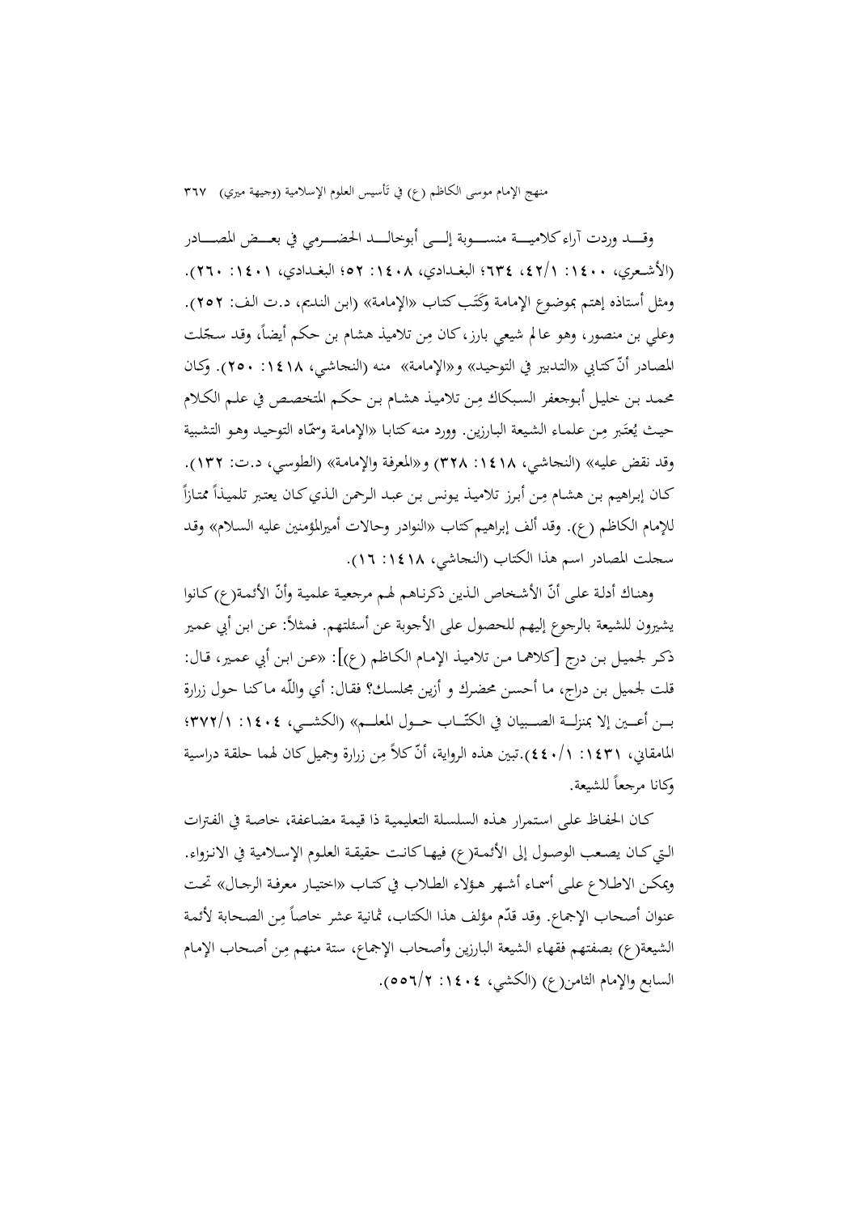وقـد وردت آراء كلامية منسوبة إلى أبوخالد الحضرمي في بعض المصادر (الأشعري، ١٤٠٠: ٤٢/١، ٦٣٤؛ البغدادي، ١٤٠٨: ٥٢؛ البغدادي، ١٤٠١: ٢٦٠). ومثل أستاذه إهتم بموضوع الإمامة وكَتَب كتاب «الإمامة» (ابن النديم، د.ت الف: ٢٥٢). وعلي بن منصور، وهو عالم شيعي بارز، كان مِن تلاميذ هشام بن حكم أيضاً، وقد سجّلت المصادر أنّ كتابي «التدبير في التوحيد» و«الإمامة» منه (النجاشي، ١٤١٨: ٢٥٠). وكان محمد بن خليل أبوجعفر السبكاك مِن تلاميذ هشام بن حكم المتخصص في علم الكلام حيث يُعتَبر مِن علماء الشيعة البارزين. وورد منه كتابا «الإمامة وسمّاه التوحيد وهو التشبية وقد نقض عليه» (النجاشي، ١٤١٨: ٣٢٨) و«المعرفة والإمامة» (الطوسي، د.ت: ١٣٢). كان إبراهيم بن هشام مِن أبرز تلاميذ يونس بن عبد الرحمن الذي كان يعتبر تلميذاً ممتازاً للإمام الكاظم (ع). وقد ألف إبراهيم كتاب «النوادر وحالات أميرالمؤمنين عليه السلام» وقد سجلت المصادر اسم هذا الكتاب (النجاشي، ١٤١٨: ١٦).

وهناك أدلة على أنّ الأشخاص الذين ذكرناهم لهم مرجعية علمية وأنّ الأئمة(ع) كانوا يشيرون للشيعة بالرجوع إليهم للحصول على الأجوبة عن أسئلتهم. فمثلاً: عن ابن أبي عمير ذكر لجميل بن درج [كلاهما من تلاميذ الإمام الكاظم (ع)]: «عن ابن أبي عمير، قال: قلت لجميل بن دراج، ما أحسن محضرك و أزين مجلسك؟ فقال: أي واللّه ما كنا حول زرارة بن أعين إلا بمنزلة الصبيان في الكتّاب حول المعلم» (الكشي، ١٤٠٤: ٣٧٢/١؛ المامقاني، ١٤٣١: ٤٤٠/١).تبين هذه الرواية، أنّ كلاً مِن زرارة وجميل كان لهما حلقة دراسية وكانا مرجعاً للشيعة.

كان الحفاظ على استمرار هذه السلسلة التعليمية ذا قيمة مضاعفة، خاصة في الفترات التي كان يصعب الوصول إلى الأئمة(ع) فيها كانت حقيقة العلوم الإسلامية في الانزواء. ويمكن الاطلاع على أسماء أشهر هؤلاء الطلاب في كتاب «اختيار معرفة الرجال» تحت عنوان أصحاب الإجماع. وقد قدّم مؤلف هذا الكتاب، ثمانية عشر خاصاً مِن الصحابة لأئمة الشيعة(ع) بصفتهم فقهاء الشيعة البارزين وأصحاب الإجماع، ستة منهم مِن أصحاب الإمام السابع والإمام الثامن(ع) (الكشي، ١٤٠٤: ٥٥٦/٢).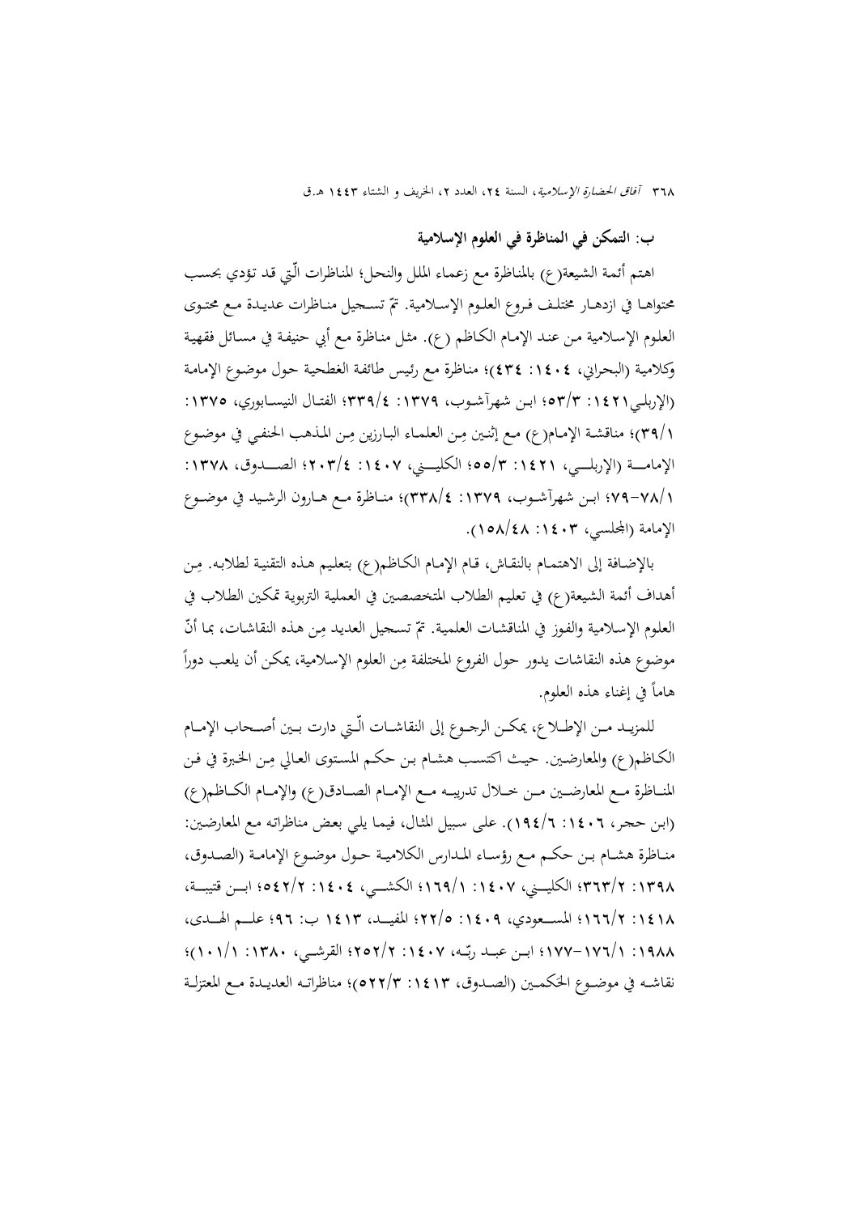### ب: التمكن في المناظرة في العلوم الإسلامية

اهتم أئمة الشيعة(ع) بالمناظرة مع زعماء الملل والنحل؛ المناظرات الّتي قد تؤدي بحسب محتواها في ازدهار مختلف فروع العلوم الإسلامية. تمّ تسجيل مناظرات عديدة مع محتوى العلوم الإسلامية من عند الإمام الكاظم (ع). مثل مناظرة مع أبي حنيفة في مسائل فقهية وكلامية (البحراني، ١٤٠٤: ٤٣٤)؛ مناظرة مع رئيس طائفة الغطحية حول موضوع الإمامة (الإربلي١٤٢١: ٥٣/٣؛ ابن شهرآشوب، ١٣٧٩: ٣٣٩/٤؛ الفتال النيسابوري، ١٣٧٥: ٣٩/١)؛ مناقشة الإمام(ع) مع إثنين مِن العلماء البارزين مِن المذهب الحنفي في موضوع الإمامة (الإربلي، ١٤٢١: ٥٥/٣؛ الكليني، ١٤٠٧: ٢٠٣/٤؛ الصدوق، ١٣٧٨: ٧٨/١-٧٩؛ ابن شهرآشوب، ١٣٧٩: ٣٣٨/٤)؛ مناظرة مع هارون الرشيد في موضوع الإمامة (المجلسي، ١٤٠٣: ١٥٨/٤٨).

بالإضافة إلى الاهتمام بالنقاش، قام الإمام الكاظم(ع) بتعليم هذه التقنية لطلابه. مِن أهداف أئمة الشيعة(ع) في تعليم الطلاب المتخصصين في العملية التربوية تمكين الطلاب في العلوم الإسلامية والفوز في المناقشات العلمية. تمّ تسجيل العديد مِن هذه النقاشات، بما أنّ موضوع هذه النقاشات يدور حول الفروع المختلفة مِن العلوم الإسلامية، يمكن أن يلعب دوراً هاماً في إغناء هذه العلوم.

للمزيد من الإطلاع، يمكن الرجوع إلى النقاشات الّتي دارت بين أصحاب الإمام الكاظم(ع) والمعارضين. حيث اكتسب هشام بن حكم المستوى العالي مِن الخبرة في فن المناظرة مع المعارضين من خلال تدريبه مع الإمام الصادق(ع) والإمام الكاظم(ع) (ابن حجر، ١٤٠٦: ١٩٤/٦). على سبيل المثال، فيما يلي بعض مناظراته مع المعارضين: مناظرة هشام بن حكم مع رؤساء المدارس الكلامية حول موضوع الإمامة (الصدوق، ١٣٩٨: ٣٦٣/٢؛ الكليني، ١٤٠٧: ١٦٩/١؛ الكشي، ١٤٠٤: ٥٤٢/٢؛ ابن قتيبة، ١٤١٨: ١٦٦/٢؛ المسعودي، ١٤٠٩: ٢٢/٥؛ المفيد، ١٤١٣ ب: ٩٦؛ علم الهدى، ١٩٨٨: ١٧٦/١-١٧٧؛ ابن عبد ربّه، ١٤٠٧: ٢٥٢/٢؛ القرشي، ١٣٨٠: ١٠١/١)؛ نقاشه في موضوع الحكمين (الصدوق، ١٤١٣: ٥٢٢/٣)؛ مناظراته العديدة مع المعتزلة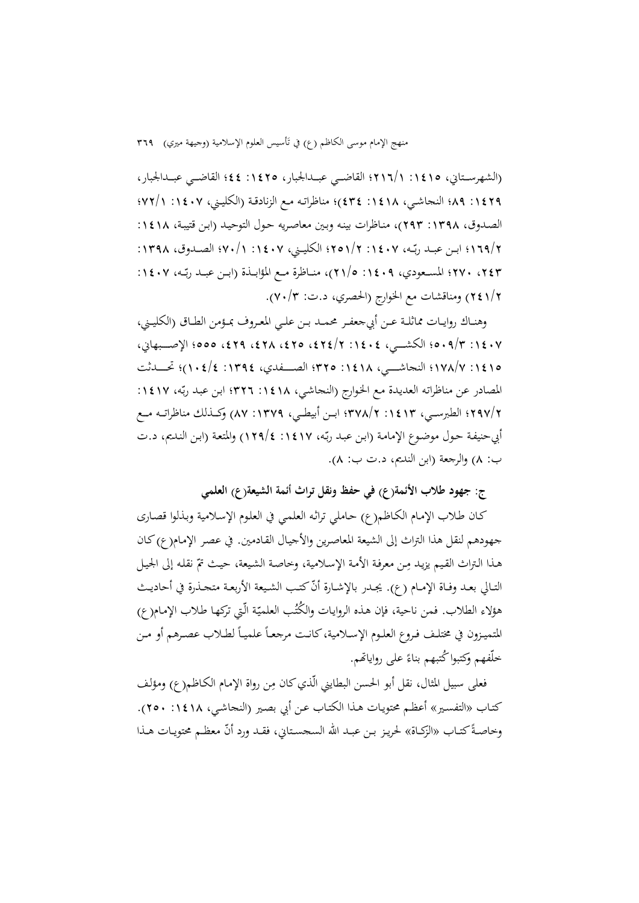(الشهرستاني، ١٤١٥: ٢١٦/١؛ القاضي عبدالجبار، ١٤٢٥: ٤٤؛ القاضي عبدالجبار، ١٤٢٩: ٨٩؛ النجاشي، ١٤١٨: ٤٣٤)؛ مناظراته مع الزنادقة (الكليني، ١٤٠٧: ٧٢/١؛ الصدوق، ١٣٩٨: ٢٩٣)، مناظرات بينه وبين معاصريه حول التوحيد (ابن قتيبة، ١٤١٨: ١٦٩/٢؛ ابن عبد ربّه، ١٤٠٧: ٢٥١/٢؛ الكليني، ١٤٠٧: ٧٠/١؛ الصدوق، ١٣٩٨: ٢٤٣، ٢٧٠؛ المسعودي، ١٤٠٩: ٢١/٥)، مناظرة مع المؤابذة (ابن عبد ربّه، ١٤٠٧: ٢٤١/٢) ومناقشات مع الخوارج (الحصري، د.ت: ٧٠/٣).

وهناك روايات مماثلة عن أبي‌جعفر محمد بن علي المعروف بمؤمن الطاق (الكليني، ١٤٠٧: ٥٠٩/٣؛ الكشي، ١٤٠٤: ٤٢٤/٢، ٤٢٥، ٤٢٨، ٤٢٩، ٥٥٥؛ الإصبهاني، ١٤١٥: ١٧٨/٧؛ النجاشي، ١٤١٨: ٣٢٥؛ الصفدي، ١٣٩٤: ١٠٤/٤)؛ تحدثت المصادر عن مناظراته العديدة مع الخوارج (النجاشي، ١٤١٨: ٣٢٦؛ ابن عبد ربّه، ١٤١٧: ٢٩٧/٢؛ الطبرسي، ١٤١٣: ٣٧٨/٢؛ ابن أبيطي، ١٣٧٩: ٨٧) وكذلك مناظراته مع أبي‌حنيفة حول موضوع الإمامة (ابن عبد ربّه، ١٤١٧: ١٢٩/٤) والمتعة (ابن النديم، د.ت ب: ٨) والرجعة (ابن النديم، د.ت ب: ٨).

**ج: جهود طلاب الأئمة(ع) في حفظ ونقل تراث أئمة الشيعة(ع) العلمي**

كان طلاب الإمام الكاظم(ع) حاملي تراثه العلمي في العلوم الإسلامية وبذلوا قصارى جهودهم لنقل هذا التراث إلى الشيعة المعاصرين والأجيال القادمين. في عصر الإمام(ع) كان هذا التراث القيم يزيد مِن معرفة الأمة الإسلامية، وخاصة الشيعة، حيث تمّ نقله إلى الجيل التالي بعد وفاة الإمام (ع). يجدر بالإشارة أنّ كتب الشيعة الأربعة متجذرة في أحاديث هؤلاء الطلاب. فمن ناحية، فإن هذه الروايات والكُتُب العلميّة الّتي تركها طلاب الإمام(ع) المتميزون في مختلف فروع العلوم الإسلامية، كانت مرجعاً علمياً لطلاب عصرهم أو من خلّفهم وكتبوا كُتبهم بناءً على رواياتهم.

فعلى سبيل المثال، نقل أبو الحسن البطايني الّذي كان مِن رواة الإمام الكاظم(ع) ومؤلف كتاب «التفسير» أعظم محتويات هذا الكتاب عن أبي بصير (النجاشي، ١٤١٨: ٢٥٠). وخاصةً كتاب «الزكاة» لحريز بن عبد الله السجستاني، فقد ورد أنّ معظم محتويات هذا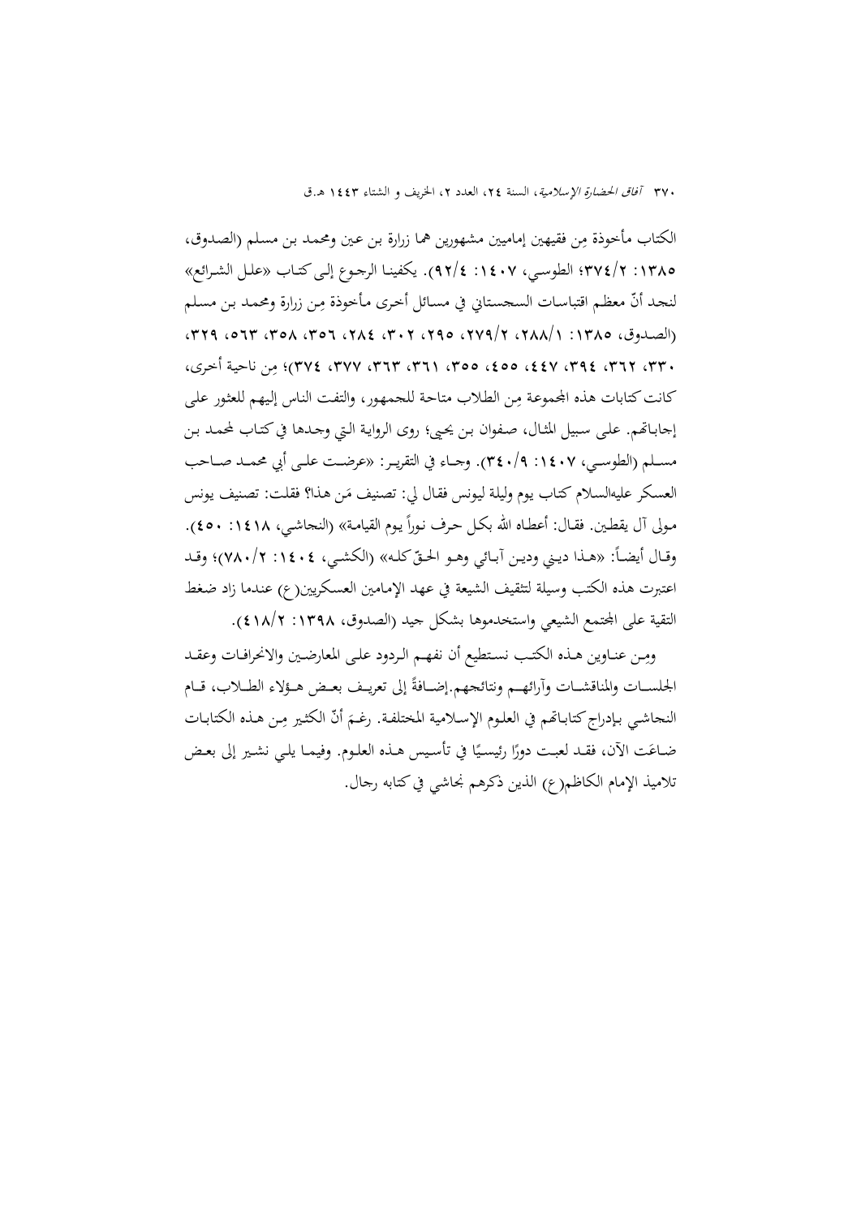الكتاب مأخوذة مِن فقيهين إماميين مشهورين هما زرارة بن عين ومحمد بن مسلم (الصدوق، ١٣٨٥: ٣٧٤/٢؛ الطوسي، ١٤٠٧: ٩٢/٤). يكفينا الرجوع إلى كتاب «علل الشرائع» لنجد أنّ معظم اقتباسات السجستاني في مسائل أخرى مأخوذة مِن زرارة ومحمد بن مسلم (الصدوق، ١٣٨٥: ٢٨٨/١، ٢٧٩/٢، ٢٩٥، ٣٠٢، ٢٨٤، ٣٥٦، ٣٥٨، ٥٦٣، ٣٢٩، ٣٣٠، ٣٦٢، ٣٩٤، ٤٤٧، ٤٥٥، ٣٥٥، ٣٦١، ٣٦٣، ٣٧٧، ٣٧٤)؛ مِن ناحية أخرى، كانت كتابات هذه المجموعة مِن الطلاب متاحة للجمهور، والتفت الناس إليهم للعثور على إجاباتهم. على سبيل المثال، صفوان بن يحيى؛ روى الرواية التي وجدها في كتاب لمحمد بن مسلم (الطوسي، ١٤٠٧: ٣٤٠/٩). وجاء في التقرير: «عرضت على أبي محمد صاحب العسكر عليه‌السلام كتاب يوم وليلة ليونس فقال لي: تصنيف مَن هذا؟ فقلت: تصنيف يونس مولى آل يقطين. فقال: أعطاه الله بكل حرف نوراً يوم القيامة» (النجاشي، ١٤١٨: ٤٥٠). وقال أيضاً: «هذا ديني ودين آبائي وهو الحقّ كله» (الكشي، ١٤٠٤: ٧٨٠/٢)؛ وقد اعتبرت هذه الكتب وسيلة لتثقيف الشيعة في عهد الإمامين العسكريين(ع) عندما زاد ضغط التقية على المجتمع الشيعي واستخدموها بشكل جيد (الصدوق، ١٣٩٨: ٤١٨/٢).

ومِن عناوين هذه الكتب نستطيع أن نفهم أن الردود على المعارضين والانحرافات وعقد الجلسات والمناقشات وآرائهم ونتائجهم.إضافةً إلى تعريف بعض هؤلاء الطلاب، قام النجاشي بإدراج كتاباتهم في العلوم الإسلامية المختلفة. رغمَ أنّ الكثير مِن هذه الكتابات ضاعَت الآن، فقد لعبت دورًا رئيسيًا في تأسيس هذه العلوم. وفيما يلي نشير إلى بعض تلاميذ الإمام الكاظم(ع) الذين ذكرهم نجاشي في كتابه رجال.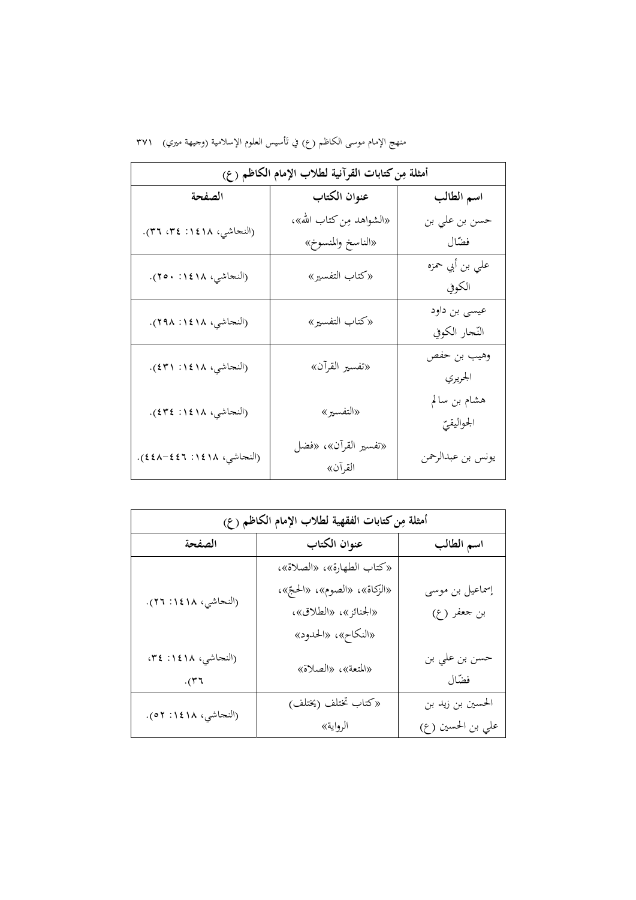| أمثلة مِن كتابات القرآنية لطلاب الإمام الكاظم (ع) | | |
|---|---|---|
| **اسم الطالب** | **عنوان الكتاب** | **الصفحة** |
| حسن بن علي بن فضّال | «الشواهد مِن كتاب الله»، «الناسخ والمنسوخ» | (النجاشي، ١٤١٨: ٣٤، ٣٦). |
| علي بن أبي حمزه الكوفي | «كتاب التفسير» | (النجاشي، ١٤١٨: ٢٥٠). |
| عيسى بن داود النّجار الكوفي | «كتاب التفسير» | (النجاشي، ١٤١٨: ٢٩٨). |
| وهيب بن حفص الجريري | «تفسير القرآن» | (النجاشي، ١٤١٨: ٤٣١). |
| هشام بن سالم الجواليقيّ | «التفسير» | (النجاشي، ١٤١٨: ٤٣٤). |
| يونس بن عبدالرحمن | «تفسير القرآن»، «فضل القرآن» | (النجاشي، ١٤١٨: ٤٤٦-٤٤٨). |

| أمثلة مِن كتابات الفقهية لطلاب الإمام الكاظم (ع) | | |
|---|---|---|
| **اسم الطالب** | **عنوان الكتاب** | **الصفحة** |
| إسماعيل بن موسى بن جعفر (ع) | «كتاب الطهارة»، «الصلاة»، «الزكاة»، «الصوم»، «الحجّ»، «الجنائز»، «الطلاق»، «النكاح»، «الحدود» | (النجاشي، ١٤١٨: ٢٦). |
| حسن بن علي بن فضّال | «المتعة»، «الصلاة» | (النجاشي، ١٤١٨: ٣٤، ٣٦). |
| الحسين بن زيد بن علي بن الحسين (ع) | «كتاب تختلف (يختلف) الرواية» | (النجاشي، ١٤١٨: ٥٢). |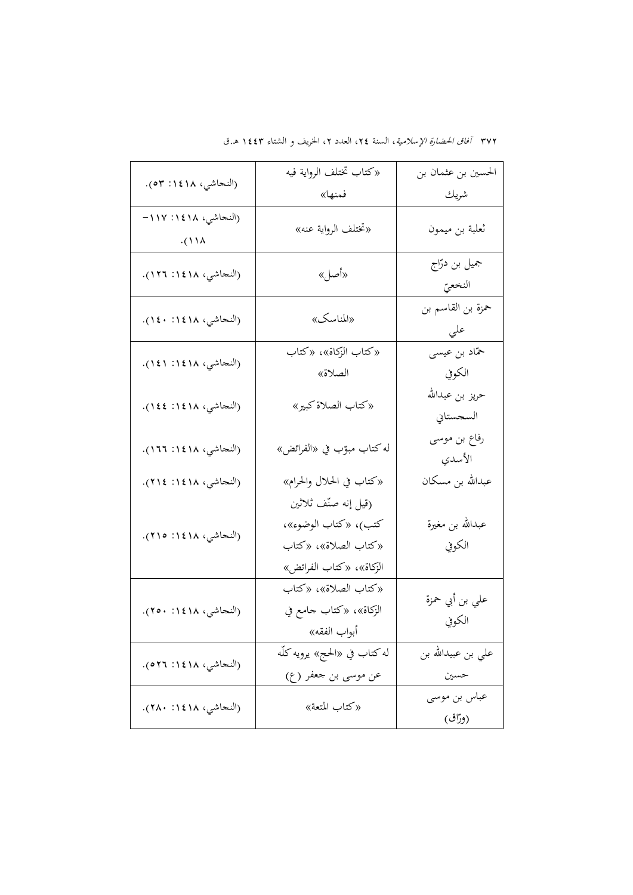| الحسين بن عثمان بن شريك | «كتاب تختلف الرواية فيه فمنها» | (النجاشي، ١٤١٨: ٥٣). |
| --- | --- | --- |
| ثعلبة بن ميمون | «تختلف الرواية عنه» | (النجاشي، ١٤١٨: ١١٧-١١٨). |
| جميل بن درّاج النخعيّ | «أصل» | (النجاشي، ١٤١٨: ١٢٦). |
| حمزة بن القاسم بن علي | «المناسک» | (النجاشي، ١٤١٨: ١٤٠). |
| حمّاد بن عيسى الكوفي | «كتاب الزكاة»، «كتاب الصلاة» | (النجاشي، ١٤١٨: ١٤١). |
| حريز بن عبدالله السجستاني | «كتاب الصلاة كبير» | (النجاشي، ١٤١٨: ١٤٤). |
| رفاع بن موسى الأسدي | له كتاب مبوّب في «الفرائض» | (النجاشي، ١٤١٨: ١٦٦). |
| عبدالله بن مسكان | «كتاب في الحلال والحرام» | (النجاشي، ١٤١٨: ٢١٤). |
| عبدالله بن مغيرة الكوفي | (قيل إنه صنّف ثلاثين كتب)، «كتاب الوضوء»، «كتاب الصلاة»، «كتاب الزكاة»، «كتاب الفرائض» | (النجاشي، ١٤١٨: ٢١٥). |
| علي بن أبي حمزة الكوفي | «كتاب الصلاة»، «كتاب الزكاة»، «كتاب جامع في أبواب الفقه» | (النجاشي، ١٤١٨: ٢٥٠). |
| علي بن عبيدالله بن حسين | له كتاب في «الحج» يرويه كلّه عن موسى بن جعفر (ع) | (النجاشي، ١٤١٨: ٥٢٦). |
| عباس بن موسى (ورّاق) | «كتاب المتعة» | (النجاشي، ١٤١٨: ٢٨٠). |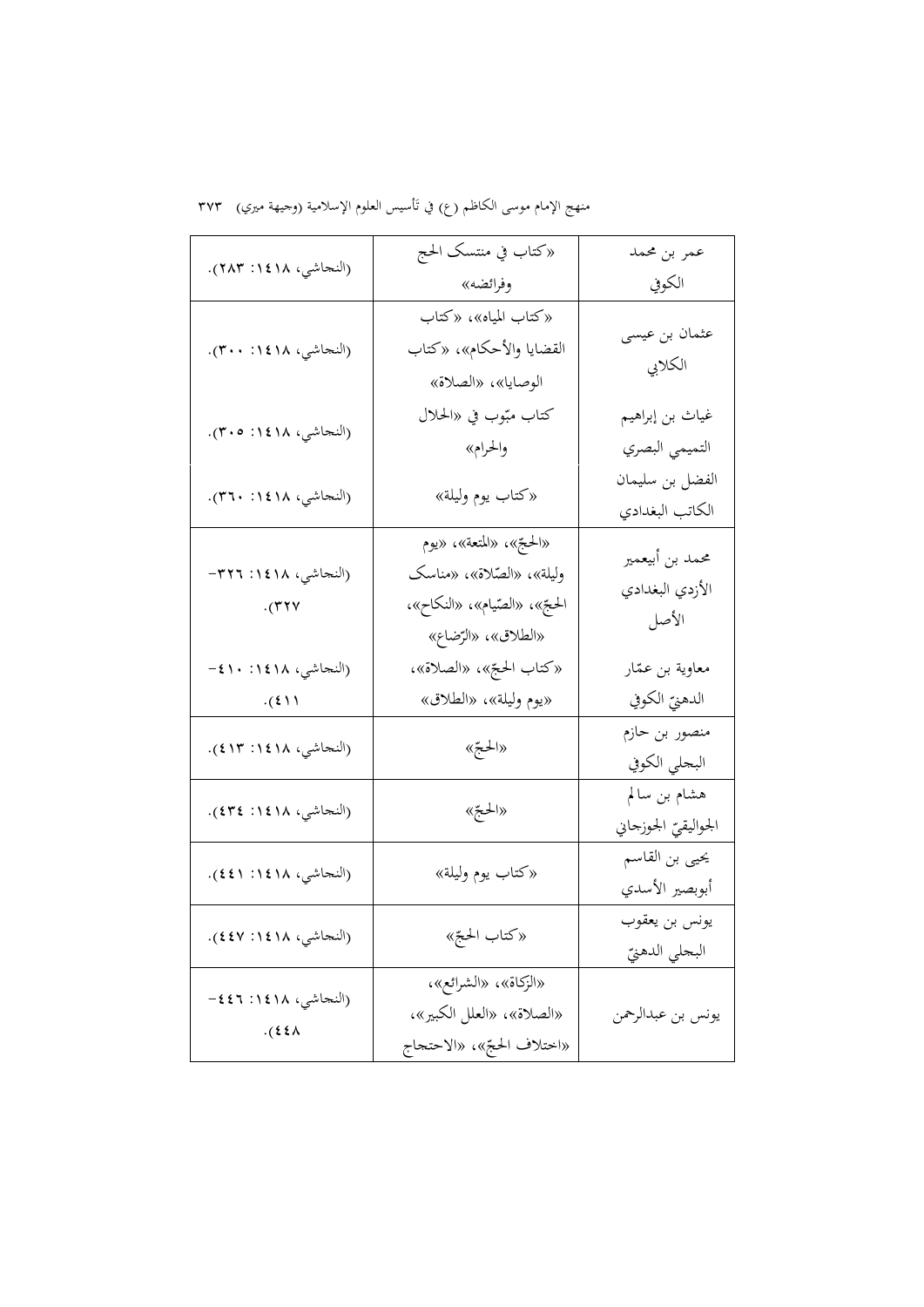| عمر بن محمد الكوفي | «كتاب في منتسک الحج وفرائضه» | (النجاشي، ١٤١٨: ٢٨٣). |
|---|---|---|
| عثمان بن عيسى الكلابي | «كتاب المياه»، «كتاب القضايا والأحكام»، «كتاب الوصايا»، «الصلاة» | (النجاشي، ١٤١٨: ٣٠٠). |
| غياث بن إبراهيم التميمي البصري | كتاب مبّوب في «الحلال والحرام» | (النجاشي، ١٤١٨: ٣٠٥). |
| الفضل بن سليمان الكاتب البغدادي | «كتاب يوم وليلة» | (النجاشي، ١٤١٨: ٣٦٠). |
| محمد بن أبيعمير الأزدي البغدادي الأصل | «الحجّ»، «المتعة»، «يوم وليلة»، «الصّلاة»، «مناسک الحجّ»، «الصّيام»، «النكاح»، «الطلاق»، «الرّضاع» | (النجاشي، ١٤١٨: ٣٢٦-٣٢٧). |
| معاوية بن عمّار الدهنيّ الكوفي | «كتاب الحجّ»، «الصلاة»، «يوم وليلة»، «الطلاق» | (النجاشي، ١٤١٨: ٤١٠-٤١١). |
| منصور بن حازم البجلي الكوفي | «الحجّ» | (النجاشي، ١٤١٨: ٤١٣). |
| هشام بن سالم الجواليقيّ الجوزجاني | «الحجّ» | (النجاشي، ١٤١٨: ٤٣٤). |
| يحيى بن القاسم أبوبصير الأسدي | «كتاب يوم وليلة» | (النجاشي، ١٤١٨: ٤٤١). |
| يونس بن يعقوب البجلي الدهنيّ | «كتاب الحجّ» | (النجاشي، ١٤١٨: ٤٤٧). |
| يونس بن عبدالرحمن | «الزكاة»، «الشرائع»، «الصلاة»، «العلل الكبير»، «اختلاف الحجّ»، «الاحتجاج | (النجاشي، ١٤١٨: ٤٤٦-٤٤٨). |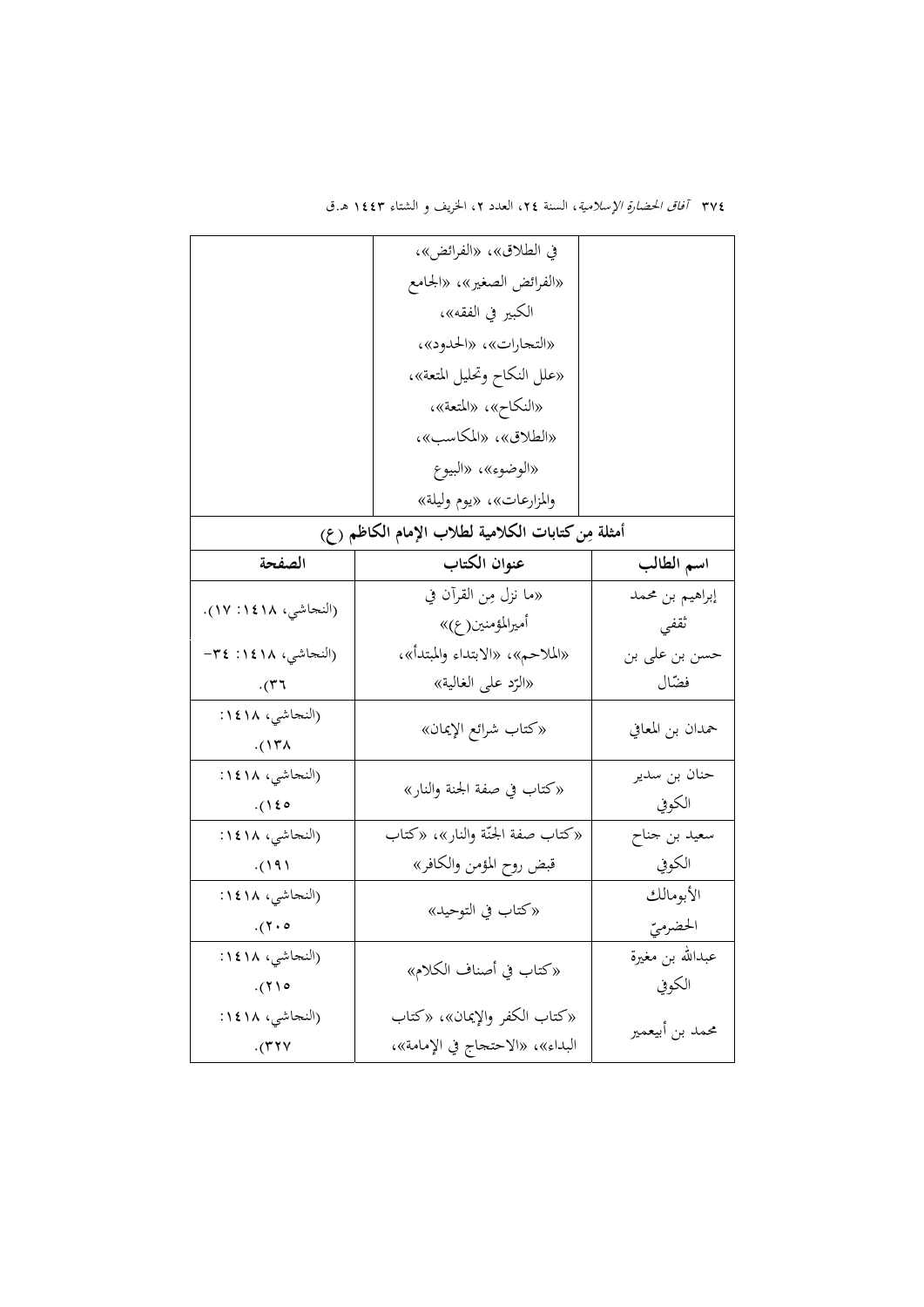| | | |
|---|---|---|
| | في الطلاق»، «الفرائض»، «الفرائض الصغير»، «الجامع الكبير في الفقه»، «التجارات»، «الحدود»، «علل النكاح وتحليل المتعة»، «النكاح»، «المتعة»، «الطلاق»، «المكاسب»، «الوضوء»، «البيوع والمزارعات»، «يوم وليلة» | |

**أمثلة مِن كتابات الكلامية لطلاب الإمام الكاظم (ع)**

| اسم الطالب | عنوان الكتاب | الصفحة |
|---|---|---|
| إبراهيم بن محمد ثقفي | «ما نزل مِن القرآن في أميرالمؤمنين(ع)» | (النجاشي، ١٤١٨: ١٧). |
| حسن بن على بن فضّال | «الملاحم»، «الابتداء والمبتدأ»، «الرّد على الغالية» | (النجاشي، ١٤١٨: ٣٤-٣٦). |
| حمدان بن المعافي | «كتاب شرائع الإيمان» | (النجاشي، ١٤١٨: ١٣٨). |
| حنان بن سدير الكوفي | «كتاب في صفة الجنة والنار» | (النجاشي، ١٤١٨: ١٤٥). |
| سعيد بن جناح الكوفي | «كتاب صفة الجنّة والنار»، «كتاب قبض روح المؤمن والكافر» | (النجاشي، ١٤١٨: ١٩١). |
| الأبومالك الحضرميّ | «كتاب في التوحيد» | (النجاشي، ١٤١٨: ٢٠٥). |
| عبدالله بن مغيرة الكوفي | «كتاب في أصناف الكلام» | (النجاشي، ١٤١٨: ٢١٥). |
| محمد بن أبيعمير | «كتاب الكفر والإيمان»، «كتاب البداء»، «الاحتجاج في الإمامة»، | (النجاشي، ١٤١٨: ٣٢٧). |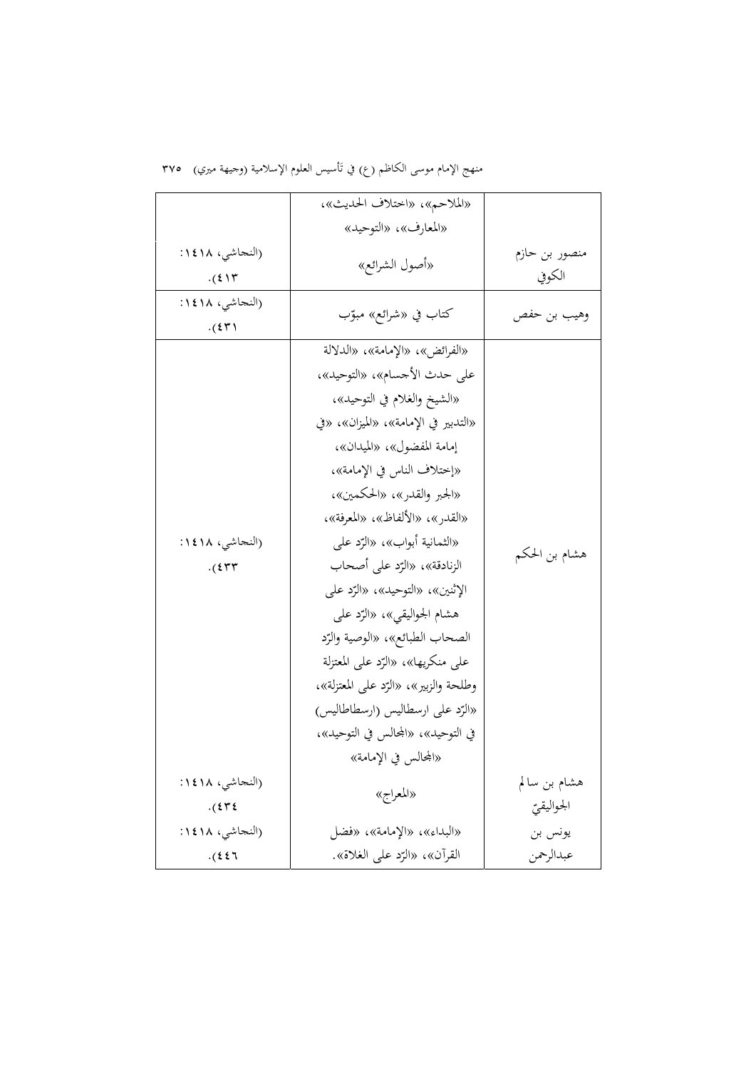| | | |
|---|---|---|
| | «الملاحم»، «اختلاف الحديث»، «المعارف»، «التوحيد» | |
| منصور بن حازم الكوفي | «أصول الشرائع» | (النجاشي، ١٤١٨: ٤١٣). |
| وهيب بن حفص | كتاب في «شرائع» مبوّب | (النجاشي، ١٤١٨: ٤٣١). |
| هشام بن الحكم | «الفرائض»، «الإمامة»، «الدلالة على حدث الأجسام»، «التوحيد»، «الشيخ والغلام في التوحيد»، «التدبير في الإمامة»، «الميزان»، «في إمامة المفضول»، «الميدان»، «إختلاف الناس في الإمامة»، «الجبر والقدر»، «الحكمين»، «القدر»، «الألفاظ»، «المعرفة»، «الثمانية أبواب»، «الرّد على الزنادقة»، «الرّد على أصحاب الإثنين»، «التوحيد»، «الرّد على هشام الجواليقي»، «الرّد على الصحاب الطبائع»، «الوصية والرّد على منكريها»، «الرّد على المعتزلة وطلحة والزبير»، «الرّد على المعتزلة»، «الرّد على ارسطاليس (ارسطاطاليس) في التوحيد»، «المجالس في التوحيد»، «المجالس في الإمامة» | (النجاشي، ١٤١٨: ٤٣٣). |
| هشام بن سالم الجواليقيّ | «المعراج» | (النجاشي، ١٤١٨: ٤٣٤). |
| يونس بن عبدالرحمن | «البداء»، «الإمامة»، «فضل القرآن»، «الرّد على الغلاة». | (النجاشي، ١٤١٨: ٤٤٦). |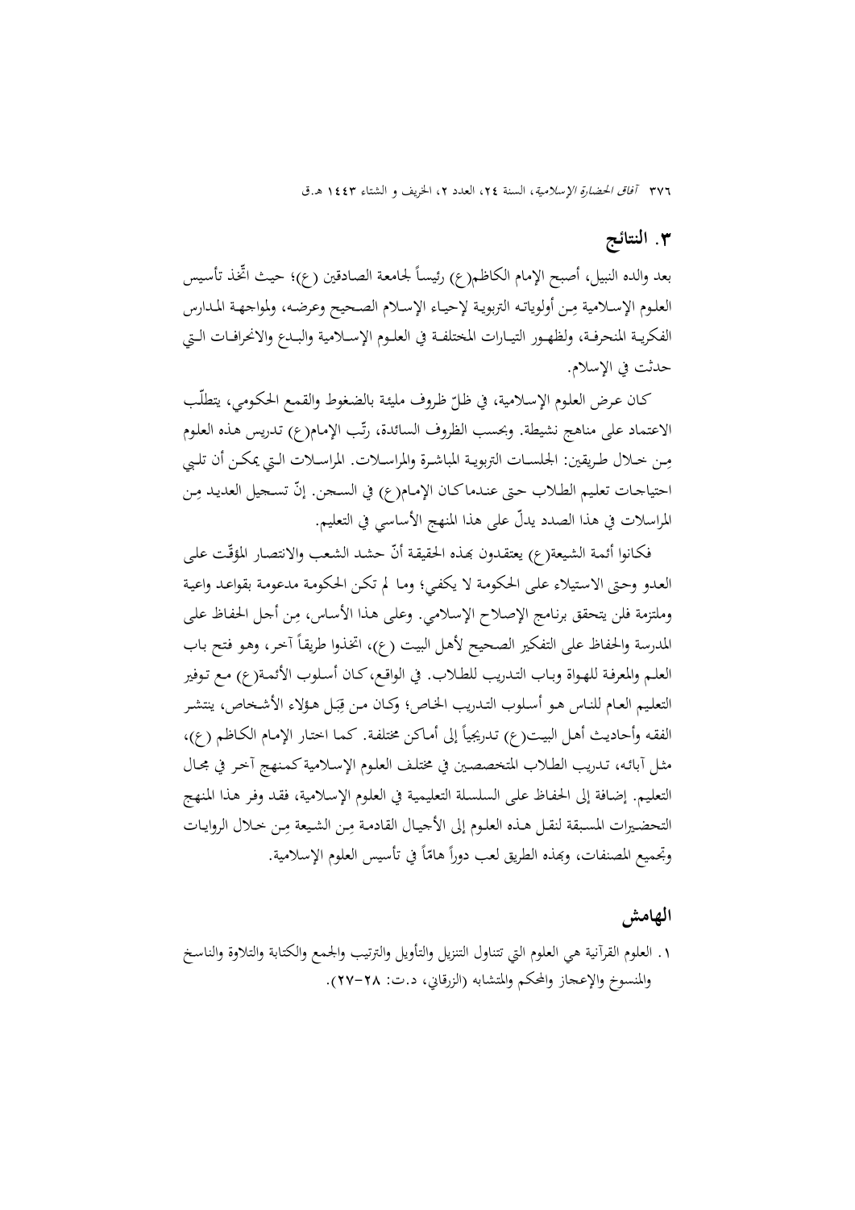## ٣. النتائج

بعد والده النبيل، أصبح الإمام الكاظم(ع) رئيساً لجامعة الصادقين (ع)؛ حيث اتّخذ تأسيس العلوم الإسلامية مِن أولوياته التربوية لإحياء الإسلام الصحيح وعرضه، ولمواجهة المدارس الفكرية المنحرفة، ولظهور التيارات المختلفة في العلوم الإسلامية والبدع والانحرافات التي حدثت في الإسلام.

كان عرض العلوم الإسلامية، في ظلّ ظروف مليئة بالضغوط والقمع الحكومي، يتطلّب الاعتماد على مناهج نشيطة. وبحسب الظروف السائدة، رتّب الإمام(ع) تدريس هذه العلوم مِن خلال طريقين: الجلسات التربوية المباشرة والمراسلات. المراسلات التي يمكن أن تلبي احتياجات تعليم الطلاب حتى عندما كان الإمام(ع) في السجن. إنّ تسجيل العديد مِن المراسلات في هذا الصدد يدلّ على هذا المنهج الأساسي في التعليم.

فكانوا أئمة الشيعة(ع) يعتقدون بهذه الحقيقة أنّ حشد الشعب والانتصار المؤقّت على العدو وحتى الاستيلاء على الحكومة لا يكفي؛ وما لم تكن الحكومة مدعومة بقواعد واعية وملتزمة فلن يتحقق برنامج الإصلاح الإسلامي. وعلى هذا الأساس، مِن أجل الحفاظ على المدرسة والحفاظ على التفكير الصحيح لأهل البيت (ع)، اتخذوا طريقاً آخر، وهو فتح باب العلم والمعرفة للهواة وباب التدريب للطلاب. في الواقع، كان أسلوب الأئمة(ع) مع توفير التعليم العام للناس هو أسلوب التدريب الخاص؛ وكان من قِبَل هؤلاء الأشخاص، ينتشر الفقه وأحاديث أهل البيت(ع) تدريجياً إلى أماكن مختلفة. كما اختار الإمام الكاظم (ع)، مثل آبائه، تدريب الطلاب المتخصصين في مختلف العلوم الإسلامية كمنهج آخر في مجال التعليم. إضافة إلى الحفاظ على السلسلة التعليمية في العلوم الإسلامية، فقد وفر هذا المنهج التحضيرات المسبقة لنقل هذه العلوم إلى الأجيال القادمة مِن الشيعة مِن خلال الروايات وتجميع المصنفات، وبهذه الطريق لعب دوراً هاماً في تأسيس العلوم الإسلامية.

## الهامش

١. العلوم القرآنية هي العلوم التي تتناول التنزيل والتأويل والترتيب والجمع والكتابة والتلاوة والناسخ والمنسوخ والإعجاز والمحكم والمتشابه (الزرقاني، د.ت: ٢٨-٢٧).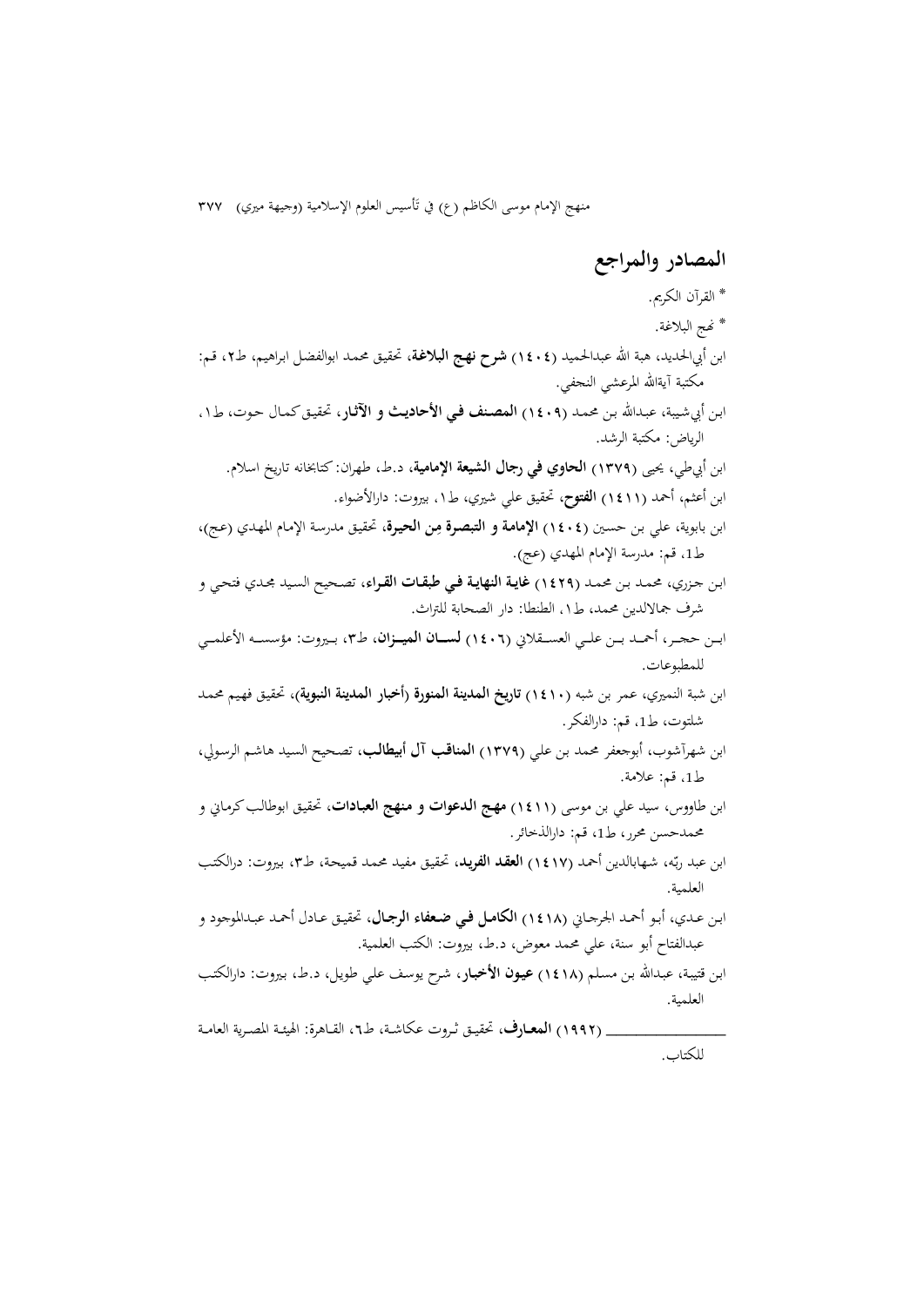## المصادر والمراجع

* القرآن الكريم.
* نهج البلاغة.

ابن أبي‌الحديد، هبة الله عبدالحميد (١٤٠٤) **شرح نهج البلاغة**، تحقيق محمد ابوالفضل ابراهيم، ط٢، قم: مكتبة آية‌الله المرعشي النجفي.

ابن أبي‌شيبة، عبدالله بن محمد (١٤٠٩) **المصنف في الأحاديث و الآثار**، تحقيق كمال حوت، ط١، الرياض: مكتبة الرشد.

ابن أبي‌طي، يحيى (١٣٧٩) **الحاوي في رجال الشيعة الإمامية**، د.ط، طهران: كتابخانه تاريخ اسلام.

ابن أعثم، أحمد (١٤١١) **الفتوح**، تحقيق علي شيري، ط١، بيروت: دارالأضواء.

ابن بابوية، علي بن حسين (١٤٠٤) **الإمامة و التبصرة من الحيرة**، تحقيق مدرسة الإمام المهدي (عج)، ط1، قم: مدرسة الإمام المهدي (عج).

ابن جزري، محمد بن محمد (١٤٢٩) **غاية النهاية في طبقات القراء**، تصحيح السيد مجدي فتحي و شرف جمال‌الدين محمد، ط١، الطنطا: دار الصحابة للتراث.

ابن حجر، أحمد بن علي العسقلاني (١٤٠٦) **لسان الميزان**، ط٣، بيروت: مؤسسه الأعلمي للمطبوعات.

ابن شبة النميري، عمر بن شبه (١٤١٠) **تاريخ المدينة المنورة (أخبار المدينة النبوية)**، تحقيق فهيم محمد شلتوت، ط1، قم: دارالفكر.

ابن شهرآشوب، أبوجعفر محمد بن علي (١٣٧٩) **المناقب آل أبيطالب**، تصحيح السيد هاشم الرسولي، ط1، قم: علامة.

ابن طاووس، سيد علي بن موسى (١٤١١) **مهج الدعوات و منهج العبادات**، تحقيق ابوطالب كرماني و محمدحسن محرر، ط1، قم: دارالذخائر.

ابن عبد ربّه، شهاب‌الدين أحمد (١٤١٧) **العقد الفريد**، تحقيق مفيد محمد قميحة، ط٣، بيروت: درالكتب العلمية.

ابن عدي، أبو أحمد الجرجاني (١٤١٨) **الكامل في ضعفاء الرجال**، تحقيق عادل أحمد عبدالموجود و عبدالفتاح أبو سنة، علي محمد معوض، د.ط، بيروت: الكتب العلمية.

ابن قتيبة، عبدالله بن مسلم (١٤١٨) **عيون الأخبار**، شرح يوسف علي طويل، د.ط، بيروت: دارالكتب العلمية.

_______________ (١٩٩٢) **المعارف**، تحقيق ثروت عكاشة، ط٦، القاهرة: الهيئة المصرية العامة للكتاب.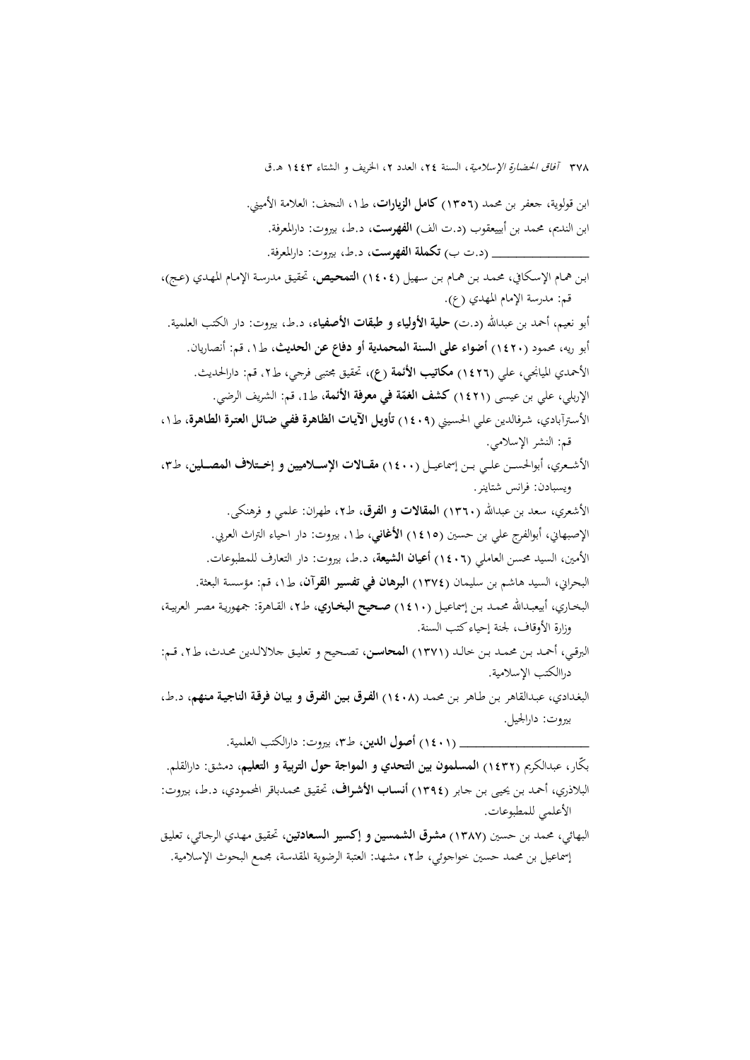ابن قولوية، جعفر بن محمد (١٣٥٦) **كامل الزيارات**، ط١، النجف: العلامة الأميني.

ابن النديم، محمد بن أبييعقوب (د.ت الف) **الفهرست**، د.ط، بيروت: دارالمعرفة.

_______________ (د.ت ب) **تكملة الفهرست**، د.ط، بيروت: دارالمعرفة.

ابن همام الإسكافي، محمد بن همام بن سهيل (١٤٠٤) **التمحيص**، تحقيق مدرسة الإمام المهدي (عج)، قم: مدرسة الإمام المهدي (ع).

أبو نعيم، أحمد بن عبدالله (د.ت) **حلية الأولياء و طبقات الأصفياء**، د.ط، بيروت: دار الكتب العلمية.

أبو ريه، محمود (١٤٢٠) **أضواء على السنة المحمدية أو دفاع عن الحديث**، ط١، قم: أنصاريان.

الأحمدي الميانجي، علي (١٤٢٦) **مكاتيب الأئمة (ع)**، تحقيق مجتبى فرجي، ط٢، قم: دارالحديث.

الاربلي، علي بن عيسى (١٤٢١) **كشف الغمّة في معرفة الأئمة**، ط١، قم: الشريف الرضي.

الأسترآبادي، شرفالدين علي الحسيني (١٤٠٩) **تأويل الآيات الظاهرة ففي ضائل العترة الطاهرة**، ط١، قم: النشر الإسلامي.

الأشعري، أبوالحسن علي بن إسماعيل (١٤٠٠) **مقالات الإسلاميين و إختلاف المصلين**، ط٣، ويسبادن: فرانس شتاينر.

الأشعري، سعد بن عبدالله (١٣٦٠) **المقالات و الفرق**، ط٢، طهران: علمي و فرهنكي.

الإصبهاني، أبوالفرج علي بن حسين (١٤١٥) **الأغاني**، ط١، بيروت: دار احياء التراث العربي.

الأمين، السيد محسن العاملي (١٤٠٦) **أعيان الشيعة**، د.ط، بيروت: دار التعارف للمطبوعات.

البحراني، السيد هاشم بن سليمان (١٣٧٤) **البرهان في تفسير القرآن**، ط١، قم: مؤسسة البعثة.

البخاري، أبيعبدالله محمد بن إسماعيل (١٤١٠) **صحيح البخاري**، ط٢، القاهرة: جمهورية مصر العربية، وزارة الأوقاف، لجنة إحياء كتب السنة.

البرقي، أحمد بن محمد بن خالد (١٣٧١) **المحاسن**، تصحيح و تعليق جلالالدين محدث، ط٢، قم: دارالكتب الإسلامية.

البغدادي، عبدالقاهر بن طاهر بن محمد (١٤٠٨) **الفرق بين الفرق و بيان فرقة الناجية منهم**، د.ط، بيروت: دارالجيل.

_______________ (١٤٠١) **أصول الدين**، ط٣، بيروت: دارالكتب العلمية.

بكّار، عبدالكريم (١٤٣٢) **المسلمون بين التحدي و المواجة حول التربية و التعليم**، دمشق: دارالقلم.

البلاذري، أحمد بن يحيى بن جابر (١٣٩٤) **أنساب الأشراف**، تحقيق محمدباقر المحمودي، د.ط، بيروت: الأعلمي للمطبوعات.

البهائي، محمد بن حسين (١٣٨٧) **مشرق الشمسين و إكسير السعادتين**، تحقيق مهدي الرجائي، تعليق إسماعيل بن محمد حسين خواجوئي، ط٢، مشهد: العتبة الرضوية المقدسة، مجمع البحوث الإسلامية.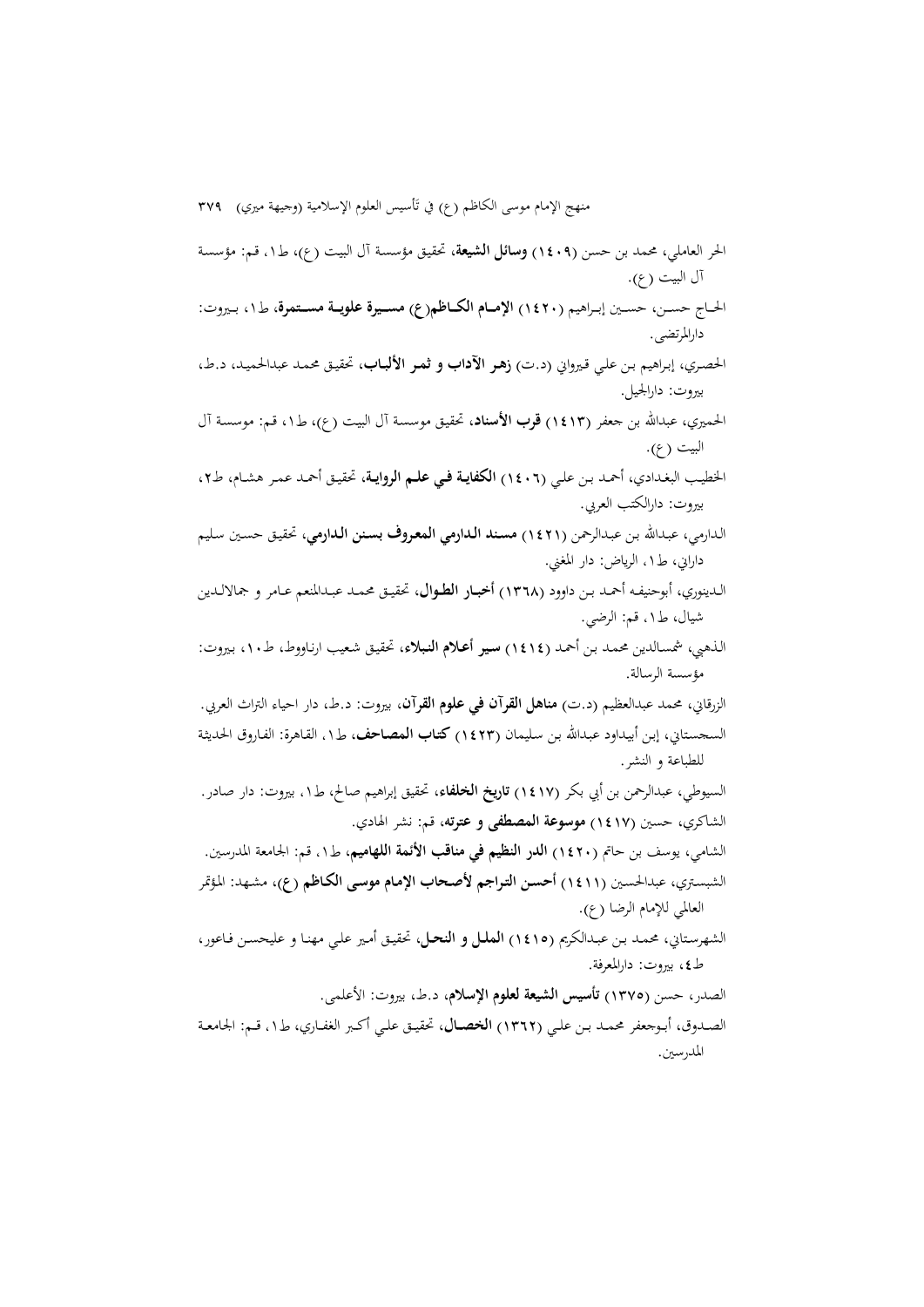الحر العاملي، محمد بن حسن (١٤٠٩) **وسائل الشيعة**، تحقيق مؤسسة آل البيت (ع)، ط١، قم: مؤسسة آل البيت (ع).

الحاج حسن، حسين إبراهيم (١٤٢٠) **الإمام الكاظم(ع) مسيرة علوية مستمرة**، ط١، بيروت: دارالمرتضى.

الحصري، إبراهيم بن علي قيرواني (د.ت) **زهر الآداب و ثمر الألباب**، تحقيق محمد عبدالحميد، د.ط، بيروت: دارالجيل.

الحميري، عبدالله بن جعفر (١٤١٣) **قرب الأسناد**، تحقيق موسسة آل البيت (ع)، ط١، قم: موسسة آل البيت (ع).

الخطيب البغدادي، أحمد بن علي (١٤٠٦) **الكفاية في علم الرواية**، تحقيق أحمد عمر هشام، ط٢، بيروت: دارالكتب العربي.

الدارمي، عبدالله بن عبدالرحمن (١٤٢١) **مسند الدارمي المعروف بسنن الدارمي**، تحقيق حسين سليم داراني، ط١، الرياض: دار المغني.

الدينوري، أبوحنيفه أحمد بن داوود (١٣٦٨) **أخبار الطوال**، تحقيق محمد عبدالمنعم عامر و جمالالدين شيال، ط١، قم: الرضي.

الذهبي، شمسالدين محمد بن أحمد (١٤١٤) **سير أعلام النبلاء**، تحقيق شعيب ارناووط، ط١٠، بيروت: مؤسسة الرسالة.

الزرقاني، محمد عبدالعظيم (د.ت) **مناهل القرآن في علوم القرآن**، بيروت: د.ط، دار احياء التراث العربي.

السجستاني، إبن أبيداود عبدالله بن سليمان (١٤٢٣) **كتاب المصاحف**، ط١، القاهرة: الفاروق الحديثة للطباعة و النشر.

السيوطي، عبدالرحمن بن أبي بكر (١٤١٧) **تاريخ الخلفاء**، تحقيق إبراهيم صالح، ط١، بيروت: دار صادر.

الشاكري، حسين (١٤١٧) **موسوعة المصطفى و عترته**، قم: نشر الهادي.

الشامي، يوسف بن حاتم (١٤٢٠) **الدر النظيم في مناقب الأئمة اللهاميم**، ط١، قم: الجامعة المدرسين.

الشبستري، عبدالحسين (١٤١١) **أحسن التراجم لأصحاب الإمام موسى الكاظم (ع)**، مشهد: المؤتمر العالمي للإمام الرضا (ع).

الشهرستاني، محمد بن عبدالكريم (١٤١٥) **الملل و النحل**، تحقيق أمير علي مهنا و عليحسن فاعور، ط٤، بيروت: دارالمعرفة.

الصدر، حسن (١٣٧٥) **تأسيس الشيعة لعلوم الإسلام**، د.ط، بيروت: الأعلمي.

الصدوق، أبوجعفر محمد بن علي (١٣٦٢) **الخصال**، تحقيق علي أكبر الغفاري، ط١، قم: الجامعة المدرسين.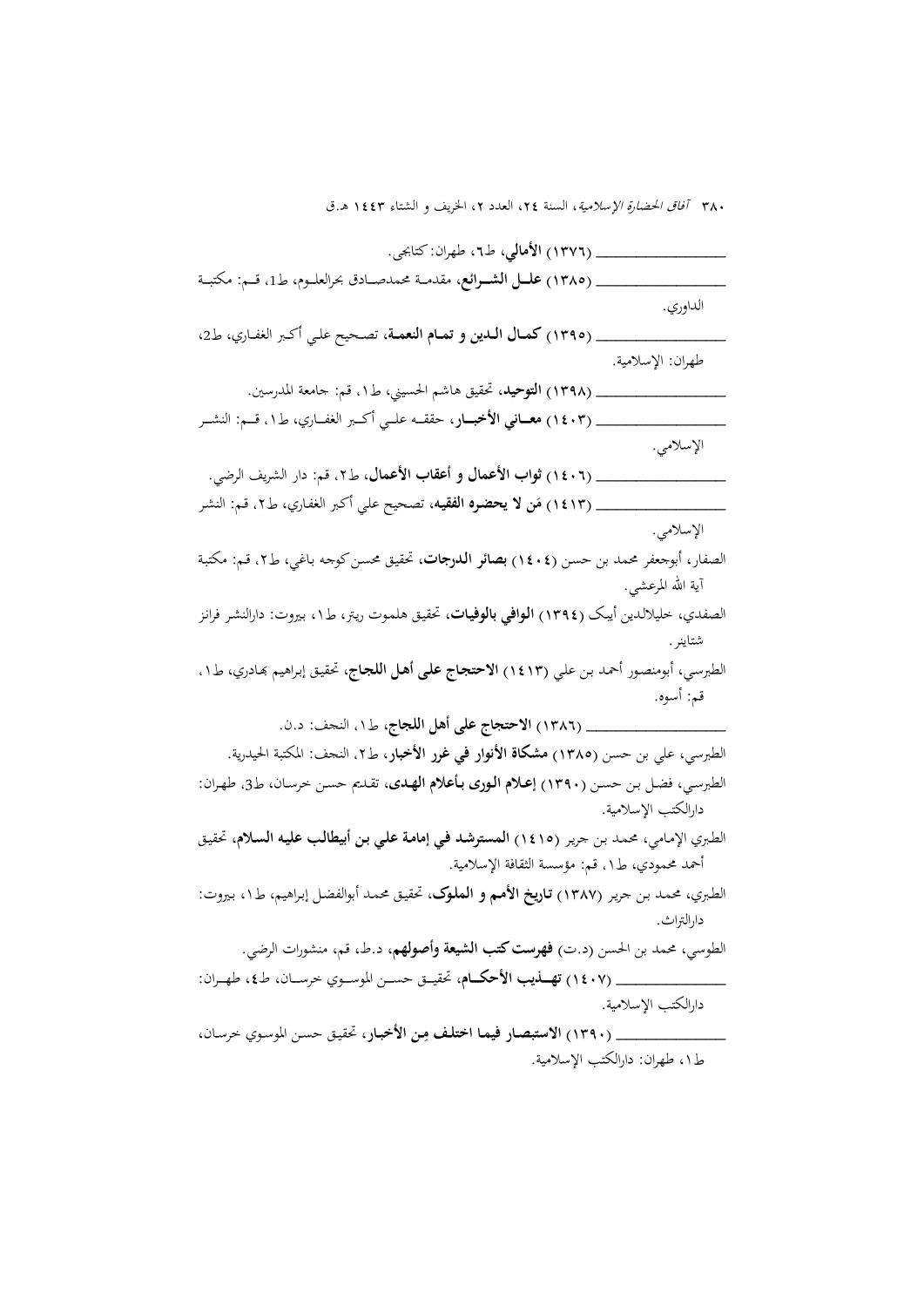ــــــــــــــــــــــــــ (١٣٧٦) **الأمالي**، ط٦، طهران: كتابجي.

ــــــــــــــــــــــــــ (١٣٨٥) **علـل الشـرائع**، مقدمـة محمدصـادق بحرالعلـوم، ط1، قـم: مكتبـة الداوري.

ــــــــــــــــــــــــــ (١٣٩٥) **كمـال الـدين و تمـام النعمـة**، تصـحيح علـي أكـبر الغفـاري، ط2، طهران: الإسلامية.

ــــــــــــــــــــــــــ (١٣٩٨) **التوحيد**، تحقيق هاشم الحسيني، ط١، قم: جامعة المدرسين.

ــــــــــــــــــــــــــ (١٤٠٣) **معـاني الأخبـار**، حققـه علـي أكـبر الغفـاري، ط١، قـم: النشـر الإسلامي.

ــــــــــــــــــــــــــ (١٤٠٦) **ثواب الأعمال و أعقاب الأعمال**، ط٢، قم: دار الشريف الرضي.

ــــــــــــــــــــــــــ (١٤١٣) **مَن لا يحضره الفقيه**، تصحيح علي أكبر الغفاري، ط٢، قم: النشر الإسلامي.

الصفار، أبوجعفر محمد بن حسن (١٤٠٤) **بصائر الدرجات**، تحقيق محسن كوجه باغي، ط٢، قم: مكتبة آية الله المرعشي.

الصفدي، خليلالدين أيبک (١٣٩٤) **الوافي بالوفيات**، تحقيق هلموت ريتر، ط١، بيروت: دارالنشر فرانز شتاينر.

الطبرسي، أبومنصور أحمد بن علي (١٤١٣) **الاحتجاج على أهل اللجاج**، تحقيق إبراهيم بهادري، ط١، قم: أسوه.

ــــــــــــــــــــــــــ (١٣٨٦) **الاحتجاج على أهل اللجاج**، ط١، النجف: د.ن.

الطبرسي، علي بن حسن (١٣٨٥) **مشكاة الأنوار في غرر الأخبار**، ط٢، النجف: المكتبة الحيدرية.

الطبرسي، فضل بن حسن (١٣٩٠) **إعلام الورى بأعلام الهدى**، تقديم حسن خرسان، ط3، طهران: دارالكتب الإسلامية.

الطبري الإمامي، محمد بن جرير (١٤١٥) **المسترشد في إمامة علي بن أبيطالب عليه السلام**، تحقيق أحمد محمودي، ط١، قم: مؤسسة الثقافة الإسلامية.

الطبري، محمد بن جرير (١٣٨٧) **تاريخ الأمم و الملوک**، تحقيق محمد أبوالفضل إبراهيم، ط١، بيروت: دارالتراث.

الطوسي، محمد بن الحسن (د.ت) **فهرست كتب الشيعة وأصولهم**، د.ط، قم، منشورات الرضي.

ــــــــــــــــــــــــــ (١٤٠٧) **تهـذيب الأحكـام**، تحقيـق حسـن الموسـوي خرسـان، ط٤، طهـران: دارالكتب الإسلامية.

ــــــــــــــــــــــــــ (١٣٩٠) **الاستبصار فيما اختلف مِن الأخبار**، تحقيق حسن الموسوي خرسان، ط١، طهران: دارالكتب الإسلامية.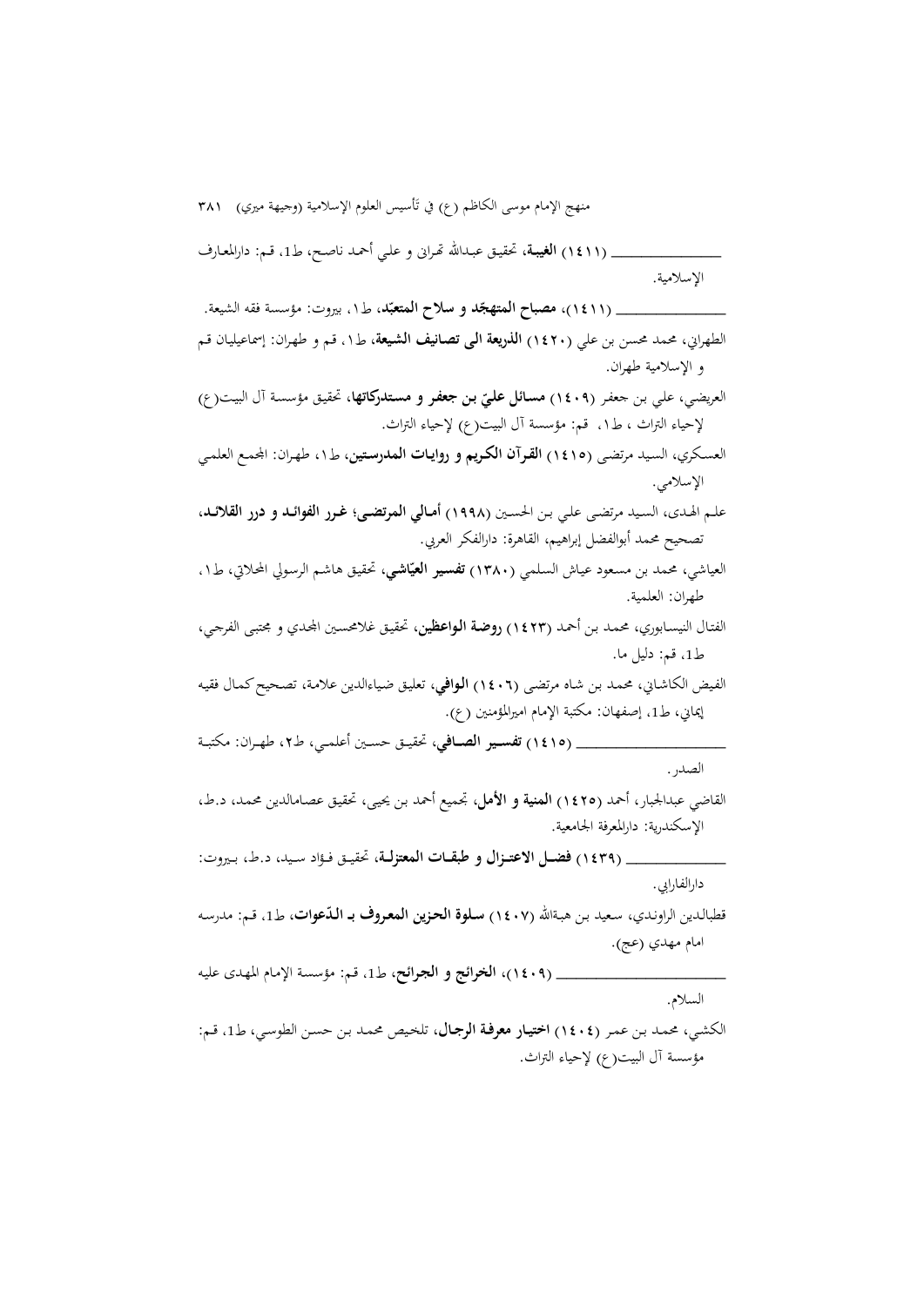ـــــــــــــــــــــــــ (١٤١١) **الغيبة**، تحقيق عبدالله تهرانی و علی أحمد ناصح، ط1، قم: دارالمعارف الإسلامية.

ـــــــــــــــــــــــــ (١٤١١)، **مصباح المتهجّد و سلاح المتعبّد**، ط١، بيروت: مؤسسة فقه الشيعة.

الطهراني، محمد محسن بن علي (١٤٢٠) **الذريعة الى تصانيف الشيعة**، ط١، قم و طهران: إسماعيليان قم و الإسلامية طهران.

العريضي، علي بن جعفر (١٤٠٩) **مسائل عليّ بن جعفر و مستدركاتها**، تحقيق مؤسسة آل البيت(ع) لإحياء التراث ، ط١، قم: مؤسسة آل البيت(ع) لإحياء التراث.

العسكري، السيد مرتضى (١٤١٥) **القرآن الكريم و روايات المدرستين**، ط١، طهران: المجمع العلمي الإسلامي.

علم الهدى، السيد مرتضى علي بن الحسين (١٩٩٨) **أمالي المرتضى؛ غرر الفوائد و درر القلائد**، تصحيح محمد أبوالفضل إبراهيم، القاهرة: دارالفكر العربي.

العياشي، محمد بن مسعود عياش السلمي (١٣٨٠) **تفسير العيّاشي**، تحقيق هاشم الرسولي المحلاتي، ط١، طهران: العلمية.

الفتال النيسابوري، محمد بن أحمد (١٤٢٣) **روضة الواعظين**، تحقيق غلامحسين المجدي و مجتبى الفرجي، ط1، قم: دليل ما.

الفيض الكاشاني، محمد بن شاه مرتضى (١٤٠٦) **الوافي**، تعليق ضياءالدين علامة، تصحيح كمال فقيه إيماني، ط1، إصفهان: مكتبة الإمام اميرالمؤمنين (ع).

ـــــــــــــــــــــــــ (١٤١٥) **تفسير الصافي**، تحقيق حسين أعلمي، ط٢، طهران: مكتبة الصدر.

القاضي عبدالجبار، أحمد (١٤٢٥) **المنية و الأمل**، تجميع أحمد بن يحيى، تحقيق عصامالدين محمد، د.ط، الإسكندرية: دارالمعرفة الجامعية.

ـــــــــــــــــــــــــ (١٤٣٩) **فضل الاعتزال و طبقات المعتزلة**، تحقيق فؤاد سيد، د.ط، بيروت: دارالفارابي.

قطبالدين الراوندي، سعيد بن هبةالله (١٤٠٧) **سلوة الحزين المعروف بـ الدّعوات**، ط1، قم: مدرسه امام مهدي (عج).

ـــــــــــــــــــــــــ (١٤٠٩)، **الخرائج و الجرائح**، ط1، قم: مؤسسة الإمام المهدى عليه السلام.

الكشي، محمد بن عمر (١٤٠٤) **اختيار معرفة الرجال**، تلخيص محمد بن حسن الطوسي، ط1، قم: مؤسسة آل البيت(ع) لإحياء التراث.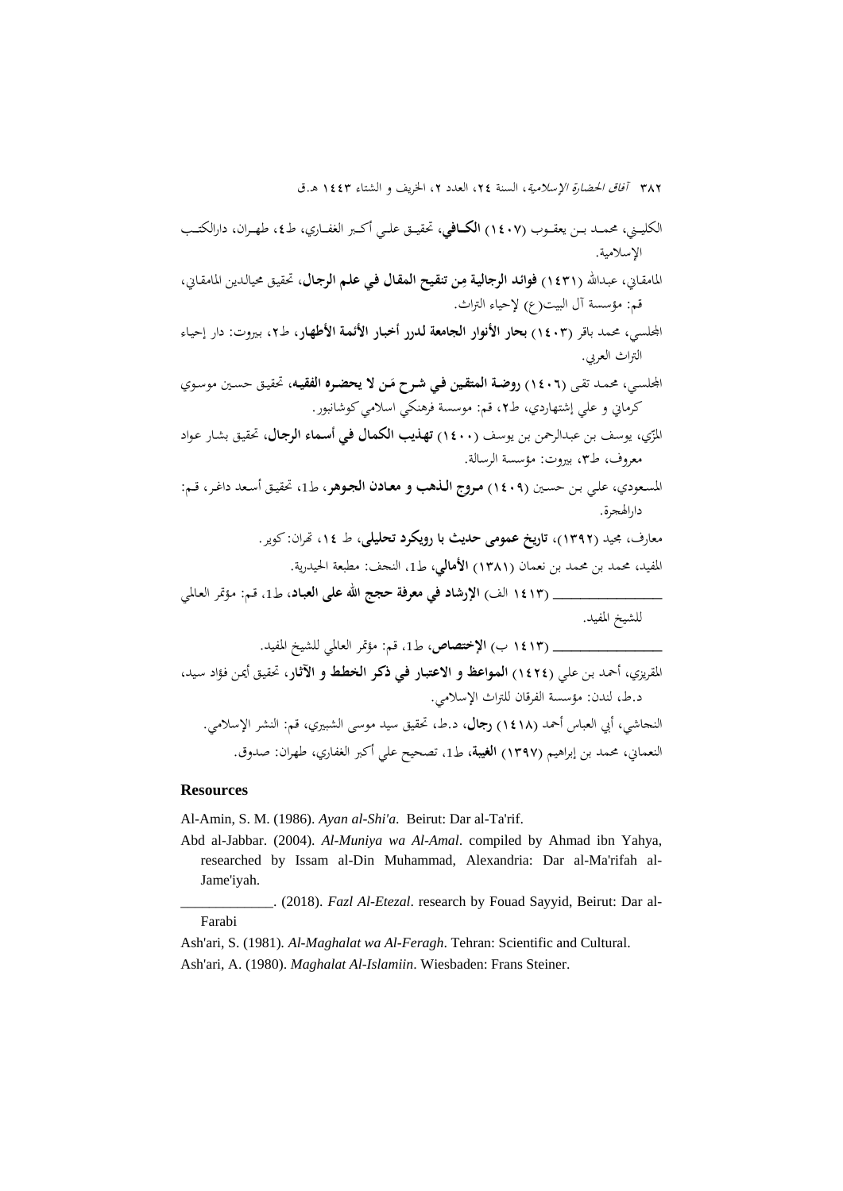الكليني، محمد بن يعقوب (١٤٠٧) **الكافي**، تحقيق علي أكبر الغفاري، ط٤، طهران، دارالكتب الإسلامية.

المامقاني، عبدالله (١٤٣١) **فوائد الرجالية مِن تنقيح المقال في علم الرجال**، تحقيق محيالدين المامقاني، قم: مؤسسة آل البيت(ع) لإحياء التراث.

المجلسي، محمد باقر (١٤٠٣) **بحار الأنوار الجامعة لدرر أخبار الأئمة الأطهار**، ط٢، بيروت: دار إحياء التراث العربي.

المجلسي، محمد تقى (١٤٠٦) **روضة المتقين في شرح مَن لا يحضره الفقيه**، تحقيق حسين موسوي كرماني و علي إشتهاردي، ط٢، قم: موسسة فرهنكي اسلامي كوشانبور.

المزّي، يوسف بن عبدالرحمن بن يوسف (١٤٠٠) **تهذيب الكمال في أسماء الرجال**، تحقيق بشار عواد معروف، ط٣، بيروت: مؤسسة الرسالة.

المسعودي، علي بن حسين (١٤٠٩) **مروج الذهب و معادن الجوهر**، ط1، تحقيق أسعد داغر، قم: دارالهجرة.

معارف، مجيد (١٣٩٢)، **تاريخ عمومى حديث با رويكرد تحليلى**، ط ١٤، تهران: كوير.

المفيد، محمد بن محمد بن نعمان (١٣٨١) **الأمالي**، ط1، النجف: مطبعة الحيدرية.

ـــــــــــــــــــــــــــ (١٤١٣ الف) **الإرشاد في معرفة حجج الله على العباد**، ط1، قم: مؤتمر العالمي للشيخ المفيد.

ـــــــــــــــــــــــــــ (١٤١٣ ب) **الإختصاص**، ط1، قم: مؤتمر العالمي للشيخ المفيد.

المقريزي، أحمد بن علي (١٤٢٤) **المواعظ و الاعتبار في ذكر الخطط و الآثار**، تحقيق أيمن فؤاد سيد، د.ط، لندن: مؤسسة الفرقان للتراث الإسلامي.

النجاشي، أبي العباس أحمد (١٤١٨) **رجال**، د.ط، تحقيق سيد موسى الشبيري، قم: النشر الإسلامي.

النعماني، محمد بن إبراهيم (١٣٩٧) **الغيبة**، ط1، تصحيح علي أكبر الغفاري، طهران: صدوق.

## Resources

Al-Amin, S. M. (1986). *Ayan al-Shi'a*. Beirut: Dar al-Ta'rif.

Abd al-Jabbar. (2004). *Al-Muniya wa Al-Amal*. compiled by Ahmad ibn Yahya, researched by Issam al-Din Muhammad, Alexandria: Dar al-Ma'rifah al-Jame'iyah.

_____________. (2018). *Fazl Al-Etezal*. research by Fouad Sayyid, Beirut: Dar al-Farabi

Ash'ari, S. (1981). *Al-Maghalat wa Al-Feragh*. Tehran: Scientific and Cultural.

Ash'ari, A. (1980). *Maghalat Al-Islamiin*. Wiesbaden: Frans Steiner.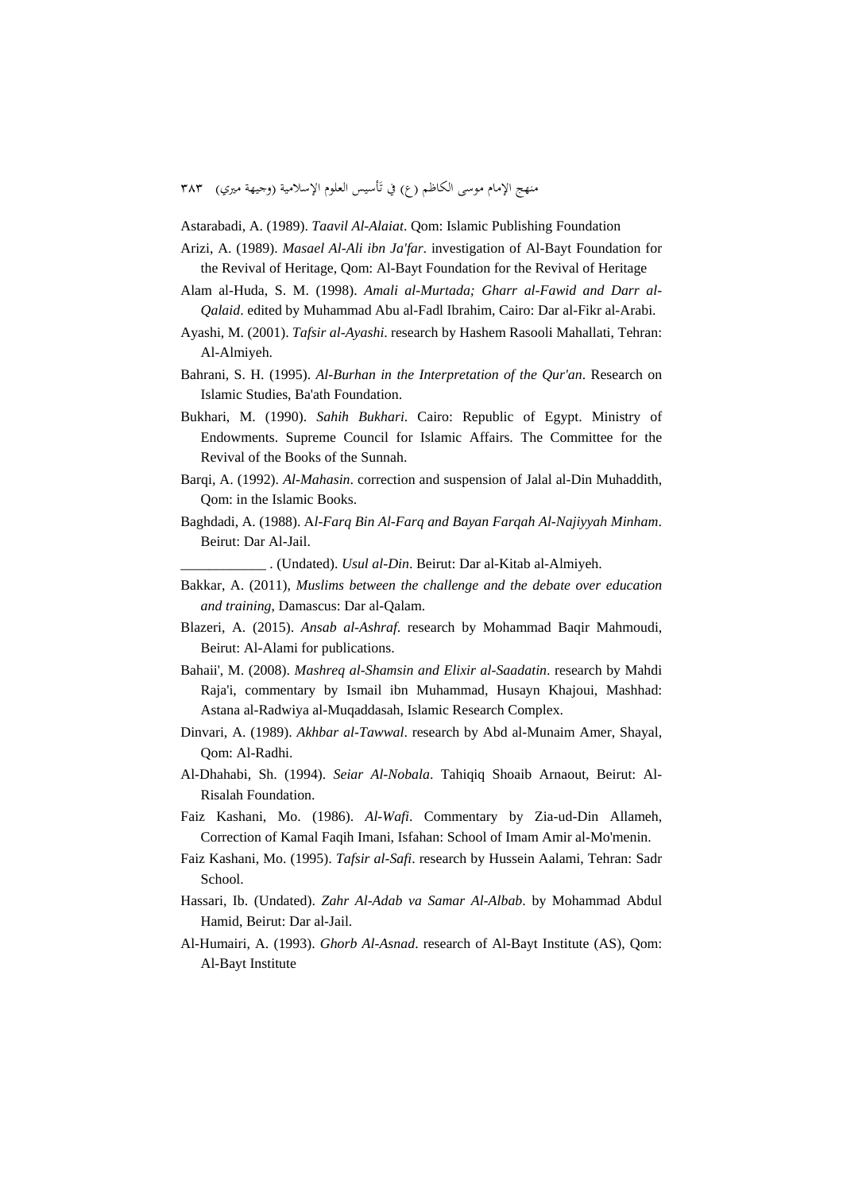Astarabadi, A. (1989). *Taavil Al-Alaiat*. Qom: Islamic Publishing Foundation

Arizi, A. (1989). *Masael Al-Ali ibn Ja'far*. investigation of Al-Bayt Foundation for the Revival of Heritage, Qom: Al-Bayt Foundation for the Revival of Heritage

Alam al-Huda, S. M. (1998). *Amali al-Murtada; Gharr al-Fawid and Darr al-Qalaid*. edited by Muhammad Abu al-Fadl Ibrahim, Cairo: Dar al-Fikr al-Arabi.

Ayashi, M. (2001). *Tafsir al-Ayashi*. research by Hashem Rasooli Mahallati, Tehran: Al-Almiyeh.

Bahrani, S. H. (1995). *Al-Burhan in the Interpretation of the Qur'an*. Research on Islamic Studies, Ba'ath Foundation.

Bukhari, M. (1990). *Sahih Bukhari*. Cairo: Republic of Egypt. Ministry of Endowments. Supreme Council for Islamic Affairs. The Committee for the Revival of the Books of the Sunnah.

Barqi, A. (1992). *Al-Mahasin*. correction and suspension of Jalal al-Din Muhaddith, Qom: in the Islamic Books.

Baghdadi, A. (1988). A*l-Farq Bin Al-Farq and Bayan Farqah Al-Najiyyah Minham*. Beirut: Dar Al-Jail.

____________ . (Undated). *Usul al-Din*. Beirut: Dar al-Kitab al-Almiyeh.

Bakkar, A. (2011), *Muslims between the challenge and the debate over education and training*, Damascus: Dar al-Qalam.

Blazeri, A. (2015). *Ansab al-Ashraf*. research by Mohammad Baqir Mahmoudi, Beirut: Al-Alami for publications.

Bahaii', M. (2008). *Mashreq al-Shamsin and Elixir al-Saadatin*. research by Mahdi Raja'i, commentary by Ismail ibn Muhammad, Husayn Khajoui, Mashhad: Astana al-Radwiya al-Muqaddasah, Islamic Research Complex.

Dinvari, A. (1989). *Akhbar al-Tawwal*. research by Abd al-Munaim Amer, Shayal, Qom: Al-Radhi.

Al-Dhahabi, Sh. (1994). *Seiar Al-Nobala*. Tahiqiq Shoaib Arnaout, Beirut: Al-Risalah Foundation.

Faiz Kashani, Mo. (1986). *Al-Wafi*. Commentary by Zia-ud-Din Allameh, Correction of Kamal Faqih Imani, Isfahan: School of Imam Amir al-Mo'menin.

Faiz Kashani, Mo. (1995). *Tafsir al-Safi*. research by Hussein Aalami, Tehran: Sadr School.

Hassari, Ib. (Undated). *Zahr Al-Adab va Samar Al-Albab*. by Mohammad Abdul Hamid, Beirut: Dar al-Jail.

Al-Humairi, A. (1993). *Ghorb Al-Asnad*. research of Al-Bayt Institute (AS), Qom: Al-Bayt Institute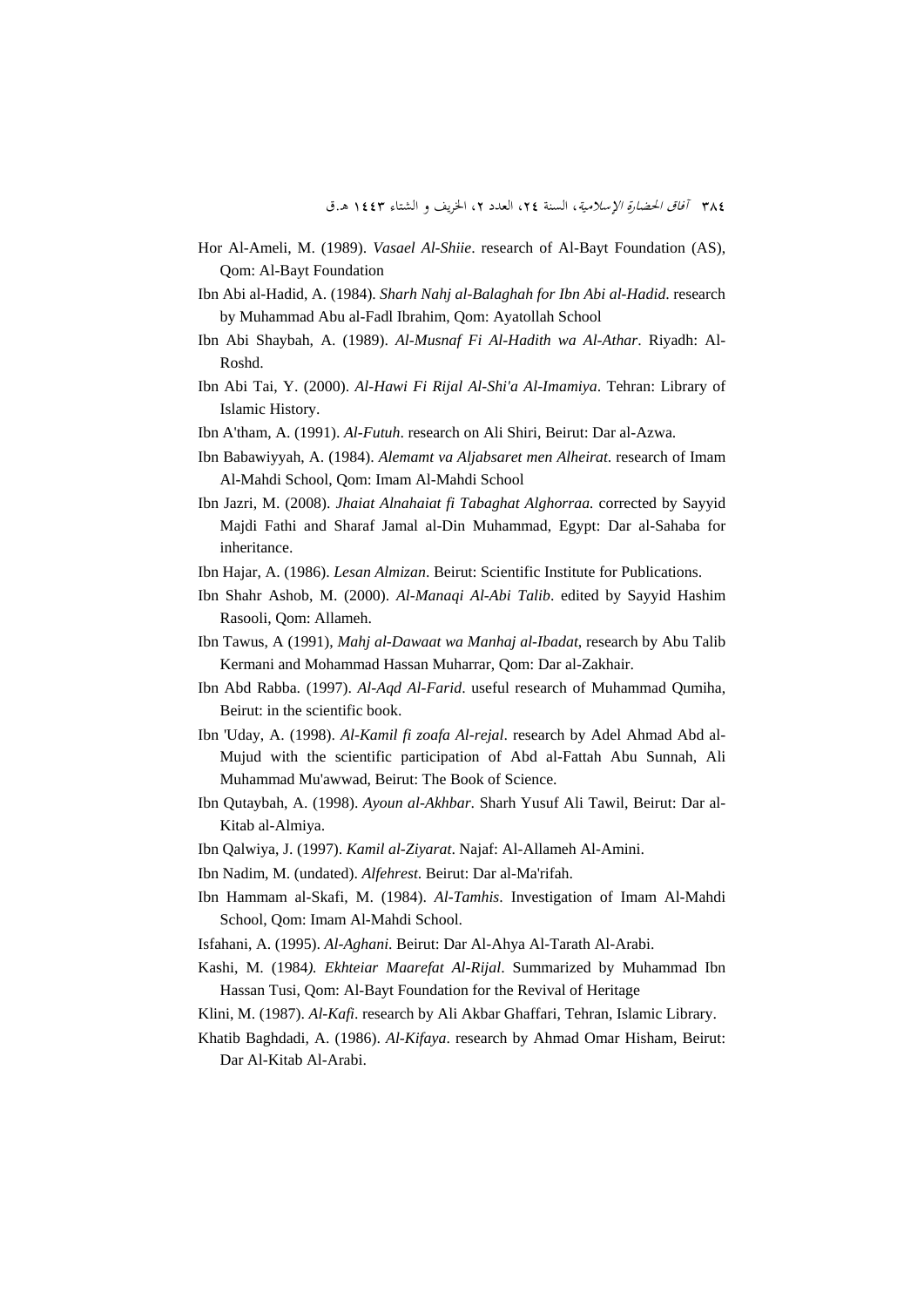Hor Al-Ameli, M. (1989). *Vasael Al-Shiie*. research of Al-Bayt Foundation (AS), Qom: Al-Bayt Foundation

Ibn Abi al-Hadid, A. (1984). *Sharh Nahj al-Balaghah for Ibn Abi al-Hadid*. research by Muhammad Abu al-Fadl Ibrahim, Qom: Ayatollah School

Ibn Abi Shaybah, A. (1989). *Al-Musnaf Fi Al-Hadith wa Al-Athar*. Riyadh: Al-Roshd.

Ibn Abi Tai, Y. (2000). *Al-Hawi Fi Rijal Al-Shi'a Al-Imamiya*. Tehran: Library of Islamic History.

Ibn A'tham, A. (1991). *Al-Futuh*. research on Ali Shiri, Beirut: Dar al-Azwa.

Ibn Babawiyyah, A. (1984). *Alemamt va Aljabsaret men Alheirat*. research of Imam Al-Mahdi School, Qom: Imam Al-Mahdi School

Ibn Jazri, M. (2008). *Jhaiat Alnahaiat fi Tabaghat Alghorraa.* corrected by Sayyid Majdi Fathi and Sharaf Jamal al-Din Muhammad, Egypt: Dar al-Sahaba for inheritance.

Ibn Hajar, A. (1986). *Lesan Almizan*. Beirut: Scientific Institute for Publications.

Ibn Shahr Ashob, M. (2000). *Al-Manaqi Al-Abi Talib*. edited by Sayyid Hashim Rasooli, Qom: Allameh.

Ibn Tawus, A (1991), *Mahj al-Dawaat wa Manhaj al-Ibadat*, research by Abu Talib Kermani and Mohammad Hassan Muharrar, Qom: Dar al-Zakhair.

Ibn Abd Rabba. (1997). *Al-Aqd Al-Farid*. useful research of Muhammad Qumiha, Beirut: in the scientific book.

Ibn 'Uday, A. (1998). *Al-Kamil fi zoafa Al-rejal*. research by Adel Ahmad Abd al-Mujud with the scientific participation of Abd al-Fattah Abu Sunnah, Ali Muhammad Mu'awwad, Beirut: The Book of Science.

Ibn Qutaybah, A. (1998). *Ayoun al-Akhbar*. Sharh Yusuf Ali Tawil, Beirut: Dar al-Kitab al-Almiya.

Ibn Qalwiya, J. (1997). *Kamil al-Ziyarat*. Najaf: Al-Allameh Al-Amini.

Ibn Nadim, M. (undated). *Alfehrest.* Beirut: Dar al-Ma'rifah.

Ibn Hammam al-Skafi, M. (1984). *Al-Tamhis*. Investigation of Imam Al-Mahdi School, Qom: Imam Al-Mahdi School.

Isfahani, A. (1995). *Al-Aghani*. Beirut: Dar Al-Ahya Al-Tarath Al-Arabi.

Kashi, M. (1984*). Ekhteiar Maarefat Al-Rijal*. Summarized by Muhammad Ibn Hassan Tusi, Qom: Al-Bayt Foundation for the Revival of Heritage

Klini, M. (1987). *Al-Kafi*. research by Ali Akbar Ghaffari, Tehran, Islamic Library.

Khatib Baghdadi, A. (1986). *Al-Kifaya*. research by Ahmad Omar Hisham, Beirut: Dar Al-Kitab Al-Arabi.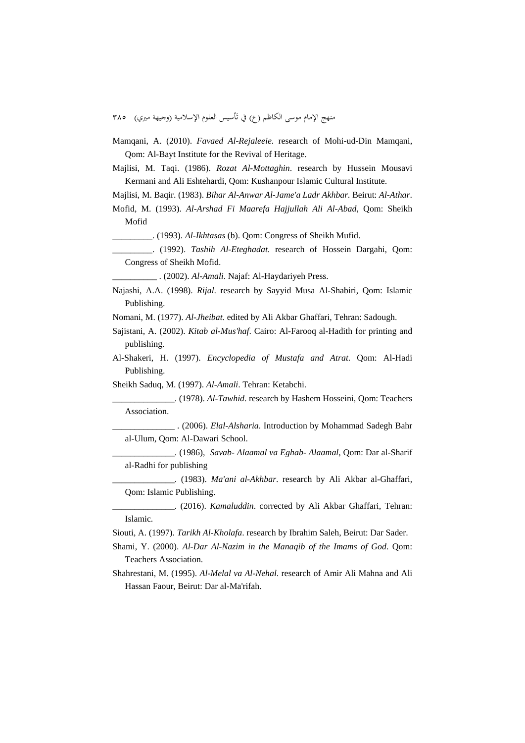Mamqani, A. (2010). *Favaed Al-Rejaleeie*. research of Mohi-ud-Din Mamqani, Qom: Al-Bayt Institute for the Revival of Heritage.

Majlisi, M. Taqi. (1986). *Rozat Al-Mottaghin*. research by Hussein Mousavi Kermani and Ali Eshtehardi, Qom: Kushanpour Islamic Cultural Institute.

Majlisi, M. Baqir. (1983). *Bihar Al-Anwar Al-Jame'a Ladr Akhbar*. Beirut: *Al-Athar*.

Mofid, M. (1993). *Al-Arshad Fi Maarefa Hajjullah Ali Al-Abad*, Qom: Sheikh Mofid

_________. (1993). *Al-Ikhtasas* (b). Qom: Congress of Sheikh Mufid.

_________. (1992). *Tashih Al-Eteghadat*. research of Hossein Dargahi, Qom: Congress of Sheikh Mofid.

__________ . (2002). *Al-Amali*. Najaf: Al-Haydariyeh Press.

Najashi, A.A. (1998). *Rijal*. research by Sayyid Musa Al-Shabiri, Qom: Islamic Publishing.

Nomani, M. (1977). *Al-Jheibat*. edited by Ali Akbar Ghaffari, Tehran: Sadough.

Sajistani, A. (2002). *Kitab al-Mus'haf*. Cairo: Al-Farooq al-Hadith for printing and publishing.

Al-Shakeri, H. (1997). *Encyclopedia of Mustafa and Atrat*. Qom: Al-Hadi Publishing.

Sheikh Saduq, M. (1997). *Al-Amali*. Tehran: Ketabchi.

______________. (1978). *Al-Tawhid*. research by Hashem Hosseini, Qom: Teachers Association.

______________ . (2006). *Elal-Alsharia*. Introduction by Mohammad Sadegh Bahr al-Ulum, Qom: Al-Dawari School.

______________. (1986), *Savab- Alaamal va Eghab- Alaamal*, Qom: Dar al-Sharif al-Radhi for publishing

______________. (1983). *Ma'ani al-Akhbar*. research by Ali Akbar al-Ghaffari, Qom: Islamic Publishing.

______________. (2016). *Kamaluddin*. corrected by Ali Akbar Ghaffari, Tehran: Islamic.

Siouti, A. (1997). *Tarikh Al-Kholafa*. research by Ibrahim Saleh, Beirut: Dar Sader.

Shami, Y. (2000). *Al-Dar Al-Nazim in the Manaqib of the Imams of God*. Qom: Teachers Association.

Shahrestani, M. (1995). *Al-Melal va Al-Nehal*. research of Amir Ali Mahna and Ali Hassan Faour, Beirut: Dar al-Ma'rifah.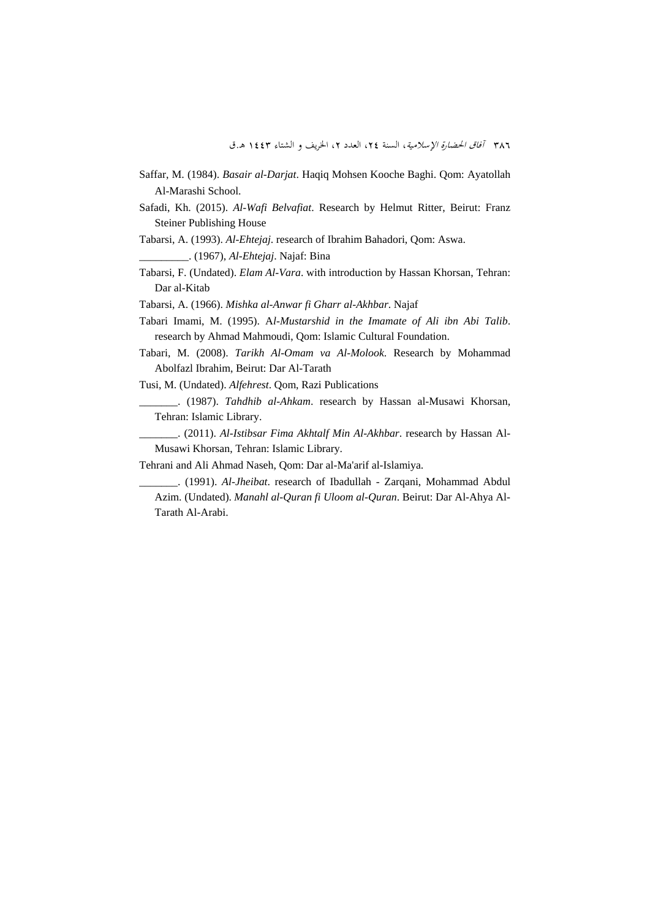Saffar, M. (1984). *Basair al-Darjat*. Haqiq Mohsen Kooche Baghi. Qom: Ayatollah Al-Marashi School.

Safadi, Kh. (2015). *Al-Wafi Belvafiat*. Research by Helmut Ritter, Beirut: Franz Steiner Publishing House

Tabarsi, A. (1993). *Al-Ehtejaj*. research of Ibrahim Bahadori, Qom: Aswa.

_________. (1967), *Al-Ehtejaj*. Najaf: Bina

Tabarsi, F. (Undated). *Elam Al-Vara*. with introduction by Hassan Khorsan, Tehran: Dar al-Kitab

Tabarsi, A. (1966). *Mishka al-Anwar fi Gharr al-Akhbar*. Najaf

Tabari Imami, M. (1995). A*l-Mustarshid in the Imamate of Ali ibn Abi Talib*. research by Ahmad Mahmoudi, Qom: Islamic Cultural Foundation.

Tabari, M. (2008). *Tarikh Al-Omam va Al-Molook*. Research by Mohammad Abolfazl Ibrahim, Beirut: Dar Al-Tarath

Tusi, M. (Undated). *Alfehrest*. Qom, Razi Publications

_______. (1987). *Tahdhib al-Ahkam*. research by Hassan al-Musawi Khorsan, Tehran: Islamic Library.

_______. (2011). *Al-Istibsar Fima Akhtalf Min Al-Akhbar*. research by Hassan Al-Musawi Khorsan, Tehran: Islamic Library.

Tehrani and Ali Ahmad Naseh, Qom: Dar al-Ma'arif al-Islamiya.

_______. (1991). *Al-Jheibat*. research of Ibadullah - Zarqani, Mohammad Abdul Azim. (Undated). *Manahl al-Quran fi Uloom al-Quran*. Beirut: Dar Al-Ahya Al-Tarath Al-Arabi.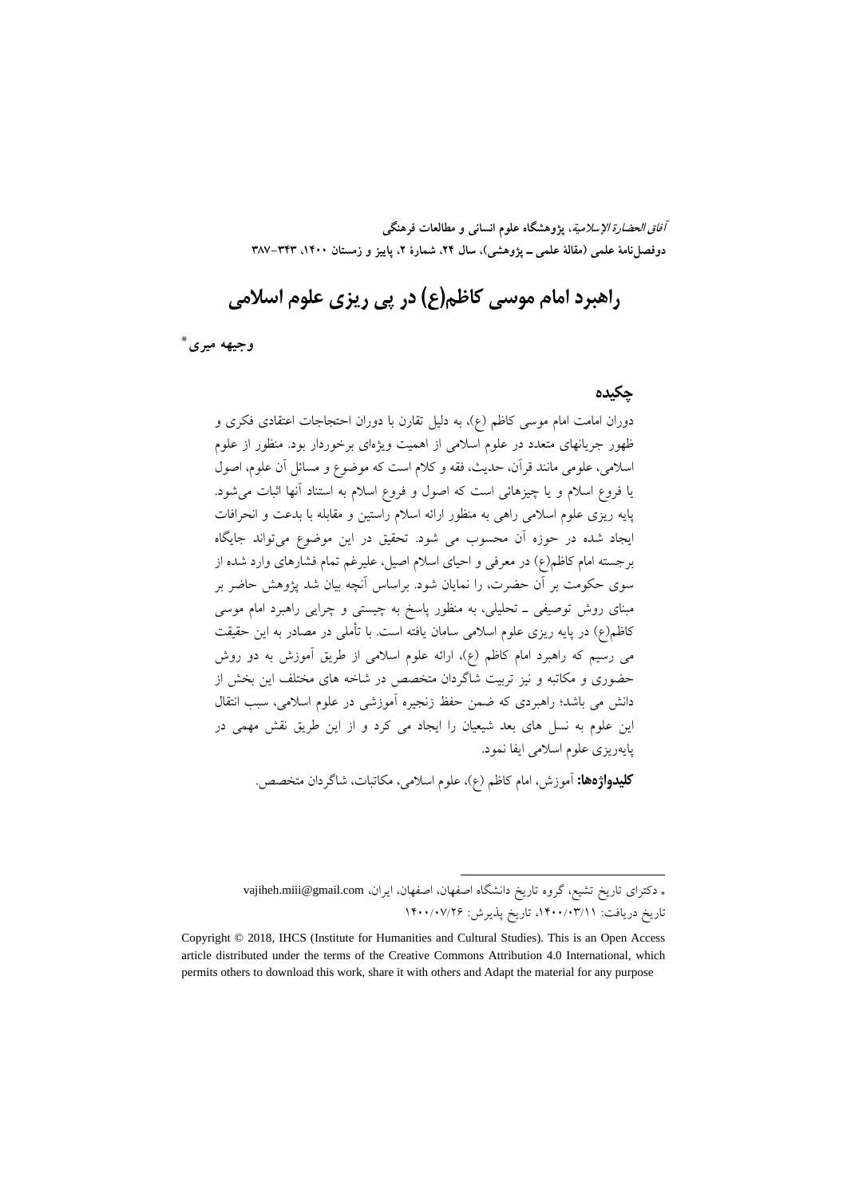# راهبرد امام موسی کاظم(ع) در پی ریزی علوم اسلامی

**وجیهه میری***

## چکیده

دوران امامت امام موسی کاظم (ع)، به دلیل تقارن با دوران احتجاجات اعتقادی فکری و ظهور جریانهای متعدد در علوم اسلامی از اهمیت ویژه‌ای برخوردار بود. منظور از علوم اسلامی، علومی مانند قرآن، حدیث، فقه و کلام است که موضوع و مسائل آن علوم، اصول یا فروع اسلام و یا چیزهائی است که اصول و فروع اسلام به استناد آنها اثبات می‌شود. پایه ریزی علوم اسلامی راهی به منظور ارائه اسلام راستین و مقابله با بدعت و انحرافات ایجاد شده در حوزه آن محسوب می شود. تحقیق در این موضوع می‌تواند جایگاه برجسته امام کاظم(ع) در معرفی و احیای اسلام اصیل، علیرغم تمام فشارهای وارد شده از سوی حکومت بر آن حضرت، را نمایان شود. براساس آنچه بیان شد پژوهش حاضر بر مبنای روش توصیفی ـ تحلیلی، به منظور پاسخ به چیستی و چرایی راهبرد امام موسی کاظم(ع) در پایه ریزی علوم اسلامی سامان یافته است. با تأملی در مصادر به این حقیقت می رسیم که راهبرد امام کاظم (ع)، ارائه علوم اسلامی از طریق آموزش به دو روش حضوری و مکاتبه و نیز تربیت شاگردان متخصص در شاخه های مختلف این بخش از دانش می باشد؛ راهبردی که ضمن حفظ زنجیره آموزشی در علوم اسلامی، سبب انتقال این علوم به نسل های بعد شیعیان را ایجاد می کرد و از این طریق نقش مهمی در پایه‌ریزی علوم اسلامی ایفا نمود.

**کلیدواژه‌ها:** آموزش، امام کاظم (ع)، علوم اسلامی، مکاتبات، شاگردان متخصص.

---

* دکترای تاریخ تشیع، گروه تاریخ دانشگاه اصفهان، اصفهان، ایران، vajiheh.miii@gmail.com

تاریخ دریافت: ۱۴۰۰/۰۳/۱۱، تاریخ پذیرش: ۱۴۰۰/۰۷/۲۶

Copyright © 2018, IHCS (Institute for Humanities and Cultural Studies). This is an Open Access article distributed under the terms of the Creative Commons Attribution 4.0 International, which permits others to download this work, share it with others and Adapt the material for any purpose